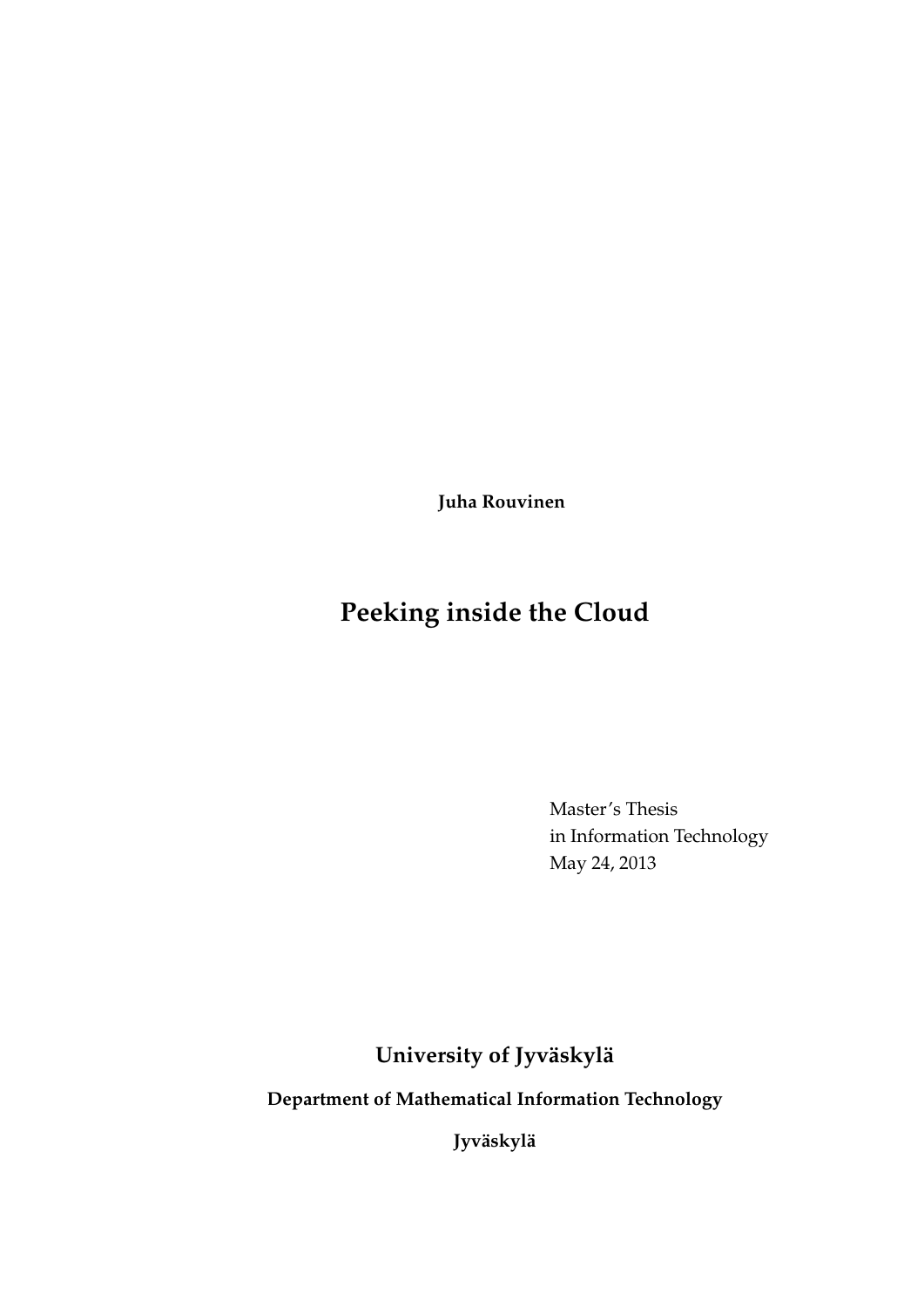**Juha Rouvinen**

# Peeking inside the Cloud

Master's Thesis
in Information Technology
May 24, 2013

**University of Jyväskylä**

**Department of Mathematical Information Technology**

**Jyväskylä**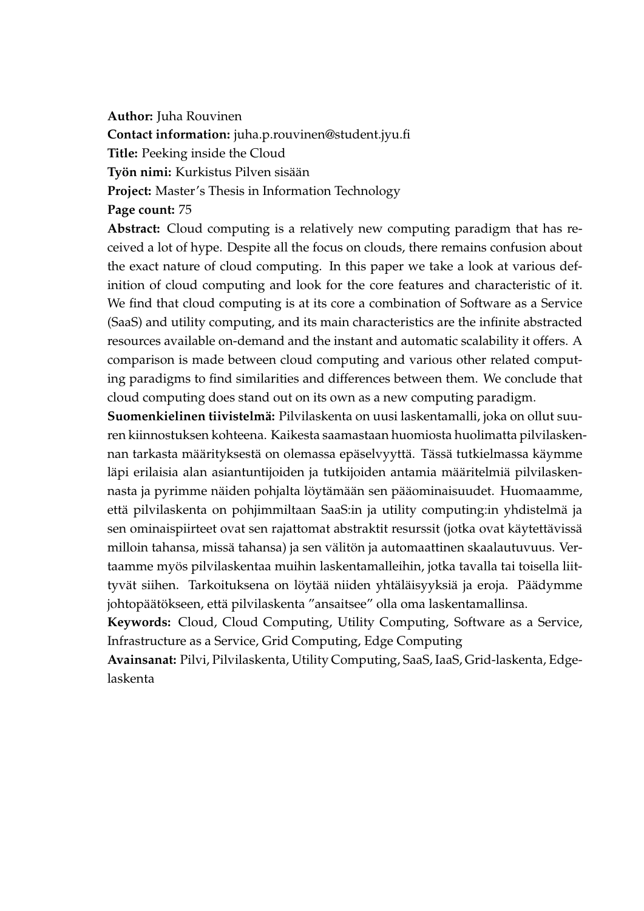**Author:** Juha Rouvinen

**Contact information:** juha.p.rouvinen@student.jyu.fi

**Title:** Peeking inside the Cloud

**Työn nimi:** Kurkistus Pilven sisään

**Project:** Master's Thesis in Information Technology

**Page count:** 75

**Abstract:** Cloud computing is a relatively new computing paradigm that has received a lot of hype. Despite all the focus on clouds, there remains confusion about the exact nature of cloud computing. In this paper we take a look at various definition of cloud computing and look for the core features and characteristic of it. We find that cloud computing is at its core a combination of Software as a Service (SaaS) and utility computing, and its main characteristics are the infinite abstracted resources available on-demand and the instant and automatic scalability it offers. A comparison is made between cloud computing and various other related computing paradigms to find similarities and differences between them. We conclude that cloud computing does stand out on its own as a new computing paradigm.

**Suomenkielinen tiivistelmä:** Pilvilaskenta on uusi laskentamalli, joka on ollut suuren kiinnostuksen kohteena. Kaikesta saamastaan huomiosta huolimatta pilvilaskennan tarkasta määrityksestä on olemassa epäselvyyttä. Tässä tutkielmassa käymme läpi erilaisia alan asiantuntijoiden ja tutkijoiden antamia määritelmiä pilvilaskennasta ja pyrimme näiden pohjalta löytämään sen pääominaisuudet. Huomaamme, että pilvilaskenta on pohjimmiltaan SaaS:in ja utility computing:in yhdistelmä ja sen ominaispiirteet ovat sen rajattomat abstraktit resurssit (jotka ovat käytettävissä milloin tahansa, missä tahansa) ja sen välitön ja automaattinen skaalautuvuus. Vertaamme myös pilvilaskentaa muihin laskentamalleihin, jotka tavalla tai toisella liittyvät siihen. Tarkoituksena on löytää niiden yhtäläisyyksiä ja eroja. Päädymme johtopäätökseen, että pilvilaskenta "ansaitsee" olla oma laskentamallinsa.

**Keywords:** Cloud, Cloud Computing, Utility Computing, Software as a Service, Infrastructure as a Service, Grid Computing, Edge Computing

**Avainsanat:** Pilvi, Pilvilaskenta, Utility Computing, SaaS, IaaS, Grid-laskenta, Edge-laskenta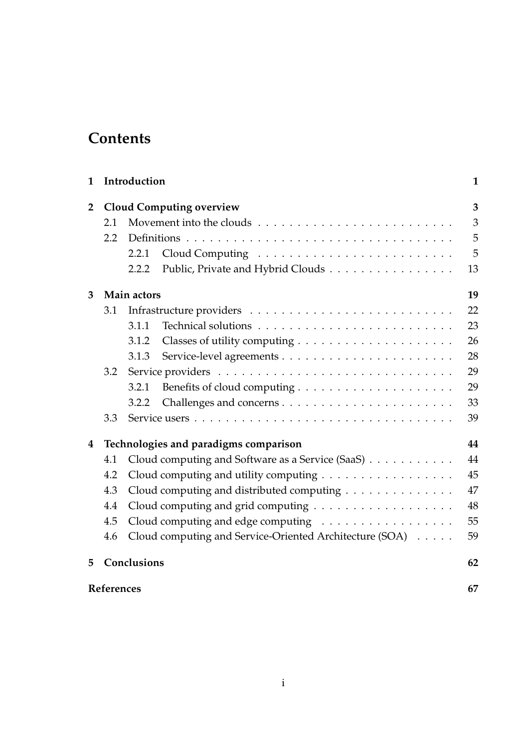# Contents

| | | |
|---|---|---|
| **1** | **Introduction** | **1** |
| **2** | **Cloud Computing overview** | **3** |
| 2.1 | Movement into the clouds | 3 |
| 2.2 | Definitions | 5 |
| 2.2.1 | Cloud Computing | 5 |
| 2.2.2 | Public, Private and Hybrid Clouds | 13 |
| **3** | **Main actors** | **19** |
| 3.1 | Infrastructure providers | 22 |
| 3.1.1 | Technical solutions | 23 |
| 3.1.2 | Classes of utility computing | 26 |
| 3.1.3 | Service-level agreements | 28 |
| 3.2 | Service providers | 29 |
| 3.2.1 | Benefits of cloud computing | 29 |
| 3.2.2 | Challenges and concerns | 33 |
| 3.3 | Service users | 39 |
| **4** | **Technologies and paradigms comparison** | **44** |
| 4.1 | Cloud computing and Software as a Service (SaaS) | 44 |
| 4.2 | Cloud computing and utility computing | 45 |
| 4.3 | Cloud computing and distributed computing | 47 |
| 4.4 | Cloud computing and grid computing | 48 |
| 4.5 | Cloud computing and edge computing | 55 |
| 4.6 | Cloud computing and Service-Oriented Architecture (SOA) | 59 |
| **5** | **Conclusions** | **62** |
| | **References** | **67** |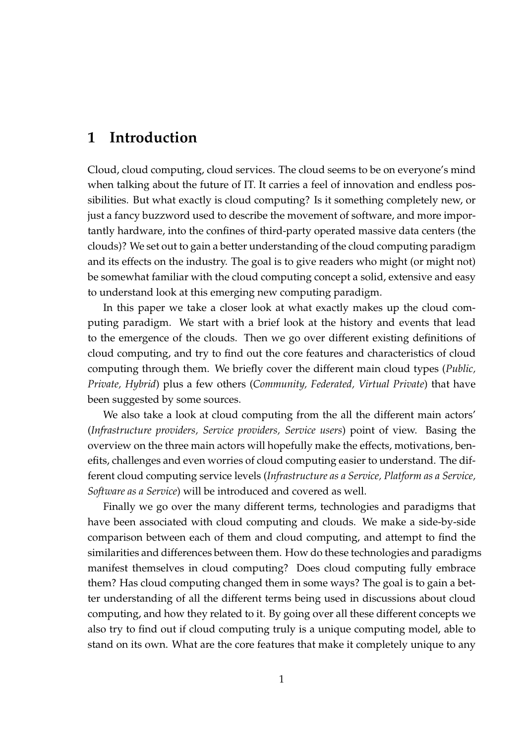# 1 Introduction

Cloud, cloud computing, cloud services. The cloud seems to be on everyone's mind when talking about the future of IT. It carries a feel of innovation and endless possibilities. But what exactly is cloud computing? Is it something completely new, or just a fancy buzzword used to describe the movement of software, and more importantly hardware, into the confines of third-party operated massive data centers (the clouds)? We set out to gain a better understanding of the cloud computing paradigm and its effects on the industry. The goal is to give readers who might (or might not) be somewhat familiar with the cloud computing concept a solid, extensive and easy to understand look at this emerging new computing paradigm.

In this paper we take a closer look at what exactly makes up the cloud computing paradigm. We start with a brief look at the history and events that lead to the emergence of the clouds. Then we go over different existing definitions of cloud computing, and try to find out the core features and characteristics of cloud computing through them. We briefly cover the different main cloud types (*Public, Private, Hybrid*) plus a few others (*Community, Federated, Virtual Private*) that have been suggested by some sources.

We also take a look at cloud computing from the all the different main actors' (*Infrastructure providers, Service providers, Service users*) point of view. Basing the overview on the three main actors will hopefully make the effects, motivations, benefits, challenges and even worries of cloud computing easier to understand. The different cloud computing service levels (*Infrastructure as a Service, Platform as a Service, Software as a Service*) will be introduced and covered as well.

Finally we go over the many different terms, technologies and paradigms that have been associated with cloud computing and clouds. We make a side-by-side comparison between each of them and cloud computing, and attempt to find the similarities and differences between them. How do these technologies and paradigms manifest themselves in cloud computing? Does cloud computing fully embrace them? Has cloud computing changed them in some ways? The goal is to gain a better understanding of all the different terms being used in discussions about cloud computing, and how they related to it. By going over all these different concepts we also try to find out if cloud computing truly is a unique computing model, able to stand on its own. What are the core features that make it completely unique to any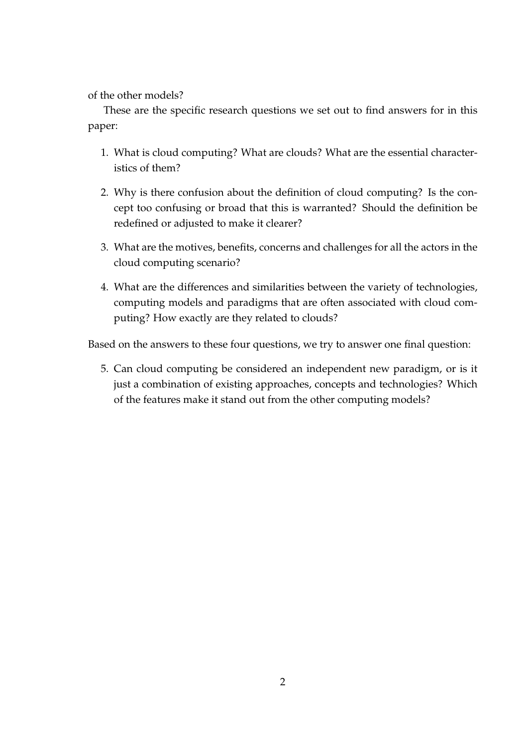of the other models?

These are the specific research questions we set out to find answers for in this paper:

1. What is cloud computing? What are clouds? What are the essential characteristics of them?

2. Why is there confusion about the definition of cloud computing? Is the concept too confusing or broad that this is warranted? Should the definition be redefined or adjusted to make it clearer?

3. What are the motives, benefits, concerns and challenges for all the actors in the cloud computing scenario?

4. What are the differences and similarities between the variety of technologies, computing models and paradigms that are often associated with cloud computing? How exactly are they related to clouds?

Based on the answers to these four questions, we try to answer one final question:

5. Can cloud computing be considered an independent new paradigm, or is it just a combination of existing approaches, concepts and technologies? Which of the features make it stand out from the other computing models?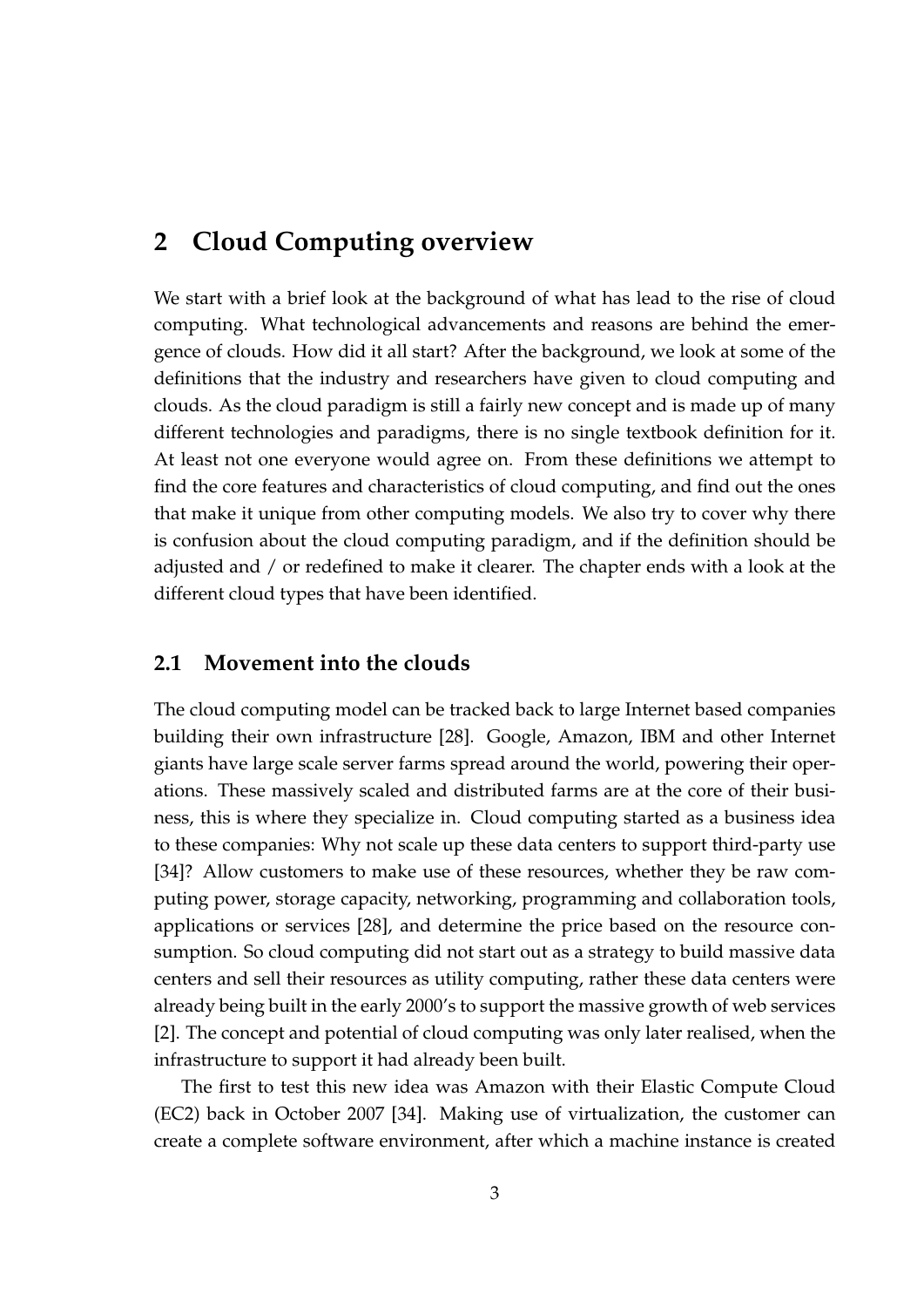## 2 Cloud Computing overview

We start with a brief look at the background of what has lead to the rise of cloud computing. What technological advancements and reasons are behind the emergence of clouds. How did it all start? After the background, we look at some of the definitions that the industry and researchers have given to cloud computing and clouds. As the cloud paradigm is still a fairly new concept and is made up of many different technologies and paradigms, there is no single textbook definition for it. At least not one everyone would agree on. From these definitions we attempt to find the core features and characteristics of cloud computing, and find out the ones that make it unique from other computing models. We also try to cover why there is confusion about the cloud computing paradigm, and if the definition should be adjusted and / or redefined to make it clearer. The chapter ends with a look at the different cloud types that have been identified.

### 2.1 Movement into the clouds

The cloud computing model can be tracked back to large Internet based companies building their own infrastructure [28]. Google, Amazon, IBM and other Internet giants have large scale server farms spread around the world, powering their operations. These massively scaled and distributed farms are at the core of their business, this is where they specialize in. Cloud computing started as a business idea to these companies: Why not scale up these data centers to support third-party use [34]? Allow customers to make use of these resources, whether they be raw computing power, storage capacity, networking, programming and collaboration tools, applications or services [28], and determine the price based on the resource consumption. So cloud computing did not start out as a strategy to build massive data centers and sell their resources as utility computing, rather these data centers were already being built in the early 2000's to support the massive growth of web services [2]. The concept and potential of cloud computing was only later realised, when the infrastructure to support it had already been built.

The first to test this new idea was Amazon with their Elastic Compute Cloud (EC2) back in October 2007 [34]. Making use of virtualization, the customer can create a complete software environment, after which a machine instance is created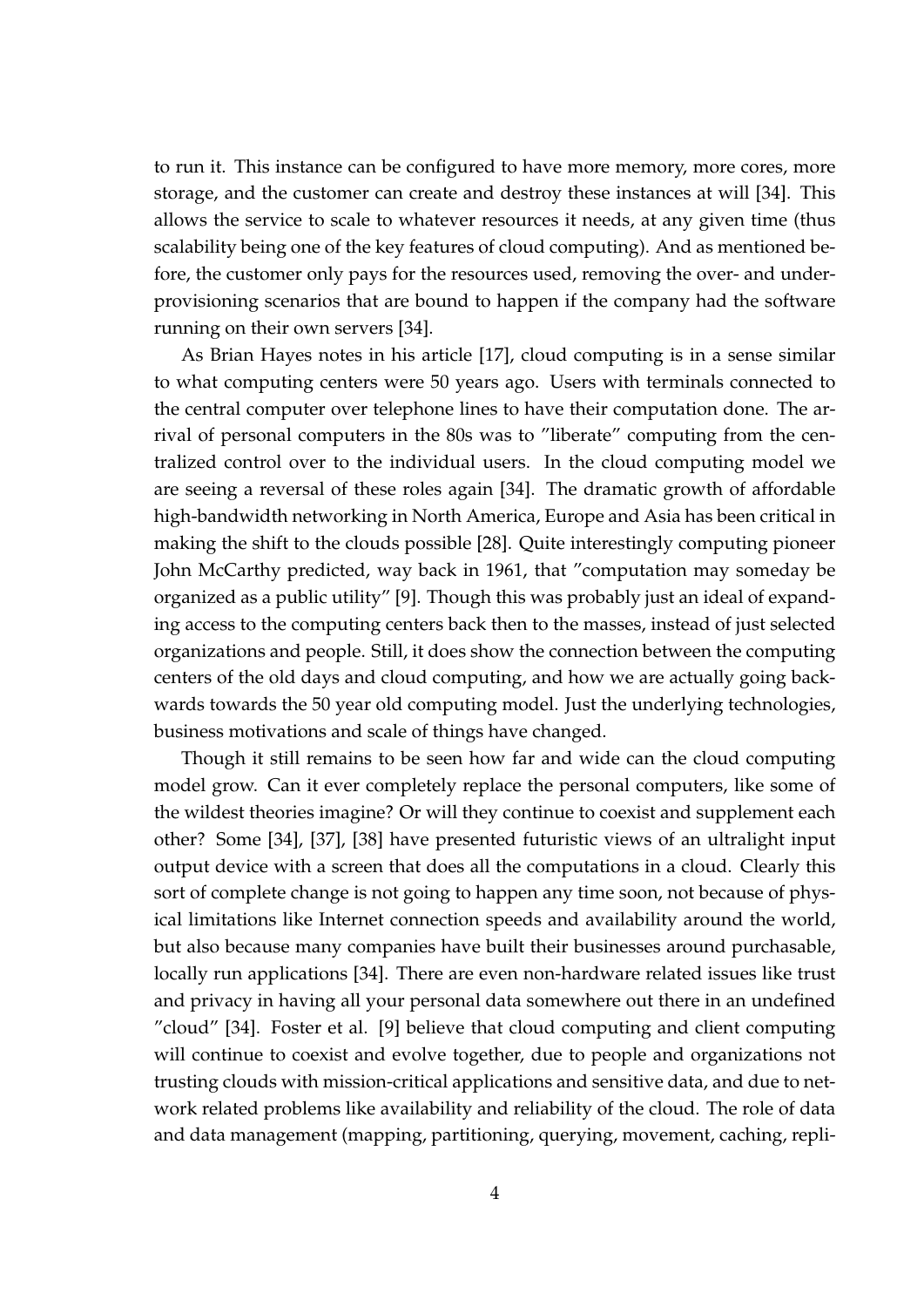to run it. This instance can be configured to have more memory, more cores, more storage, and the customer can create and destroy these instances at will [34]. This allows the service to scale to whatever resources it needs, at any given time (thus scalability being one of the key features of cloud computing). And as mentioned before, the customer only pays for the resources used, removing the over- and under-provisioning scenarios that are bound to happen if the company had the software running on their own servers [34].

As Brian Hayes notes in his article [17], cloud computing is in a sense similar to what computing centers were 50 years ago. Users with terminals connected to the central computer over telephone lines to have their computation done. The arrival of personal computers in the 80s was to "liberate" computing from the centralized control over to the individual users. In the cloud computing model we are seeing a reversal of these roles again [34]. The dramatic growth of affordable high-bandwidth networking in North America, Europe and Asia has been critical in making the shift to the clouds possible [28]. Quite interestingly computing pioneer John McCarthy predicted, way back in 1961, that "computation may someday be organized as a public utility" [9]. Though this was probably just an ideal of expanding access to the computing centers back then to the masses, instead of just selected organizations and people. Still, it does show the connection between the computing centers of the old days and cloud computing, and how we are actually going backwards towards the 50 year old computing model. Just the underlying technologies, business motivations and scale of things have changed.

Though it still remains to be seen how far and wide can the cloud computing model grow. Can it ever completely replace the personal computers, like some of the wildest theories imagine? Or will they continue to coexist and supplement each other? Some [34], [37], [38] have presented futuristic views of an ultralight input output device with a screen that does all the computations in a cloud. Clearly this sort of complete change is not going to happen any time soon, not because of physical limitations like Internet connection speeds and availability around the world, but also because many companies have built their businesses around purchasable, locally run applications [34]. There are even non-hardware related issues like trust and privacy in having all your personal data somewhere out there in an undefined "cloud" [34]. Foster et al. [9] believe that cloud computing and client computing will continue to coexist and evolve together, due to people and organizations not trusting clouds with mission-critical applications and sensitive data, and due to network related problems like availability and reliability of the cloud. The role of data and data management (mapping, partitioning, querying, movement, caching, repli-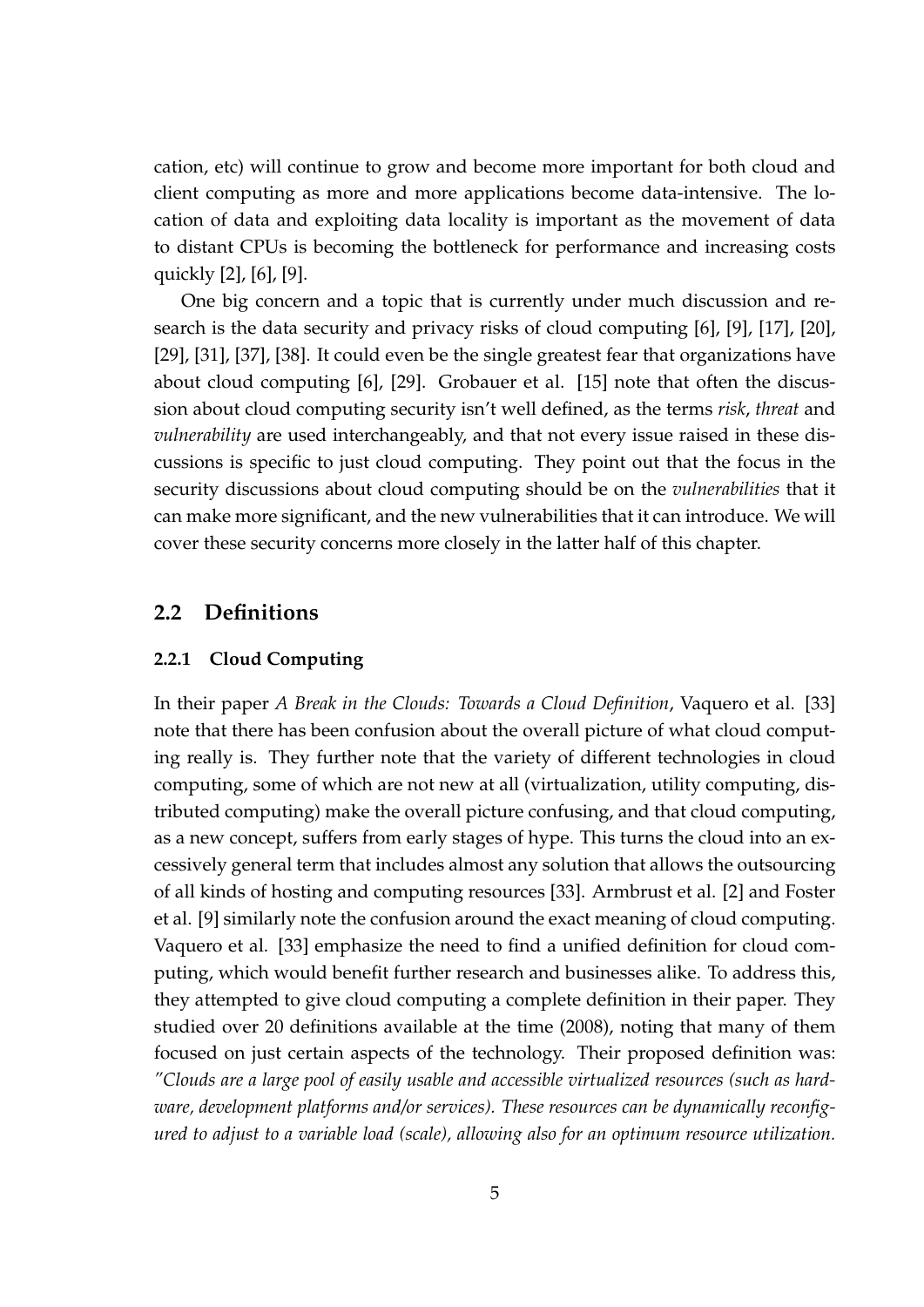cation, etc) will continue to grow and become more important for both cloud and client computing as more and more applications become data-intensive. The location of data and exploiting data locality is important as the movement of data to distant CPUs is becoming the bottleneck for performance and increasing costs quickly [2], [6], [9].

One big concern and a topic that is currently under much discussion and research is the data security and privacy risks of cloud computing [6], [9], [17], [20], [29], [31], [37], [38]. It could even be the single greatest fear that organizations have about cloud computing [6], [29]. Grobauer et al. [15] note that often the discussion about cloud computing security isn't well defined, as the terms *risk*, *threat* and *vulnerability* are used interchangeably, and that not every issue raised in these discussions is specific to just cloud computing. They point out that the focus in the security discussions about cloud computing should be on the *vulnerabilities* that it can make more significant, and the new vulnerabilities that it can introduce. We will cover these security concerns more closely in the latter half of this chapter.

## 2.2 Definitions

### 2.2.1 Cloud Computing

In their paper *A Break in the Clouds: Towards a Cloud Definition*, Vaquero et al. [33] note that there has been confusion about the overall picture of what cloud computing really is. They further note that the variety of different technologies in cloud computing, some of which are not new at all (virtualization, utility computing, distributed computing) make the overall picture confusing, and that cloud computing, as a new concept, suffers from early stages of hype. This turns the cloud into an excessively general term that includes almost any solution that allows the outsourcing of all kinds of hosting and computing resources [33]. Armbrust et al. [2] and Foster et al. [9] similarly note the confusion around the exact meaning of cloud computing. Vaquero et al. [33] emphasize the need to find a unified definition for cloud computing, which would benefit further research and businesses alike. To address this, they attempted to give cloud computing a complete definition in their paper. They studied over 20 definitions available at the time (2008), noting that many of them focused on just certain aspects of the technology. Their proposed definition was: *"Clouds are a large pool of easily usable and accessible virtualized resources (such as hardware, development platforms and/or services). These resources can be dynamically reconfigured to adjust to a variable load (scale), allowing also for an optimum resource utilization.*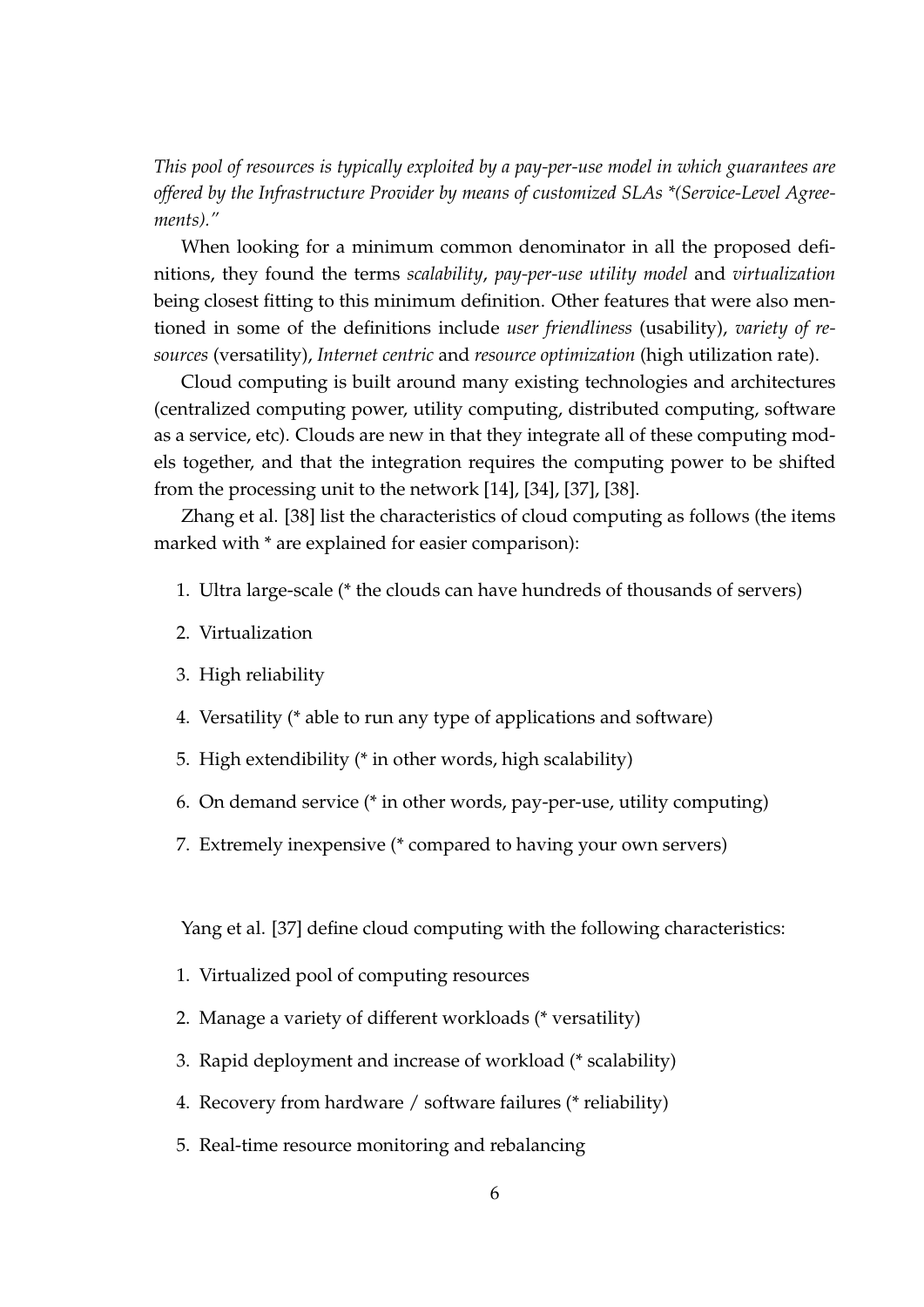*This pool of resources is typically exploited by a pay-per-use model in which guarantees are offered by the Infrastructure Provider by means of customized SLAs *(Service-Level Agreements)."*

When looking for a minimum common denominator in all the proposed definitions, they found the terms *scalability*, *pay-per-use utility model* and *virtualization* being closest fitting to this minimum definition. Other features that were also mentioned in some of the definitions include *user friendliness* (usability), *variety of resources* (versatility), *Internet centric* and *resource optimization* (high utilization rate).

Cloud computing is built around many existing technologies and architectures (centralized computing power, utility computing, distributed computing, software as a service, etc). Clouds are new in that they integrate all of these computing models together, and that the integration requires the computing power to be shifted from the processing unit to the network [14], [34], [37], [38].

Zhang et al. [38] list the characteristics of cloud computing as follows (the items marked with * are explained for easier comparison):

1. Ultra large-scale (* the clouds can have hundreds of thousands of servers)
2. Virtualization
3. High reliability
4. Versatility (* able to run any type of applications and software)
5. High extendibility (* in other words, high scalability)
6. On demand service (* in other words, pay-per-use, utility computing)
7. Extremely inexpensive (* compared to having your own servers)

Yang et al. [37] define cloud computing with the following characteristics:

1. Virtualized pool of computing resources
2. Manage a variety of different workloads (* versatility)
3. Rapid deployment and increase of workload (* scalability)
4. Recovery from hardware / software failures (* reliability)
5. Real-time resource monitoring and rebalancing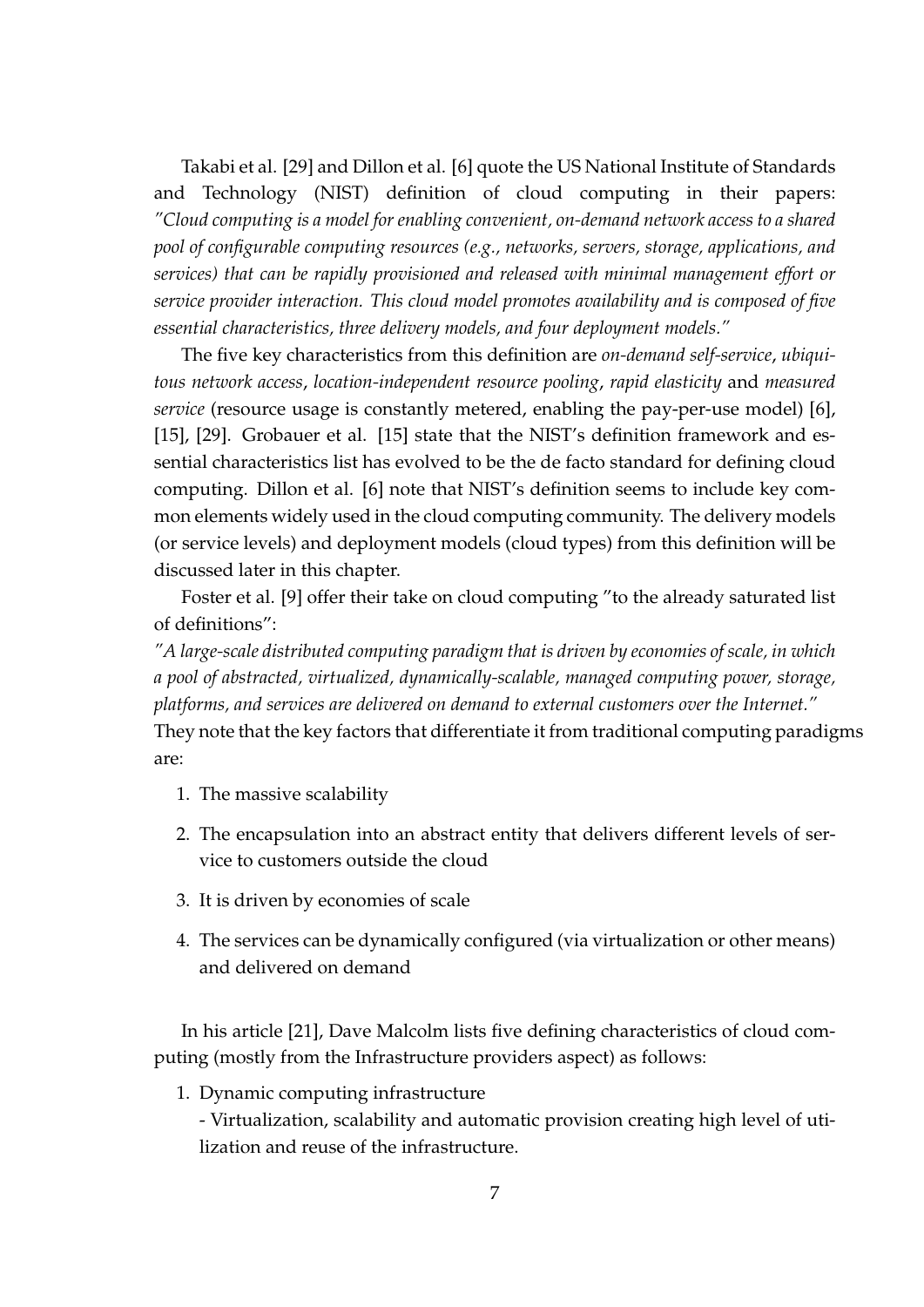Takabi et al. [29] and Dillon et al. [6] quote the US National Institute of Standards and Technology (NIST) definition of cloud computing in their papers: *"Cloud computing is a model for enabling convenient, on-demand network access to a shared pool of configurable computing resources (e.g., networks, servers, storage, applications, and services) that can be rapidly provisioned and released with minimal management effort or service provider interaction. This cloud model promotes availability and is composed of five essential characteristics, three delivery models, and four deployment models."*

The five key characteristics from this definition are *on-demand self-service*, *ubiquitous network access*, *location-independent resource pooling*, *rapid elasticity* and *measured service* (resource usage is constantly metered, enabling the pay-per-use model) [6], [15], [29]. Grobauer et al. [15] state that the NIST's definition framework and essential characteristics list has evolved to be the de facto standard for defining cloud computing. Dillon et al. [6] note that NIST's definition seems to include key common elements widely used in the cloud computing community. The delivery models (or service levels) and deployment models (cloud types) from this definition will be discussed later in this chapter.

Foster et al. [9] offer their take on cloud computing "to the already saturated list of definitions":
*"A large-scale distributed computing paradigm that is driven by economies of scale, in which a pool of abstracted, virtualized, dynamically-scalable, managed computing power, storage, platforms, and services are delivered on demand to external customers over the Internet."*
They note that the key factors that differentiate it from traditional computing paradigms are:

1. The massive scalability
2. The encapsulation into an abstract entity that delivers different levels of service to customers outside the cloud
3. It is driven by economies of scale
4. The services can be dynamically configured (via virtualization or other means) and delivered on demand

In his article [21], Dave Malcolm lists five defining characteristics of cloud computing (mostly from the Infrastructure providers aspect) as follows:

1. Dynamic computing infrastructure
   - Virtualization, scalability and automatic provision creating high level of utilization and reuse of the infrastructure.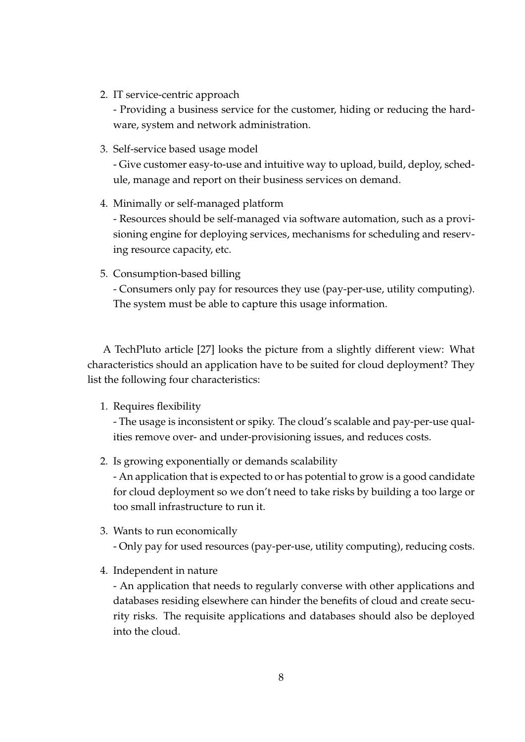2. IT service-centric approach
   - Providing a business service for the customer, hiding or reducing the hardware, system and network administration.

3. Self-service based usage model
   - Give customer easy-to-use and intuitive way to upload, build, deploy, schedule, manage and report on their business services on demand.

4. Minimally or self-managed platform
   - Resources should be self-managed via software automation, such as a provisioning engine for deploying services, mechanisms for scheduling and reserving resource capacity, etc.

5. Consumption-based billing
   - Consumers only pay for resources they use (pay-per-use, utility computing). The system must be able to capture this usage information.

A TechPluto article [27] looks the picture from a slightly different view: What characteristics should an application have to be suited for cloud deployment? They list the following four characteristics:

1. Requires flexibility
   - The usage is inconsistent or spiky. The cloud's scalable and pay-per-use qualities remove over- and under-provisioning issues, and reduces costs.

2. Is growing exponentially or demands scalability
   - An application that is expected to or has potential to grow is a good candidate for cloud deployment so we don't need to take risks by building a too large or too small infrastructure to run it.

3. Wants to run economically
   - Only pay for used resources (pay-per-use, utility computing), reducing costs.

4. Independent in nature
   - An application that needs to regularly converse with other applications and databases residing elsewhere can hinder the benefits of cloud and create security risks. The requisite applications and databases should also be deployed into the cloud.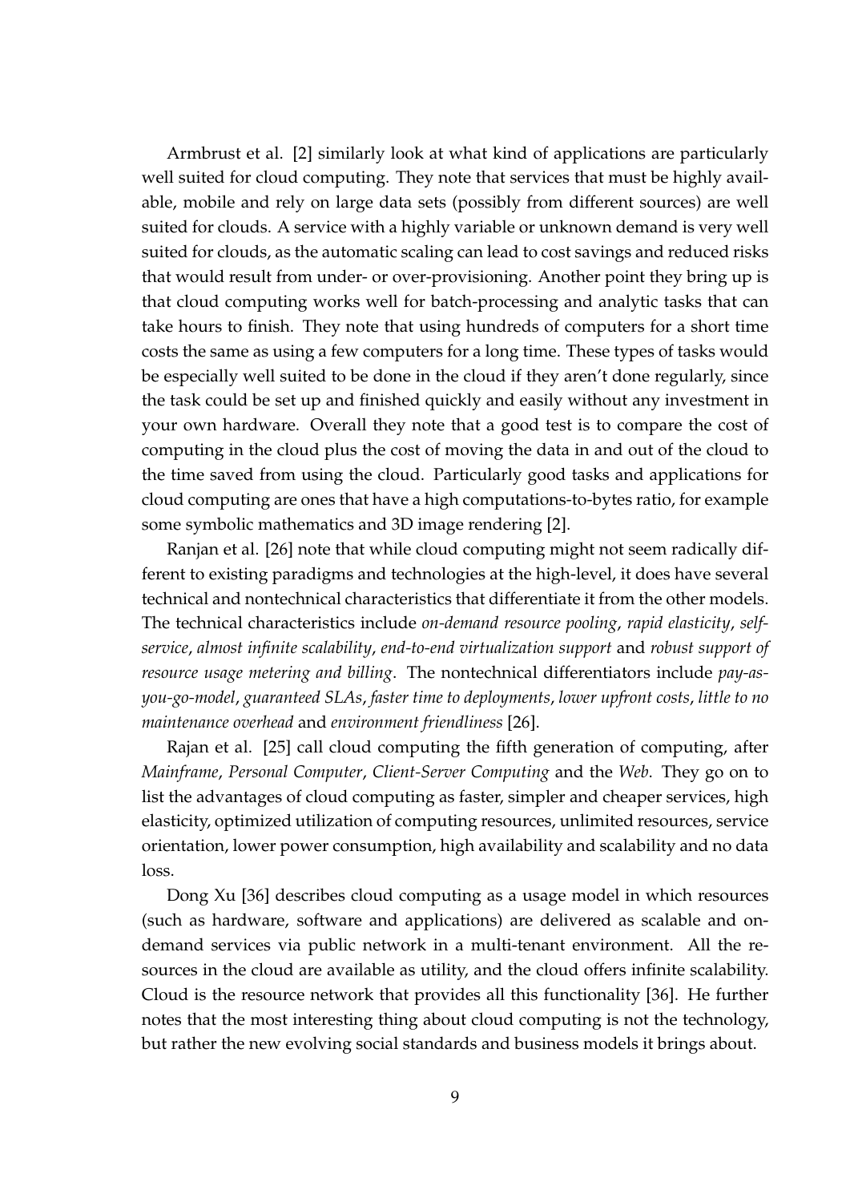Armbrust et al. [2] similarly look at what kind of applications are particularly well suited for cloud computing. They note that services that must be highly available, mobile and rely on large data sets (possibly from different sources) are well suited for clouds. A service with a highly variable or unknown demand is very well suited for clouds, as the automatic scaling can lead to cost savings and reduced risks that would result from under- or over-provisioning. Another point they bring up is that cloud computing works well for batch-processing and analytic tasks that can take hours to finish. They note that using hundreds of computers for a short time costs the same as using a few computers for a long time. These types of tasks would be especially well suited to be done in the cloud if they aren't done regularly, since the task could be set up and finished quickly and easily without any investment in your own hardware. Overall they note that a good test is to compare the cost of computing in the cloud plus the cost of moving the data in and out of the cloud to the time saved from using the cloud. Particularly good tasks and applications for cloud computing are ones that have a high computations-to-bytes ratio, for example some symbolic mathematics and 3D image rendering [2].

Ranjan et al. [26] note that while cloud computing might not seem radically different to existing paradigms and technologies at the high-level, it does have several technical and nontechnical characteristics that differentiate it from the other models. The technical characteristics include *on-demand resource pooling*, *rapid elasticity*, *self-service*, *almost infinite scalability*, *end-to-end virtualization support* and *robust support of resource usage metering and billing*. The nontechnical differentiators include *pay-as-you-go-model*, *guaranteed SLAs*, *faster time to deployments*, *lower upfront costs*, *little to no maintenance overhead* and *environment friendliness* [26].

Rajan et al. [25] call cloud computing the fifth generation of computing, after *Mainframe*, *Personal Computer*, *Client-Server Computing* and the *Web*. They go on to list the advantages of cloud computing as faster, simpler and cheaper services, high elasticity, optimized utilization of computing resources, unlimited resources, service orientation, lower power consumption, high availability and scalability and no data loss.

Dong Xu [36] describes cloud computing as a usage model in which resources (such as hardware, software and applications) are delivered as scalable and on-demand services via public network in a multi-tenant environment. All the resources in the cloud are available as utility, and the cloud offers infinite scalability. Cloud is the resource network that provides all this functionality [36]. He further notes that the most interesting thing about cloud computing is not the technology, but rather the new evolving social standards and business models it brings about.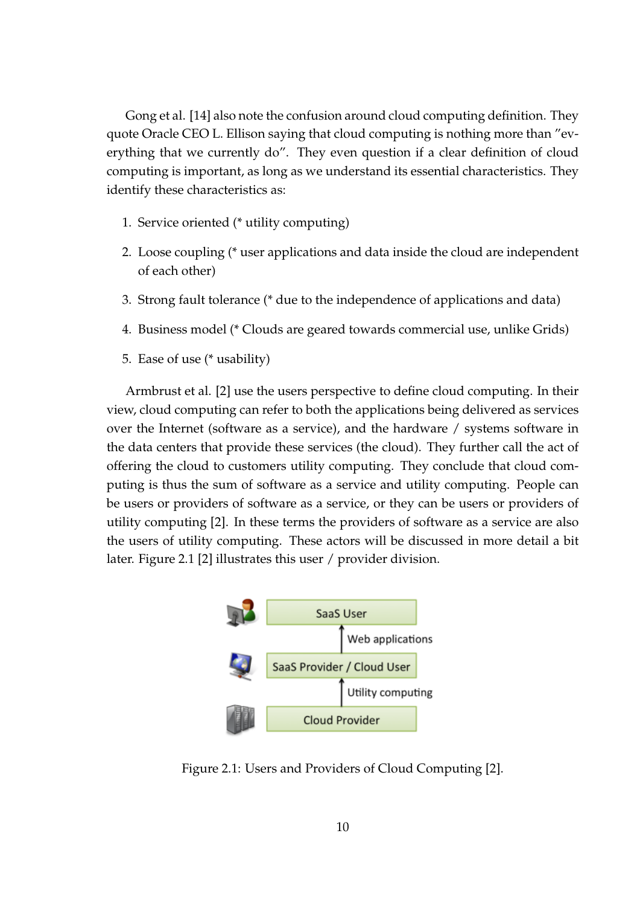Gong et al. [14] also note the confusion around cloud computing definition. They quote Oracle CEO L. Ellison saying that cloud computing is nothing more than ”everything that we currently do”. They even question if a clear definition of cloud computing is important, as long as we understand its essential characteristics. They identify these characteristics as:

1. Service oriented (* utility computing)
2. Loose coupling (* user applications and data inside the cloud are independent of each other)
3. Strong fault tolerance (* due to the independence of applications and data)
4. Business model (* Clouds are geared towards commercial use, unlike Grids)
5. Ease of use (* usability)

Armbrust et al. [2] use the users perspective to define cloud computing. In their view, cloud computing can refer to both the applications being delivered as services over the Internet (software as a service), and the hardware / systems software in the data centers that provide these services (the cloud). They further call the act of offering the cloud to customers utility computing. They conclude that cloud computing is thus the sum of software as a service and utility computing. People can be users or providers of software as a service, or they can be users or providers of utility computing [2]. In these terms the providers of software as a service are also the users of utility computing. These actors will be discussed in more detail a bit later. Figure 2.1 [2] illustrates this user / provider division.

SaaS User

Web applications

SaaS Provider / Cloud User

Utility computing

Cloud Provider

Figure 2.1: Users and Providers of Cloud Computing [2].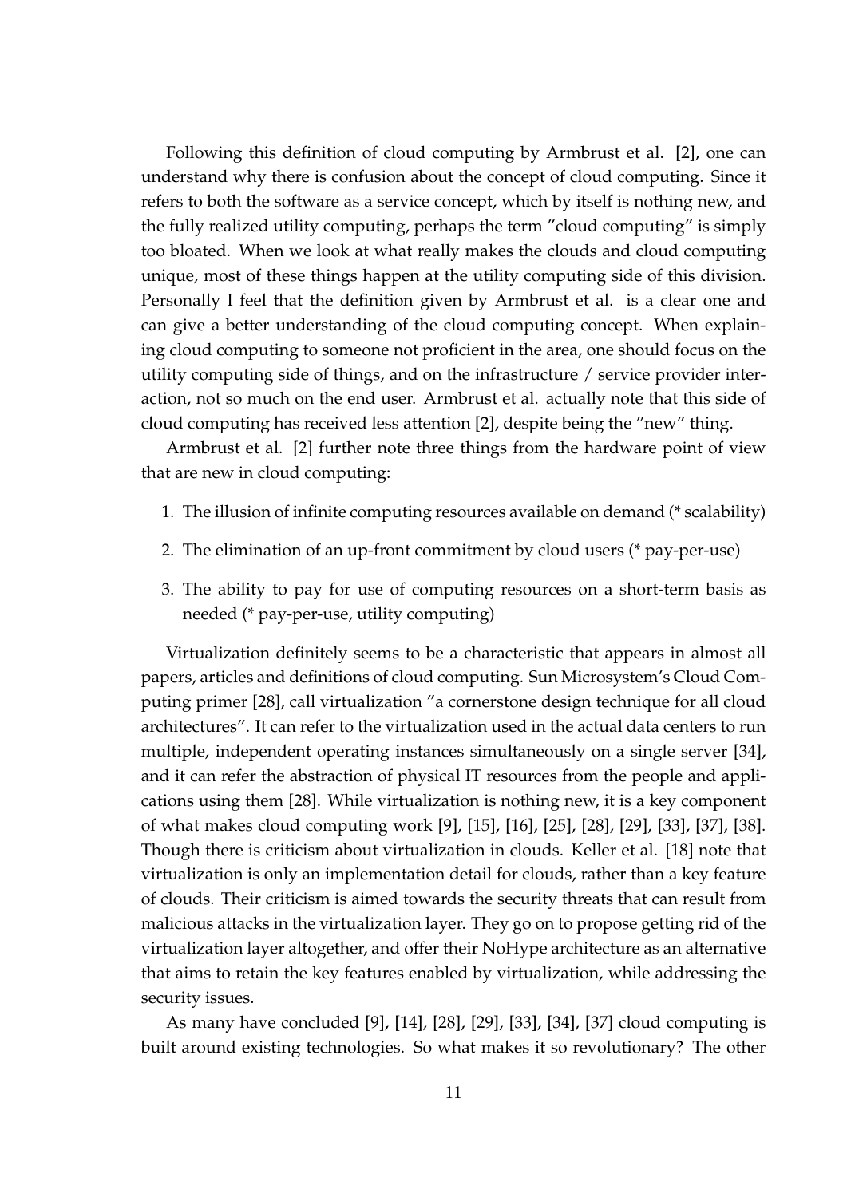Following this definition of cloud computing by Armbrust et al. [2], one can understand why there is confusion about the concept of cloud computing. Since it refers to both the software as a service concept, which by itself is nothing new, and the fully realized utility computing, perhaps the term "cloud computing" is simply too bloated. When we look at what really makes the clouds and cloud computing unique, most of these things happen at the utility computing side of this division. Personally I feel that the definition given by Armbrust et al. is a clear one and can give a better understanding of the cloud computing concept. When explaining cloud computing to someone not proficient in the area, one should focus on the utility computing side of things, and on the infrastructure / service provider interaction, not so much on the end user. Armbrust et al. actually note that this side of cloud computing has received less attention [2], despite being the "new" thing.

Armbrust et al. [2] further note three things from the hardware point of view that are new in cloud computing:

1. The illusion of infinite computing resources available on demand (* scalability)
2. The elimination of an up-front commitment by cloud users (* pay-per-use)
3. The ability to pay for use of computing resources on a short-term basis as needed (* pay-per-use, utility computing)

Virtualization definitely seems to be a characteristic that appears in almost all papers, articles and definitions of cloud computing. Sun Microsystem's Cloud Computing primer [28], call virtualization "a cornerstone design technique for all cloud architectures". It can refer to the virtualization used in the actual data centers to run multiple, independent operating instances simultaneously on a single server [34], and it can refer the abstraction of physical IT resources from the people and applications using them [28]. While virtualization is nothing new, it is a key component of what makes cloud computing work [9], [15], [16], [25], [28], [29], [33], [37], [38]. Though there is criticism about virtualization in clouds. Keller et al. [18] note that virtualization is only an implementation detail for clouds, rather than a key feature of clouds. Their criticism is aimed towards the security threats that can result from malicious attacks in the virtualization layer. They go on to propose getting rid of the virtualization layer altogether, and offer their NoHype architecture as an alternative that aims to retain the key features enabled by virtualization, while addressing the security issues.

As many have concluded [9], [14], [28], [29], [33], [34], [37] cloud computing is built around existing technologies. So what makes it so revolutionary? The other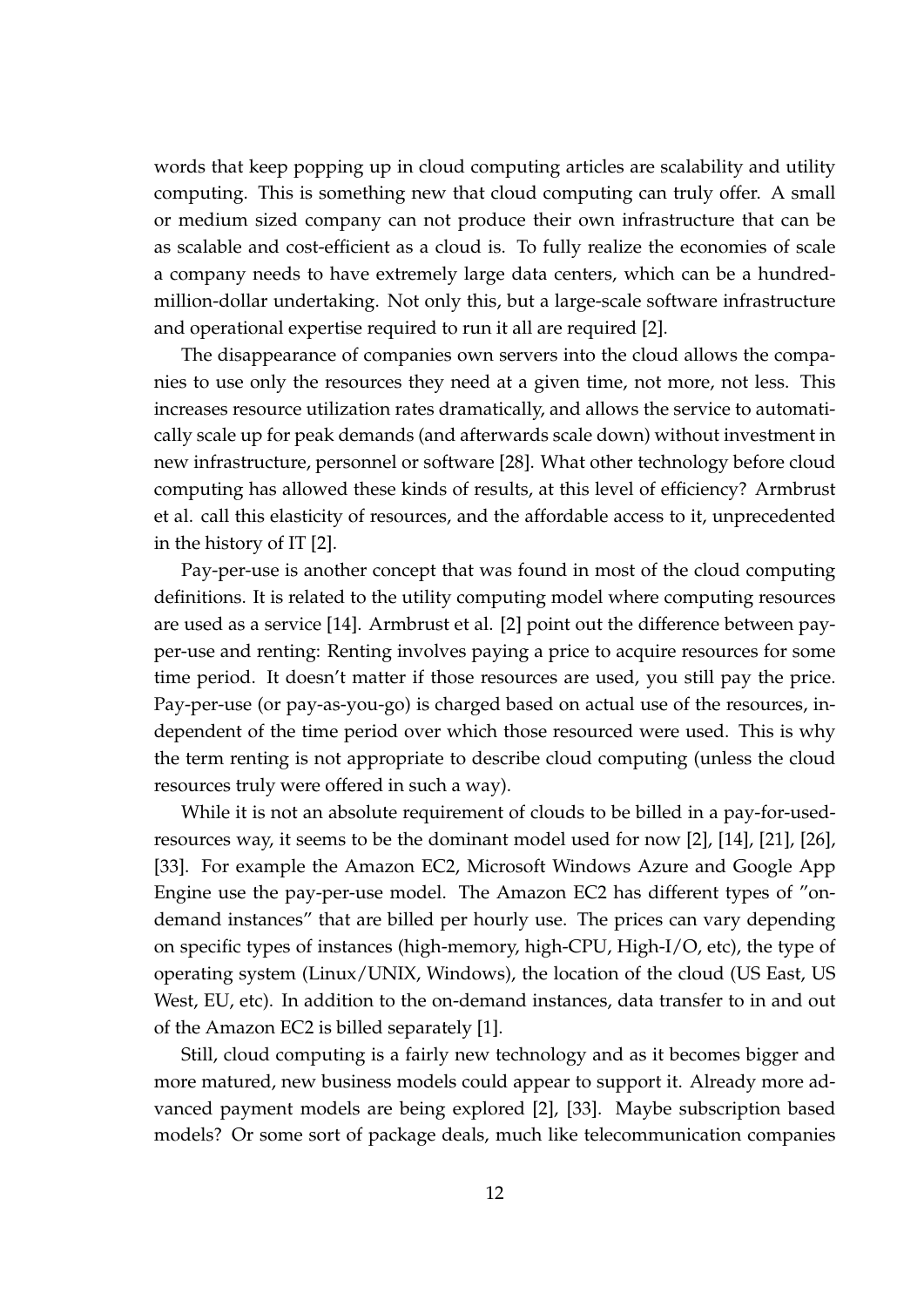words that keep popping up in cloud computing articles are scalability and utility computing. This is something new that cloud computing can truly offer. A small or medium sized company can not produce their own infrastructure that can be as scalable and cost-efficient as a cloud is. To fully realize the economies of scale a company needs to have extremely large data centers, which can be a hundred-million-dollar undertaking. Not only this, but a large-scale software infrastructure and operational expertise required to run it all are required [2].

The disappearance of companies own servers into the cloud allows the companies to use only the resources they need at a given time, not more, not less. This increases resource utilization rates dramatically, and allows the service to automatically scale up for peak demands (and afterwards scale down) without investment in new infrastructure, personnel or software [28]. What other technology before cloud computing has allowed these kinds of results, at this level of efficiency? Armbrust et al. call this elasticity of resources, and the affordable access to it, unprecedented in the history of IT [2].

Pay-per-use is another concept that was found in most of the cloud computing definitions. It is related to the utility computing model where computing resources are used as a service [14]. Armbrust et al. [2] point out the difference between pay-per-use and renting: Renting involves paying a price to acquire resources for some time period. It doesn't matter if those resources are used, you still pay the price. Pay-per-use (or pay-as-you-go) is charged based on actual use of the resources, independent of the time period over which those resourced were used. This is why the term renting is not appropriate to describe cloud computing (unless the cloud resources truly were offered in such a way).

While it is not an absolute requirement of clouds to be billed in a pay-for-used-resources way, it seems to be the dominant model used for now [2], [14], [21], [26], [33]. For example the Amazon EC2, Microsoft Windows Azure and Google App Engine use the pay-per-use model. The Amazon EC2 has different types of "on-demand instances" that are billed per hourly use. The prices can vary depending on specific types of instances (high-memory, high-CPU, High-I/O, etc), the type of operating system (Linux/UNIX, Windows), the location of the cloud (US East, US West, EU, etc). In addition to the on-demand instances, data transfer to in and out of the Amazon EC2 is billed separately [1].

Still, cloud computing is a fairly new technology and as it becomes bigger and more matured, new business models could appear to support it. Already more advanced payment models are being explored [2], [33]. Maybe subscription based models? Or some sort of package deals, much like telecommunication companies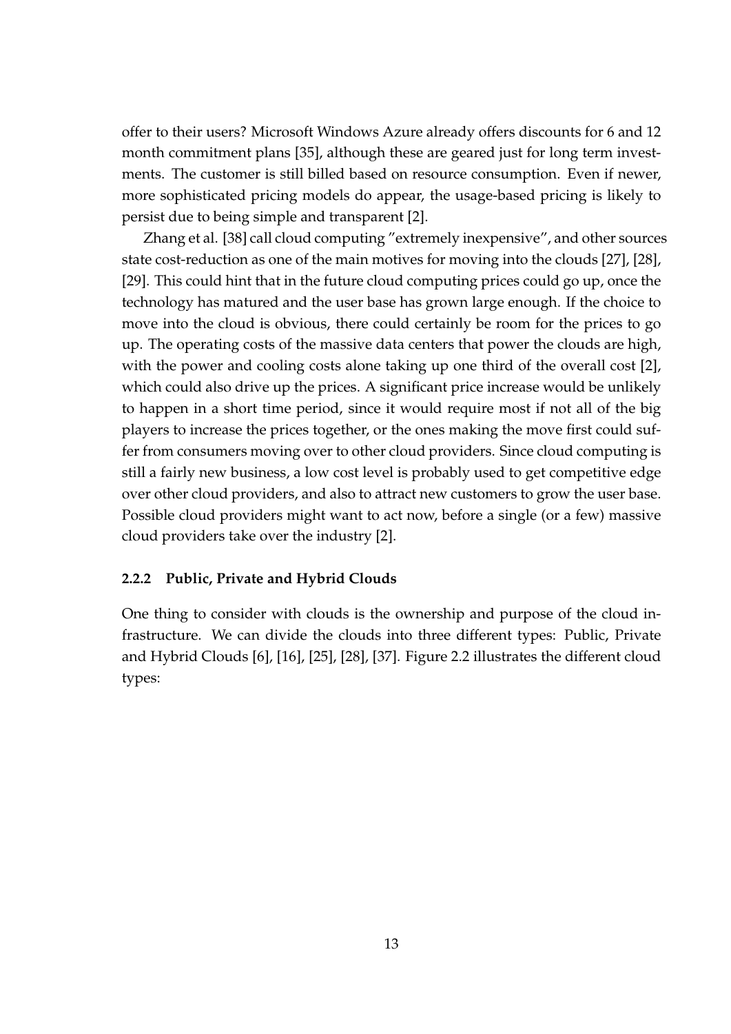offer to their users? Microsoft Windows Azure already offers discounts for 6 and 12 month commitment plans [35], although these are geared just for long term investments. The customer is still billed based on resource consumption. Even if newer, more sophisticated pricing models do appear, the usage-based pricing is likely to persist due to being simple and transparent [2].

Zhang et al. [38] call cloud computing "extremely inexpensive", and other sources state cost-reduction as one of the main motives for moving into the clouds [27], [28], [29]. This could hint that in the future cloud computing prices could go up, once the technology has matured and the user base has grown large enough. If the choice to move into the cloud is obvious, there could certainly be room for the prices to go up. The operating costs of the massive data centers that power the clouds are high, with the power and cooling costs alone taking up one third of the overall cost [2], which could also drive up the prices. A significant price increase would be unlikely to happen in a short time period, since it would require most if not all of the big players to increase the prices together, or the ones making the move first could suffer from consumers moving over to other cloud providers. Since cloud computing is still a fairly new business, a low cost level is probably used to get competitive edge over other cloud providers, and also to attract new customers to grow the user base. Possible cloud providers might want to act now, before a single (or a few) massive cloud providers take over the industry [2].

### 2.2.2 Public, Private and Hybrid Clouds

One thing to consider with clouds is the ownership and purpose of the cloud infrastructure. We can divide the clouds into three different types: Public, Private and Hybrid Clouds [6], [16], [25], [28], [37]. Figure 2.2 illustrates the different cloud types: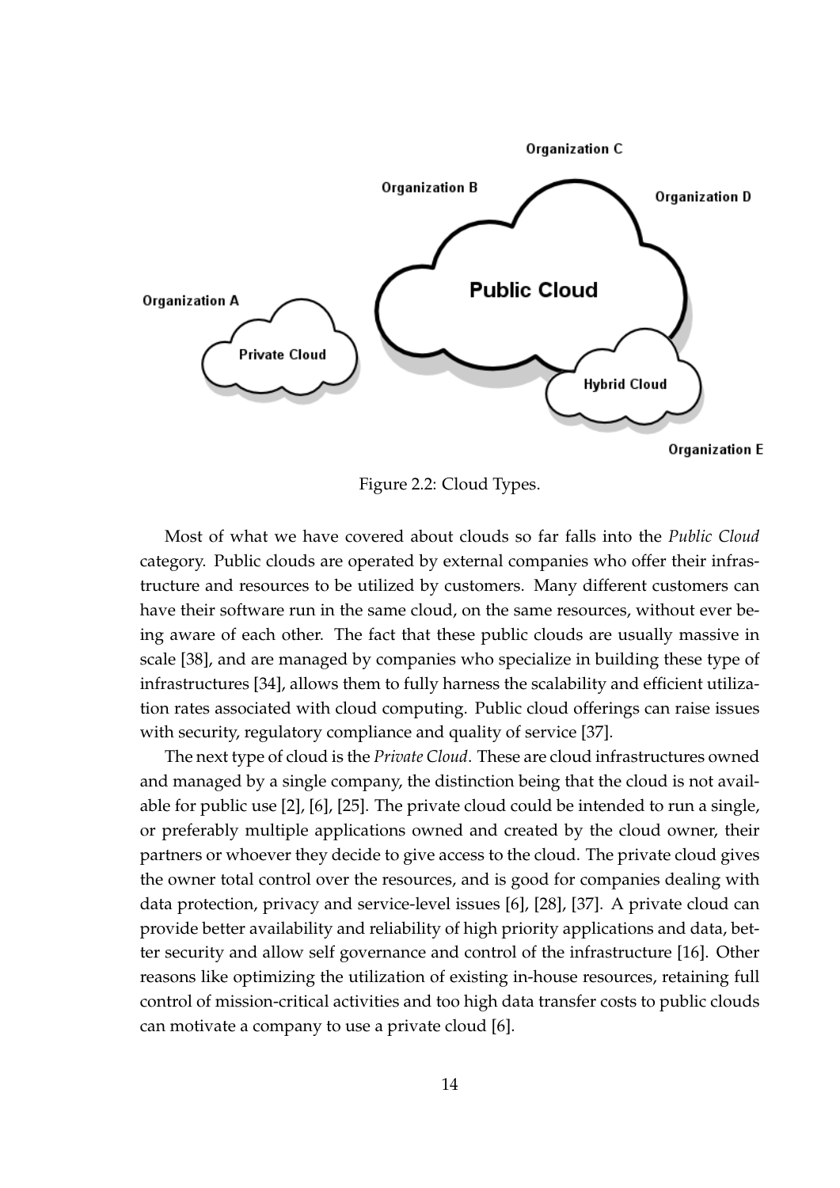Figure 2.2: Cloud Types.

Most of what we have covered about clouds so far falls into the *Public Cloud* category. Public clouds are operated by external companies who offer their infrastructure and resources to be utilized by customers. Many different customers can have their software run in the same cloud, on the same resources, without ever being aware of each other. The fact that these public clouds are usually massive in scale [38], and are managed by companies who specialize in building these type of infrastructures [34], allows them to fully harness the scalability and efficient utilization rates associated with cloud computing. Public cloud offerings can raise issues with security, regulatory compliance and quality of service [37].

The next type of cloud is the *Private Cloud*. These are cloud infrastructures owned and managed by a single company, the distinction being that the cloud is not available for public use [2], [6], [25]. The private cloud could be intended to run a single, or preferably multiple applications owned and created by the cloud owner, their partners or whoever they decide to give access to the cloud. The private cloud gives the owner total control over the resources, and is good for companies dealing with data protection, privacy and service-level issues [6], [28], [37]. A private cloud can provide better availability and reliability of high priority applications and data, better security and allow self governance and control of the infrastructure [16]. Other reasons like optimizing the utilization of existing in-house resources, retaining full control of mission-critical activities and too high data transfer costs to public clouds can motivate a company to use a private cloud [6].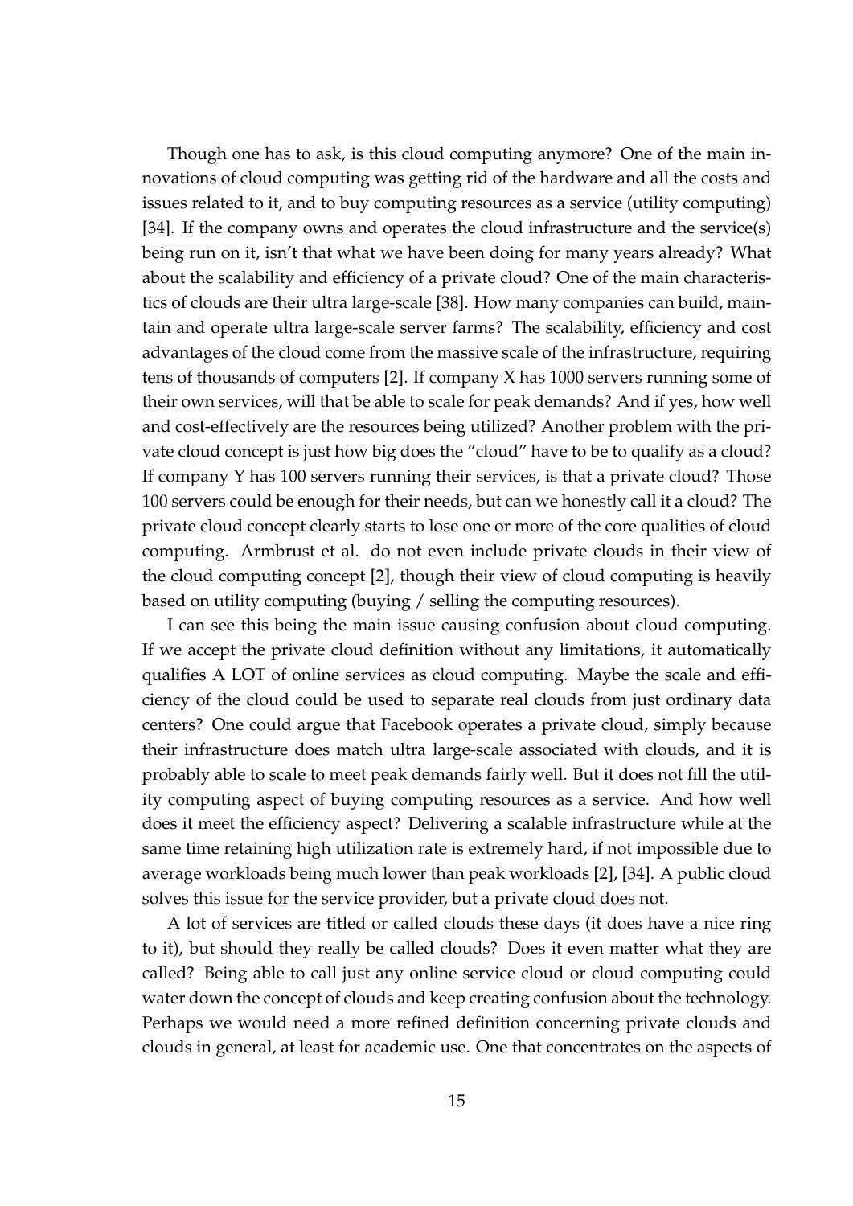Though one has to ask, is this cloud computing anymore? One of the main innovations of cloud computing was getting rid of the hardware and all the costs and issues related to it, and to buy computing resources as a service (utility computing) [34]. If the company owns and operates the cloud infrastructure and the service(s) being run on it, isn't that what we have been doing for many years already? What about the scalability and efficiency of a private cloud? One of the main characteristics of clouds are their ultra large-scale [38]. How many companies can build, maintain and operate ultra large-scale server farms? The scalability, efficiency and cost advantages of the cloud come from the massive scale of the infrastructure, requiring tens of thousands of computers [2]. If company X has 1000 servers running some of their own services, will that be able to scale for peak demands? And if yes, how well and cost-effectively are the resources being utilized? Another problem with the private cloud concept is just how big does the "cloud" have to be to qualify as a cloud? If company Y has 100 servers running their services, is that a private cloud? Those 100 servers could be enough for their needs, but can we honestly call it a cloud? The private cloud concept clearly starts to lose one or more of the core qualities of cloud computing. Armbrust et al. do not even include private clouds in their view of the cloud computing concept [2], though their view of cloud computing is heavily based on utility computing (buying / selling the computing resources).

I can see this being the main issue causing confusion about cloud computing. If we accept the private cloud definition without any limitations, it automatically qualifies A LOT of online services as cloud computing. Maybe the scale and efficiency of the cloud could be used to separate real clouds from just ordinary data centers? One could argue that Facebook operates a private cloud, simply because their infrastructure does match ultra large-scale associated with clouds, and it is probably able to scale to meet peak demands fairly well. But it does not fill the utility computing aspect of buying computing resources as a service. And how well does it meet the efficiency aspect? Delivering a scalable infrastructure while at the same time retaining high utilization rate is extremely hard, if not impossible due to average workloads being much lower than peak workloads [2], [34]. A public cloud solves this issue for the service provider, but a private cloud does not.

A lot of services are titled or called clouds these days (it does have a nice ring to it), but should they really be called clouds? Does it even matter what they are called? Being able to call just any online service cloud or cloud computing could water down the concept of clouds and keep creating confusion about the technology. Perhaps we would need a more refined definition concerning private clouds and clouds in general, at least for academic use. One that concentrates on the aspects of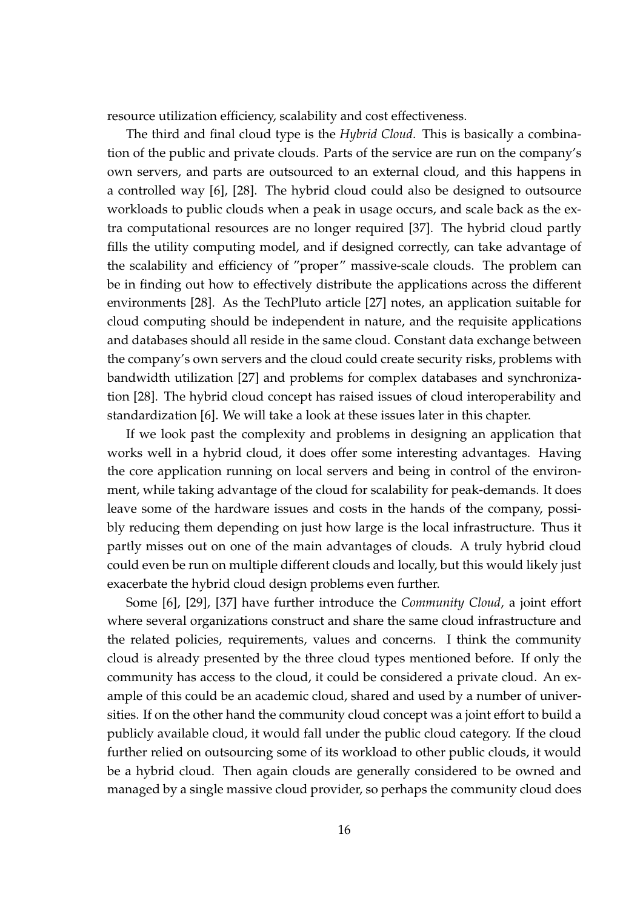resource utilization efficiency, scalability and cost effectiveness.

The third and final cloud type is the *Hybrid Cloud*. This is basically a combination of the public and private clouds. Parts of the service are run on the company's own servers, and parts are outsourced to an external cloud, and this happens in a controlled way [6], [28]. The hybrid cloud could also be designed to outsource workloads to public clouds when a peak in usage occurs, and scale back as the extra computational resources are no longer required [37]. The hybrid cloud partly fills the utility computing model, and if designed correctly, can take advantage of the scalability and efficiency of "proper" massive-scale clouds. The problem can be in finding out how to effectively distribute the applications across the different environments [28]. As the TechPluto article [27] notes, an application suitable for cloud computing should be independent in nature, and the requisite applications and databases should all reside in the same cloud. Constant data exchange between the company's own servers and the cloud could create security risks, problems with bandwidth utilization [27] and problems for complex databases and synchronization [28]. The hybrid cloud concept has raised issues of cloud interoperability and standardization [6]. We will take a look at these issues later in this chapter.

If we look past the complexity and problems in designing an application that works well in a hybrid cloud, it does offer some interesting advantages. Having the core application running on local servers and being in control of the environment, while taking advantage of the cloud for scalability for peak-demands. It does leave some of the hardware issues and costs in the hands of the company, possibly reducing them depending on just how large is the local infrastructure. Thus it partly misses out on one of the main advantages of clouds. A truly hybrid cloud could even be run on multiple different clouds and locally, but this would likely just exacerbate the hybrid cloud design problems even further.

Some [6], [29], [37] have further introduce the *Community Cloud*, a joint effort where several organizations construct and share the same cloud infrastructure and the related policies, requirements, values and concerns. I think the community cloud is already presented by the three cloud types mentioned before. If only the community has access to the cloud, it could be considered a private cloud. An example of this could be an academic cloud, shared and used by a number of universities. If on the other hand the community cloud concept was a joint effort to build a publicly available cloud, it would fall under the public cloud category. If the cloud further relied on outsourcing some of its workload to other public clouds, it would be a hybrid cloud. Then again clouds are generally considered to be owned and managed by a single massive cloud provider, so perhaps the community cloud does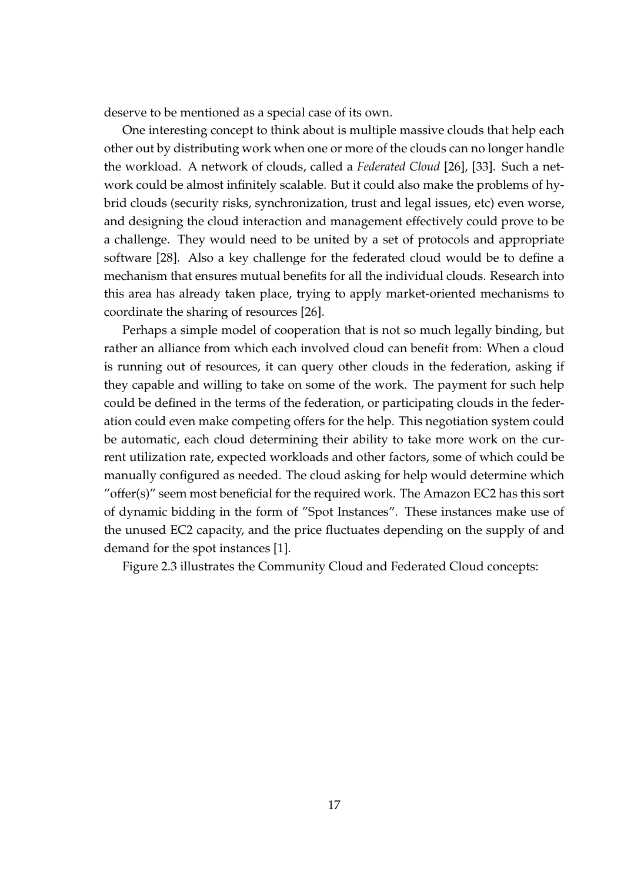deserve to be mentioned as a special case of its own.

One interesting concept to think about is multiple massive clouds that help each other out by distributing work when one or more of the clouds can no longer handle the workload. A network of clouds, called a *Federated Cloud* [26], [33]. Such a network could be almost infinitely scalable. But it could also make the problems of hybrid clouds (security risks, synchronization, trust and legal issues, etc) even worse, and designing the cloud interaction and management effectively could prove to be a challenge. They would need to be united by a set of protocols and appropriate software [28]. Also a key challenge for the federated cloud would be to define a mechanism that ensures mutual benefits for all the individual clouds. Research into this area has already taken place, trying to apply market-oriented mechanisms to coordinate the sharing of resources [26].

Perhaps a simple model of cooperation that is not so much legally binding, but rather an alliance from which each involved cloud can benefit from: When a cloud is running out of resources, it can query other clouds in the federation, asking if they capable and willing to take on some of the work. The payment for such help could be defined in the terms of the federation, or participating clouds in the federation could even make competing offers for the help. This negotiation system could be automatic, each cloud determining their ability to take more work on the current utilization rate, expected workloads and other factors, some of which could be manually configured as needed. The cloud asking for help would determine which "offer(s)" seem most beneficial for the required work. The Amazon EC2 has this sort of dynamic bidding in the form of "Spot Instances". These instances make use of the unused EC2 capacity, and the price fluctuates depending on the supply of and demand for the spot instances [1].

Figure 2.3 illustrates the Community Cloud and Federated Cloud concepts: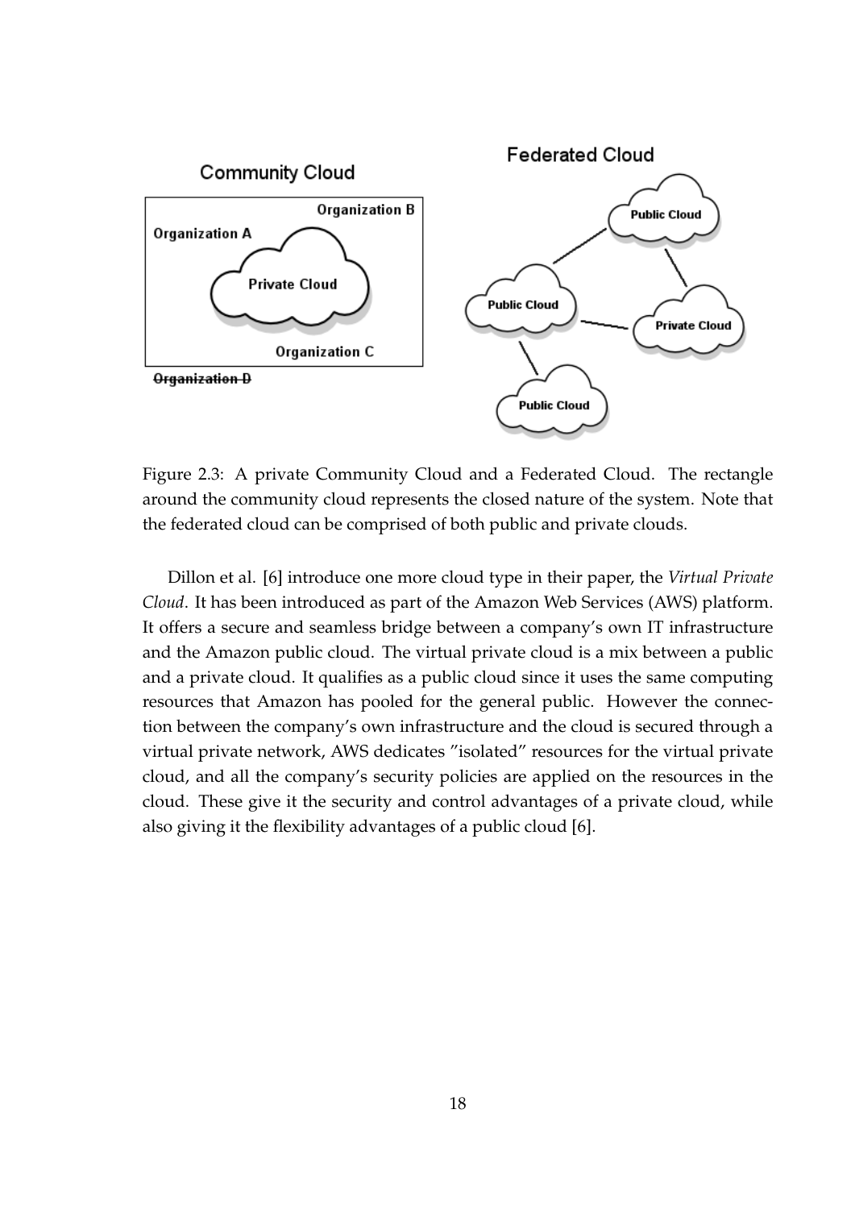Figure 2.3: A private Community Cloud and a Federated Cloud. The rectangle around the community cloud represents the closed nature of the system. Note that the federated cloud can be comprised of both public and private clouds.

Dillon et al. [6] introduce one more cloud type in their paper, the *Virtual Private Cloud*. It has been introduced as part of the Amazon Web Services (AWS) platform. It offers a secure and seamless bridge between a company's own IT infrastructure and the Amazon public cloud. The virtual private cloud is a mix between a public and a private cloud. It qualifies as a public cloud since it uses the same computing resources that Amazon has pooled for the general public. However the connection between the company's own infrastructure and the cloud is secured through a virtual private network, AWS dedicates "isolated" resources for the virtual private cloud, and all the company's security policies are applied on the resources in the cloud. These give it the security and control advantages of a private cloud, while also giving it the flexibility advantages of a public cloud [6].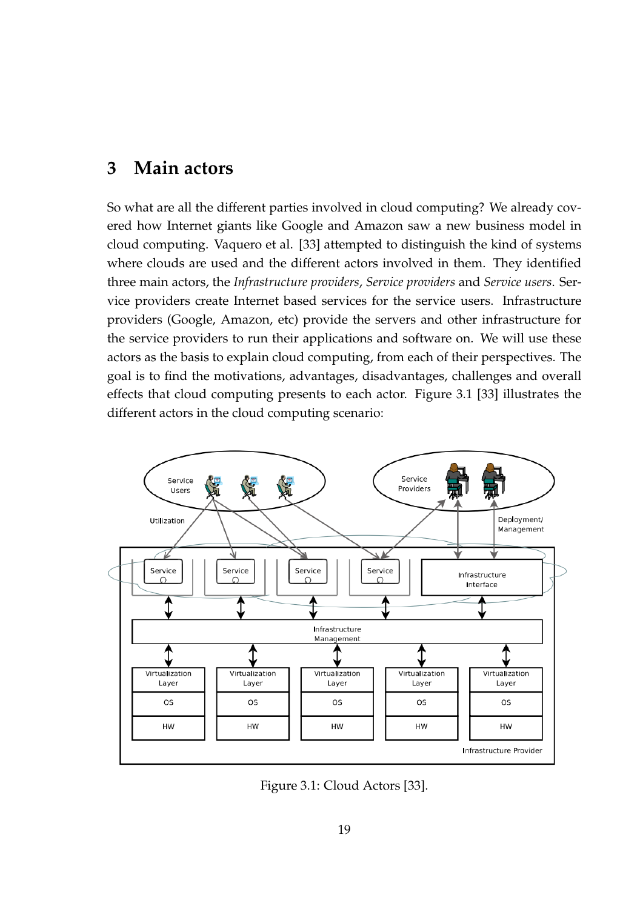# 3 Main actors

So what are all the different parties involved in cloud computing? We already covered how Internet giants like Google and Amazon saw a new business model in cloud computing. Vaquero et al. [33] attempted to distinguish the kind of systems where clouds are used and the different actors involved in them. They identified three main actors, the *Infrastructure providers*, *Service providers* and *Service users*. Service providers create Internet based services for the service users. Infrastructure providers (Google, Amazon, etc) provide the servers and other infrastructure for the service providers to run their applications and software on. We will use these actors as the basis to explain cloud computing, from each of their perspectives. The goal is to find the motivations, advantages, disadvantages, challenges and overall effects that cloud computing presents to each actor. Figure 3.1 [33] illustrates the different actors in the cloud computing scenario:

Figure 3.1: Cloud Actors [33].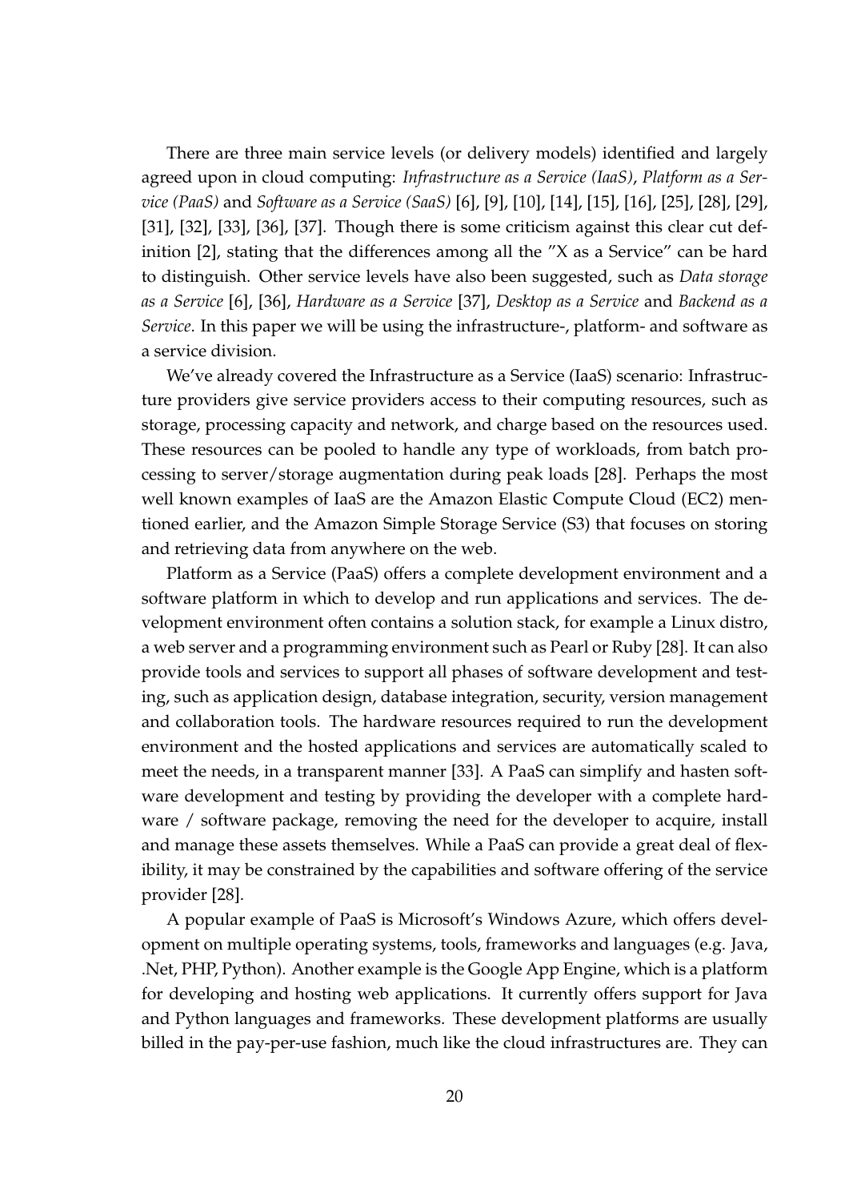There are three main service levels (or delivery models) identified and largely agreed upon in cloud computing: *Infrastructure as a Service (IaaS)*, *Platform as a Service (PaaS)* and *Software as a Service (SaaS)* [6], [9], [10], [14], [15], [16], [25], [28], [29], [31], [32], [33], [36], [37]. Though there is some criticism against this clear cut definition [2], stating that the differences among all the "X as a Service" can be hard to distinguish. Other service levels have also been suggested, such as *Data storage as a Service* [6], [36], *Hardware as a Service* [37], *Desktop as a Service* and *Backend as a Service*. In this paper we will be using the infrastructure-, platform- and software as a service division.

We've already covered the Infrastructure as a Service (IaaS) scenario: Infrastructure providers give service providers access to their computing resources, such as storage, processing capacity and network, and charge based on the resources used. These resources can be pooled to handle any type of workloads, from batch processing to server/storage augmentation during peak loads [28]. Perhaps the most well known examples of IaaS are the Amazon Elastic Compute Cloud (EC2) mentioned earlier, and the Amazon Simple Storage Service (S3) that focuses on storing and retrieving data from anywhere on the web.

Platform as a Service (PaaS) offers a complete development environment and a software platform in which to develop and run applications and services. The development environment often contains a solution stack, for example a Linux distro, a web server and a programming environment such as Pearl or Ruby [28]. It can also provide tools and services to support all phases of software development and testing, such as application design, database integration, security, version management and collaboration tools. The hardware resources required to run the development environment and the hosted applications and services are automatically scaled to meet the needs, in a transparent manner [33]. A PaaS can simplify and hasten software development and testing by providing the developer with a complete hardware / software package, removing the need for the developer to acquire, install and manage these assets themselves. While a PaaS can provide a great deal of flexibility, it may be constrained by the capabilities and software offering of the service provider [28].

A popular example of PaaS is Microsoft's Windows Azure, which offers development on multiple operating systems, tools, frameworks and languages (e.g. Java, .Net, PHP, Python). Another example is the Google App Engine, which is a platform for developing and hosting web applications. It currently offers support for Java and Python languages and frameworks. These development platforms are usually billed in the pay-per-use fashion, much like the cloud infrastructures are. They can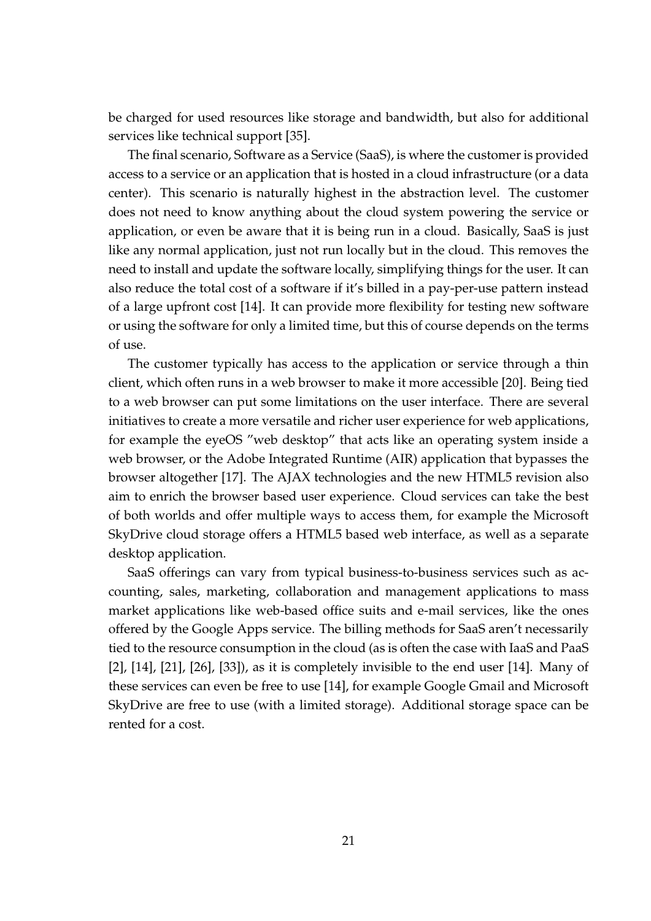be charged for used resources like storage and bandwidth, but also for additional services like technical support [35].

The final scenario, Software as a Service (SaaS), is where the customer is provided access to a service or an application that is hosted in a cloud infrastructure (or a data center). This scenario is naturally highest in the abstraction level. The customer does not need to know anything about the cloud system powering the service or application, or even be aware that it is being run in a cloud. Basically, SaaS is just like any normal application, just not run locally but in the cloud. This removes the need to install and update the software locally, simplifying things for the user. It can also reduce the total cost of a software if it's billed in a pay-per-use pattern instead of a large upfront cost [14]. It can provide more flexibility for testing new software or using the software for only a limited time, but this of course depends on the terms of use.

The customer typically has access to the application or service through a thin client, which often runs in a web browser to make it more accessible [20]. Being tied to a web browser can put some limitations on the user interface. There are several initiatives to create a more versatile and richer user experience for web applications, for example the eyeOS "web desktop" that acts like an operating system inside a web browser, or the Adobe Integrated Runtime (AIR) application that bypasses the browser altogether [17]. The AJAX technologies and the new HTML5 revision also aim to enrich the browser based user experience. Cloud services can take the best of both worlds and offer multiple ways to access them, for example the Microsoft SkyDrive cloud storage offers a HTML5 based web interface, as well as a separate desktop application.

SaaS offerings can vary from typical business-to-business services such as accounting, sales, marketing, collaboration and management applications to mass market applications like web-based office suits and e-mail services, like the ones offered by the Google Apps service. The billing methods for SaaS aren't necessarily tied to the resource consumption in the cloud (as is often the case with IaaS and PaaS [2], [14], [21], [26], [33]), as it is completely invisible to the end user [14]. Many of these services can even be free to use [14], for example Google Gmail and Microsoft SkyDrive are free to use (with a limited storage). Additional storage space can be rented for a cost.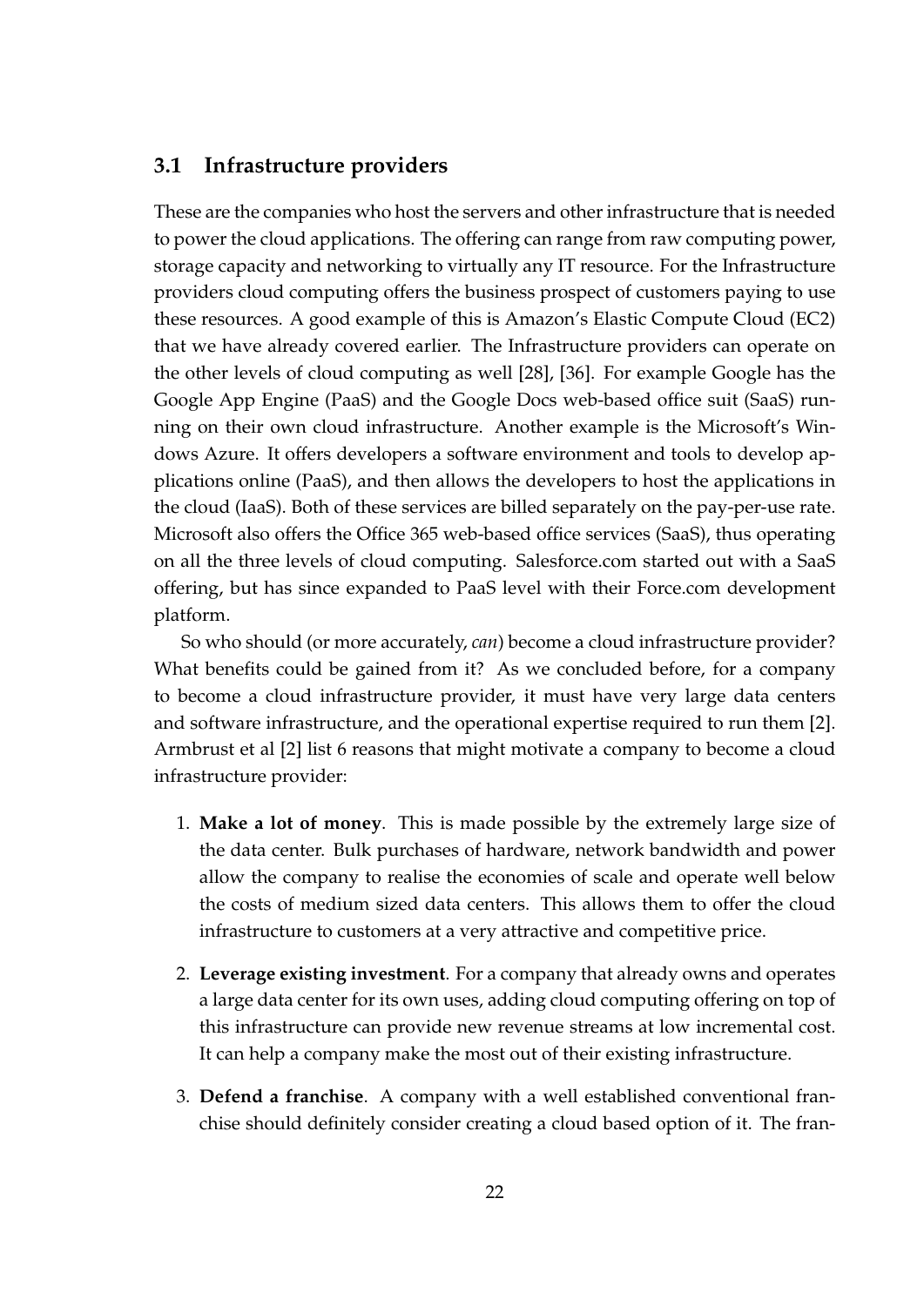## 3.1 Infrastructure providers

These are the companies who host the servers and other infrastructure that is needed to power the cloud applications. The offering can range from raw computing power, storage capacity and networking to virtually any IT resource. For the Infrastructure providers cloud computing offers the business prospect of customers paying to use these resources. A good example of this is Amazon's Elastic Compute Cloud (EC2) that we have already covered earlier. The Infrastructure providers can operate on the other levels of cloud computing as well [28], [36]. For example Google has the Google App Engine (PaaS) and the Google Docs web-based office suit (SaaS) running on their own cloud infrastructure. Another example is the Microsoft's Windows Azure. It offers developers a software environment and tools to develop applications online (PaaS), and then allows the developers to host the applications in the cloud (IaaS). Both of these services are billed separately on the pay-per-use rate. Microsoft also offers the Office 365 web-based office services (SaaS), thus operating on all the three levels of cloud computing. Salesforce.com started out with a SaaS offering, but has since expanded to PaaS level with their Force.com development platform.

So who should (or more accurately, *can*) become a cloud infrastructure provider? What benefits could be gained from it? As we concluded before, for a company to become a cloud infrastructure provider, it must have very large data centers and software infrastructure, and the operational expertise required to run them [2]. Armbrust et al [2] list 6 reasons that might motivate a company to become a cloud infrastructure provider:

1. **Make a lot of money**. This is made possible by the extremely large size of the data center. Bulk purchases of hardware, network bandwidth and power allow the company to realise the economies of scale and operate well below the costs of medium sized data centers. This allows them to offer the cloud infrastructure to customers at a very attractive and competitive price.

2. **Leverage existing investment**. For a company that already owns and operates a large data center for its own uses, adding cloud computing offering on top of this infrastructure can provide new revenue streams at low incremental cost. It can help a company make the most out of their existing infrastructure.

3. **Defend a franchise**. A company with a well established conventional franchise should definitely consider creating a cloud based option of it. The fran-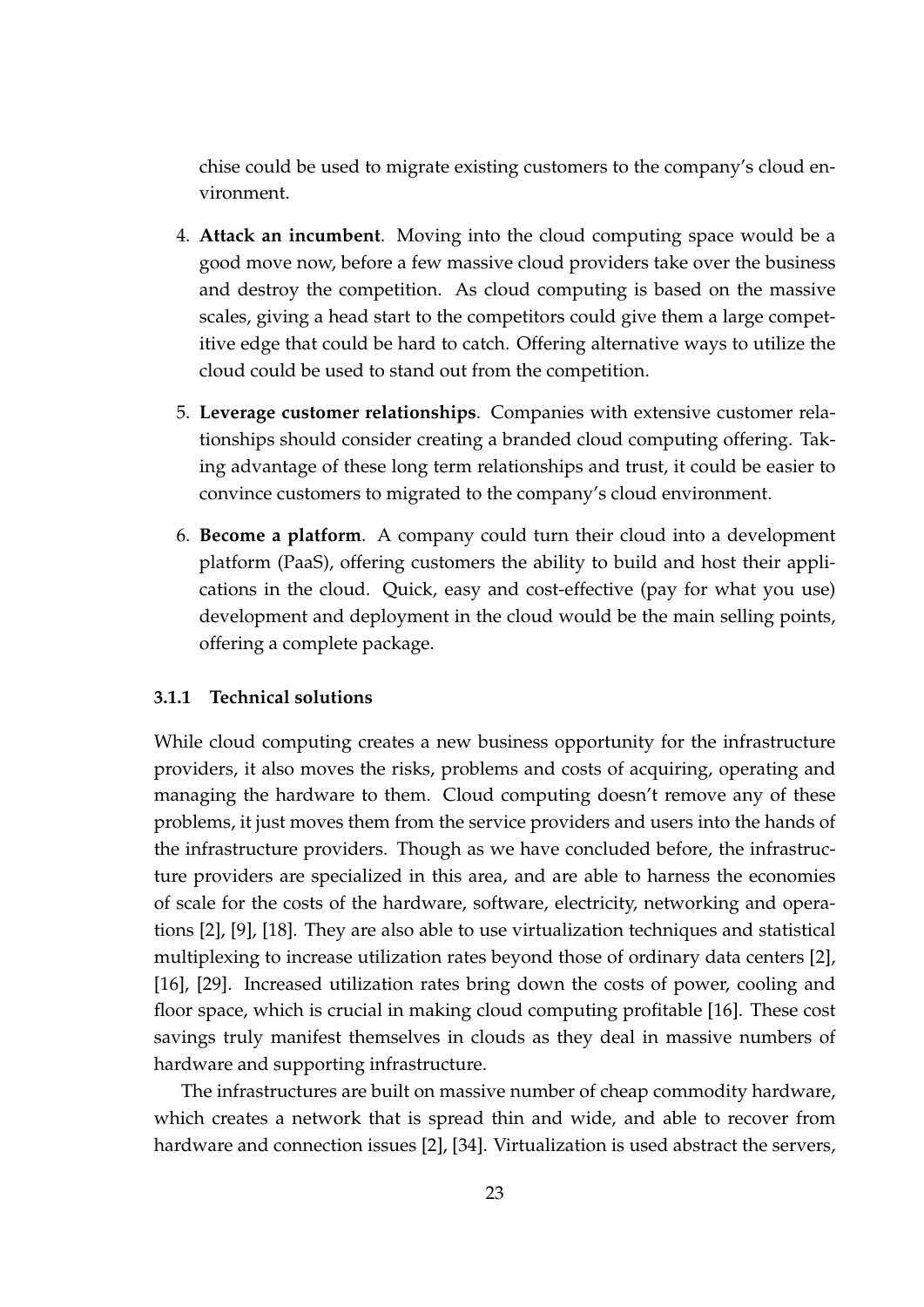chise could be used to migrate existing customers to the company's cloud environment.

4. **Attack an incumbent**. Moving into the cloud computing space would be a good move now, before a few massive cloud providers take over the business and destroy the competition. As cloud computing is based on the massive scales, giving a head start to the competitors could give them a large competitive edge that could be hard to catch. Offering alternative ways to utilize the cloud could be used to stand out from the competition.

5. **Leverage customer relationships**. Companies with extensive customer relationships should consider creating a branded cloud computing offering. Taking advantage of these long term relationships and trust, it could be easier to convince customers to migrated to the company's cloud environment.

6. **Become a platform**. A company could turn their cloud into a development platform (PaaS), offering customers the ability to build and host their applications in the cloud. Quick, easy and cost-effective (pay for what you use) development and deployment in the cloud would be the main selling points, offering a complete package.

### 3.1.1 Technical solutions

While cloud computing creates a new business opportunity for the infrastructure providers, it also moves the risks, problems and costs of acquiring, operating and managing the hardware to them. Cloud computing doesn't remove any of these problems, it just moves them from the service providers and users into the hands of the infrastructure providers. Though as we have concluded before, the infrastructure providers are specialized in this area, and are able to harness the economies of scale for the costs of the hardware, software, electricity, networking and operations [2], [9], [18]. They are also able to use virtualization techniques and statistical multiplexing to increase utilization rates beyond those of ordinary data centers [2], [16], [29]. Increased utilization rates bring down the costs of power, cooling and floor space, which is crucial in making cloud computing profitable [16]. These cost savings truly manifest themselves in clouds as they deal in massive numbers of hardware and supporting infrastructure.

The infrastructures are built on massive number of cheap commodity hardware, which creates a network that is spread thin and wide, and able to recover from hardware and connection issues [2], [34]. Virtualization is used abstract the servers,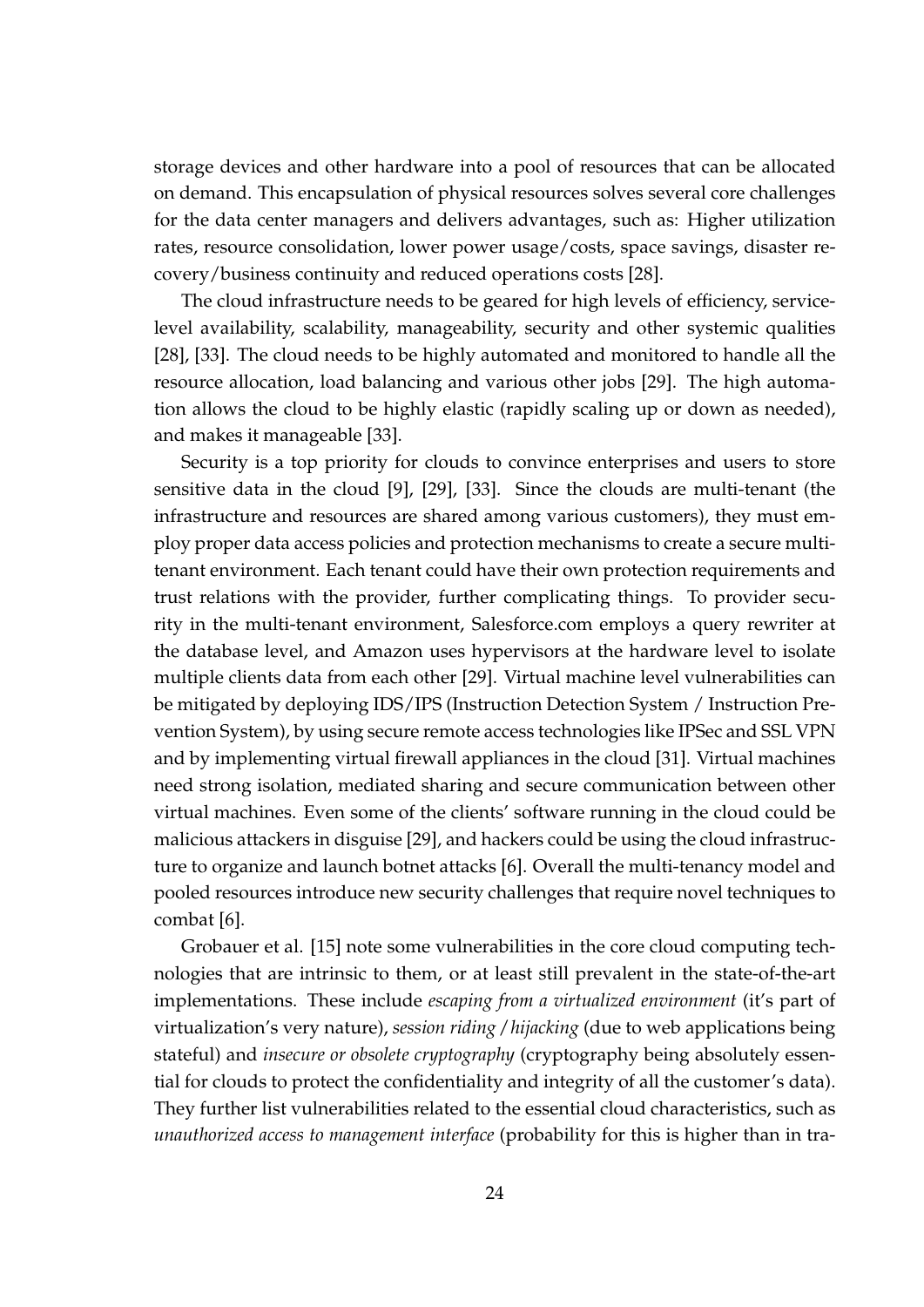storage devices and other hardware into a pool of resources that can be allocated on demand. This encapsulation of physical resources solves several core challenges for the data center managers and delivers advantages, such as: Higher utilization rates, resource consolidation, lower power usage/costs, space savings, disaster recovery/business continuity and reduced operations costs [28].

The cloud infrastructure needs to be geared for high levels of efficiency, service-level availability, scalability, manageability, security and other systemic qualities [28], [33]. The cloud needs to be highly automated and monitored to handle all the resource allocation, load balancing and various other jobs [29]. The high automation allows the cloud to be highly elastic (rapidly scaling up or down as needed), and makes it manageable [33].

Security is a top priority for clouds to convince enterprises and users to store sensitive data in the cloud [9], [29], [33]. Since the clouds are multi-tenant (the infrastructure and resources are shared among various customers), they must employ proper data access policies and protection mechanisms to create a secure multi-tenant environment. Each tenant could have their own protection requirements and trust relations with the provider, further complicating things. To provider security in the multi-tenant environment, Salesforce.com employs a query rewriter at the database level, and Amazon uses hypervisors at the hardware level to isolate multiple clients data from each other [29]. Virtual machine level vulnerabilities can be mitigated by deploying IDS/IPS (Instruction Detection System / Instruction Prevention System), by using secure remote access technologies like IPSec and SSL VPN and by implementing virtual firewall appliances in the cloud [31]. Virtual machines need strong isolation, mediated sharing and secure communication between other virtual machines. Even some of the clients' software running in the cloud could be malicious attackers in disguise [29], and hackers could be using the cloud infrastructure to organize and launch botnet attacks [6]. Overall the multi-tenancy model and pooled resources introduce new security challenges that require novel techniques to combat [6].

Grobauer et al. [15] note some vulnerabilities in the core cloud computing technologies that are intrinsic to them, or at least still prevalent in the state-of-the-art implementations. These include *escaping from a virtualized environment* (it's part of virtualization's very nature), *session riding / hijacking* (due to web applications being stateful) and *insecure or obsolete cryptography* (cryptography being absolutely essential for clouds to protect the confidentiality and integrity of all the customer's data). They further list vulnerabilities related to the essential cloud characteristics, such as *unauthorized access to management interface* (probability for this is higher than in tra-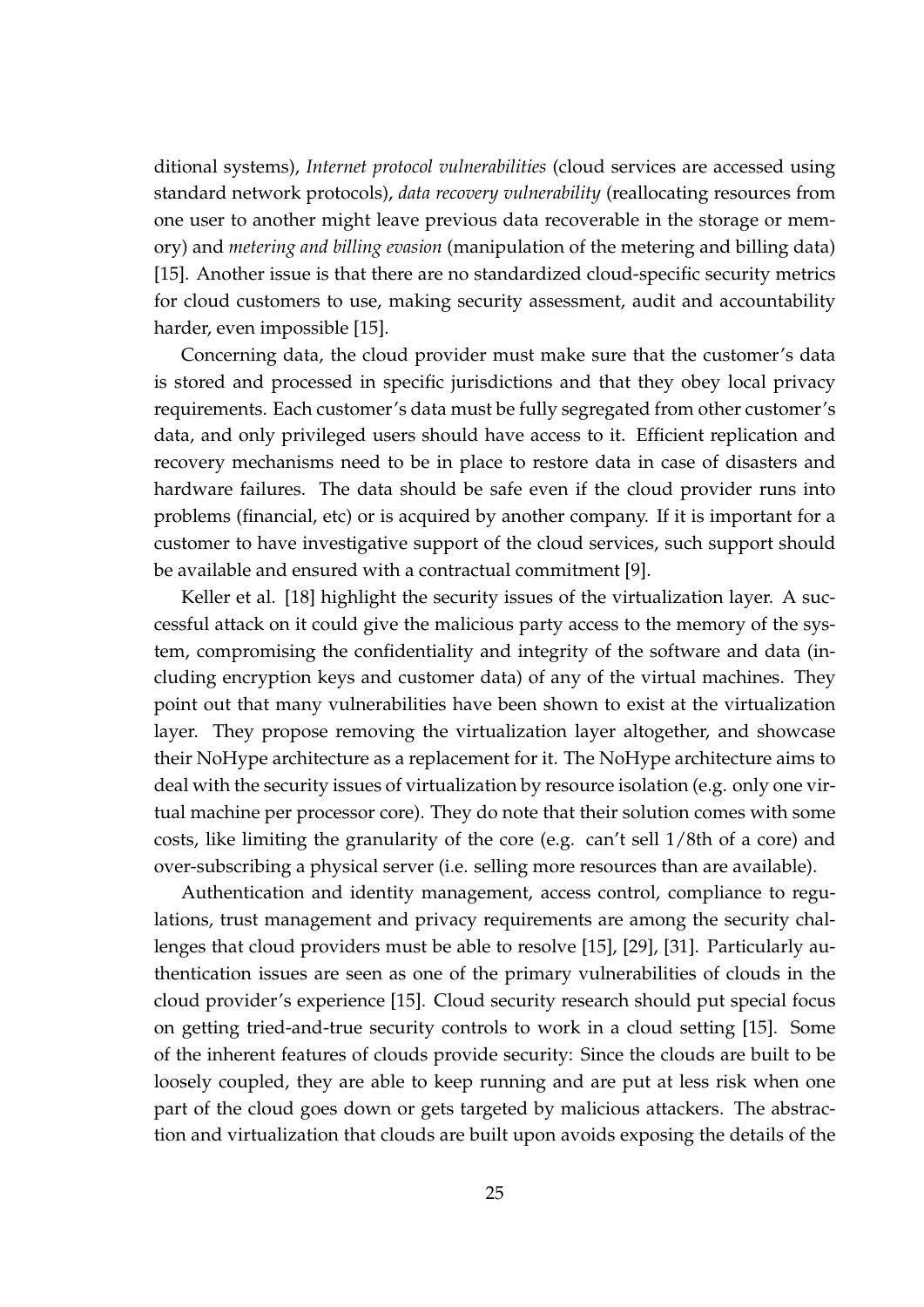ditional systems), *Internet protocol vulnerabilities* (cloud services are accessed using standard network protocols), *data recovery vulnerability* (reallocating resources from one user to another might leave previous data recoverable in the storage or memory) and *metering and billing evasion* (manipulation of the metering and billing data) [15]. Another issue is that there are no standardized cloud-specific security metrics for cloud customers to use, making security assessment, audit and accountability harder, even impossible [15].

Concerning data, the cloud provider must make sure that the customer's data is stored and processed in specific jurisdictions and that they obey local privacy requirements. Each customer's data must be fully segregated from other customer's data, and only privileged users should have access to it. Efficient replication and recovery mechanisms need to be in place to restore data in case of disasters and hardware failures. The data should be safe even if the cloud provider runs into problems (financial, etc) or is acquired by another company. If it is important for a customer to have investigative support of the cloud services, such support should be available and ensured with a contractual commitment [9].

Keller et al. [18] highlight the security issues of the virtualization layer. A successful attack on it could give the malicious party access to the memory of the system, compromising the confidentiality and integrity of the software and data (including encryption keys and customer data) of any of the virtual machines. They point out that many vulnerabilities have been shown to exist at the virtualization layer. They propose removing the virtualization layer altogether, and showcase their NoHype architecture as a replacement for it. The NoHype architecture aims to deal with the security issues of virtualization by resource isolation (e.g. only one virtual machine per processor core). They do note that their solution comes with some costs, like limiting the granularity of the core (e.g. can't sell 1/8th of a core) and over-subscribing a physical server (i.e. selling more resources than are available).

Authentication and identity management, access control, compliance to regulations, trust management and privacy requirements are among the security challenges that cloud providers must be able to resolve [15], [29], [31]. Particularly authentication issues are seen as one of the primary vulnerabilities of clouds in the cloud provider's experience [15]. Cloud security research should put special focus on getting tried-and-true security controls to work in a cloud setting [15]. Some of the inherent features of clouds provide security: Since the clouds are built to be loosely coupled, they are able to keep running and are put at less risk when one part of the cloud goes down or gets targeted by malicious attackers. The abstraction and virtualization that clouds are built upon avoids exposing the details of the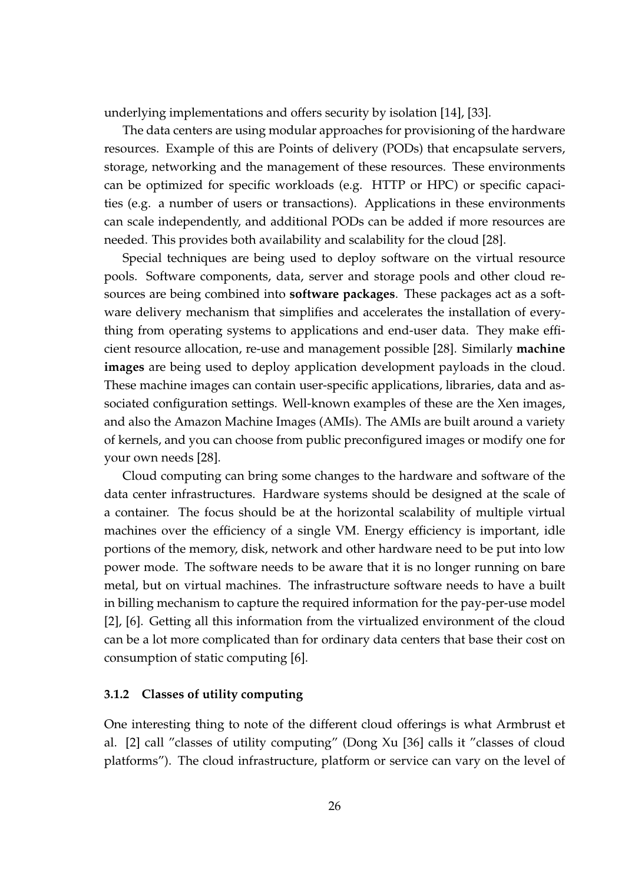underlying implementations and offers security by isolation [14], [33].

The data centers are using modular approaches for provisioning of the hardware resources. Example of this are Points of delivery (PODs) that encapsulate servers, storage, networking and the management of these resources. These environments can be optimized for specific workloads (e.g. HTTP or HPC) or specific capacities (e.g. a number of users or transactions). Applications in these environments can scale independently, and additional PODs can be added if more resources are needed. This provides both availability and scalability for the cloud [28].

Special techniques are being used to deploy software on the virtual resource pools. Software components, data, server and storage pools and other cloud resources are being combined into **software packages**. These packages act as a software delivery mechanism that simplifies and accelerates the installation of everything from operating systems to applications and end-user data. They make efficient resource allocation, re-use and management possible [28]. Similarly **machine images** are being used to deploy application development payloads in the cloud. These machine images can contain user-specific applications, libraries, data and associated configuration settings. Well-known examples of these are the Xen images, and also the Amazon Machine Images (AMIs). The AMIs are built around a variety of kernels, and you can choose from public preconfigured images or modify one for your own needs [28].

Cloud computing can bring some changes to the hardware and software of the data center infrastructures. Hardware systems should be designed at the scale of a container. The focus should be at the horizontal scalability of multiple virtual machines over the efficiency of a single VM. Energy efficiency is important, idle portions of the memory, disk, network and other hardware need to be put into low power mode. The software needs to be aware that it is no longer running on bare metal, but on virtual machines. The infrastructure software needs to have a built in billing mechanism to capture the required information for the pay-per-use model [2], [6]. Getting all this information from the virtualized environment of the cloud can be a lot more complicated than for ordinary data centers that base their cost on consumption of static computing [6].

### 3.1.2 Classes of utility computing

One interesting thing to note of the different cloud offerings is what Armbrust et al. [2] call "classes of utility computing" (Dong Xu [36] calls it "classes of cloud platforms"). The cloud infrastructure, platform or service can vary on the level of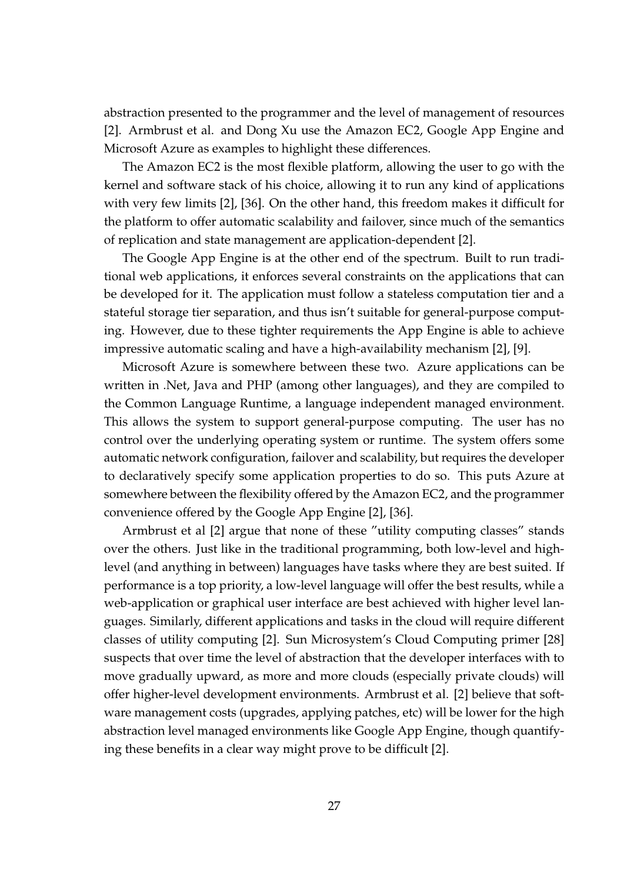abstraction presented to the programmer and the level of management of resources [2]. Armbrust et al. and Dong Xu use the Amazon EC2, Google App Engine and Microsoft Azure as examples to highlight these differences.

The Amazon EC2 is the most flexible platform, allowing the user to go with the kernel and software stack of his choice, allowing it to run any kind of applications with very few limits [2], [36]. On the other hand, this freedom makes it difficult for the platform to offer automatic scalability and failover, since much of the semantics of replication and state management are application-dependent [2].

The Google App Engine is at the other end of the spectrum. Built to run traditional web applications, it enforces several constraints on the applications that can be developed for it. The application must follow a stateless computation tier and a stateful storage tier separation, and thus isn't suitable for general-purpose computing. However, due to these tighter requirements the App Engine is able to achieve impressive automatic scaling and have a high-availability mechanism [2], [9].

Microsoft Azure is somewhere between these two. Azure applications can be written in .Net, Java and PHP (among other languages), and they are compiled to the Common Language Runtime, a language independent managed environment. This allows the system to support general-purpose computing. The user has no control over the underlying operating system or runtime. The system offers some automatic network configuration, failover and scalability, but requires the developer to declaratively specify some application properties to do so. This puts Azure at somewhere between the flexibility offered by the Amazon EC2, and the programmer convenience offered by the Google App Engine [2], [36].

Armbrust et al [2] argue that none of these "utility computing classes" stands over the others. Just like in the traditional programming, both low-level and high-level (and anything in between) languages have tasks where they are best suited. If performance is a top priority, a low-level language will offer the best results, while a web-application or graphical user interface are best achieved with higher level languages. Similarly, different applications and tasks in the cloud will require different classes of utility computing [2]. Sun Microsystem's Cloud Computing primer [28] suspects that over time the level of abstraction that the developer interfaces with to move gradually upward, as more and more clouds (especially private clouds) will offer higher-level development environments. Armbrust et al. [2] believe that software management costs (upgrades, applying patches, etc) will be lower for the high abstraction level managed environments like Google App Engine, though quantifying these benefits in a clear way might prove to be difficult [2].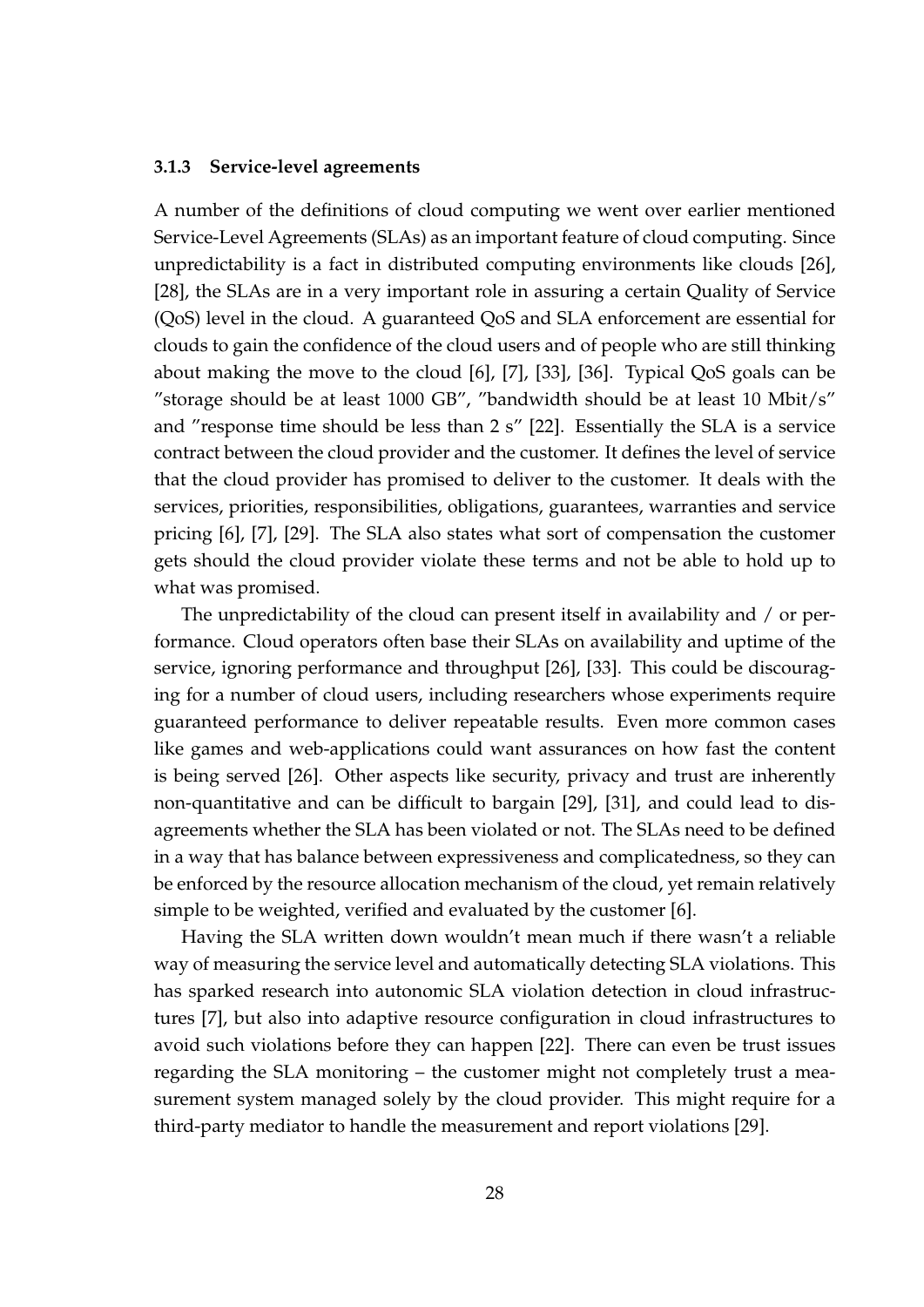### 3.1.3 Service-level agreements

A number of the definitions of cloud computing we went over earlier mentioned Service-Level Agreements (SLAs) as an important feature of cloud computing. Since unpredictability is a fact in distributed computing environments like clouds [26], [28], the SLAs are in a very important role in assuring a certain Quality of Service (QoS) level in the cloud. A guaranteed QoS and SLA enforcement are essential for clouds to gain the confidence of the cloud users and of people who are still thinking about making the move to the cloud [6], [7], [33], [36]. Typical QoS goals can be "storage should be at least 1000 GB", "bandwidth should be at least 10 Mbit/s" and "response time should be less than 2 s" [22]. Essentially the SLA is a service contract between the cloud provider and the customer. It defines the level of service that the cloud provider has promised to deliver to the customer. It deals with the services, priorities, responsibilities, obligations, guarantees, warranties and service pricing [6], [7], [29]. The SLA also states what sort of compensation the customer gets should the cloud provider violate these terms and not be able to hold up to what was promised.

The unpredictability of the cloud can present itself in availability and / or performance. Cloud operators often base their SLAs on availability and uptime of the service, ignoring performance and throughput [26], [33]. This could be discouraging for a number of cloud users, including researchers whose experiments require guaranteed performance to deliver repeatable results. Even more common cases like games and web-applications could want assurances on how fast the content is being served [26]. Other aspects like security, privacy and trust are inherently non-quantitative and can be difficult to bargain [29], [31], and could lead to disagreements whether the SLA has been violated or not. The SLAs need to be defined in a way that has balance between expressiveness and complicatedness, so they can be enforced by the resource allocation mechanism of the cloud, yet remain relatively simple to be weighted, verified and evaluated by the customer [6].

Having the SLA written down wouldn't mean much if there wasn't a reliable way of measuring the service level and automatically detecting SLA violations. This has sparked research into autonomic SLA violation detection in cloud infrastructures [7], but also into adaptive resource configuration in cloud infrastructures to avoid such violations before they can happen [22]. There can even be trust issues regarding the SLA monitoring – the customer might not completely trust a measurement system managed solely by the cloud provider. This might require for a third-party mediator to handle the measurement and report violations [29].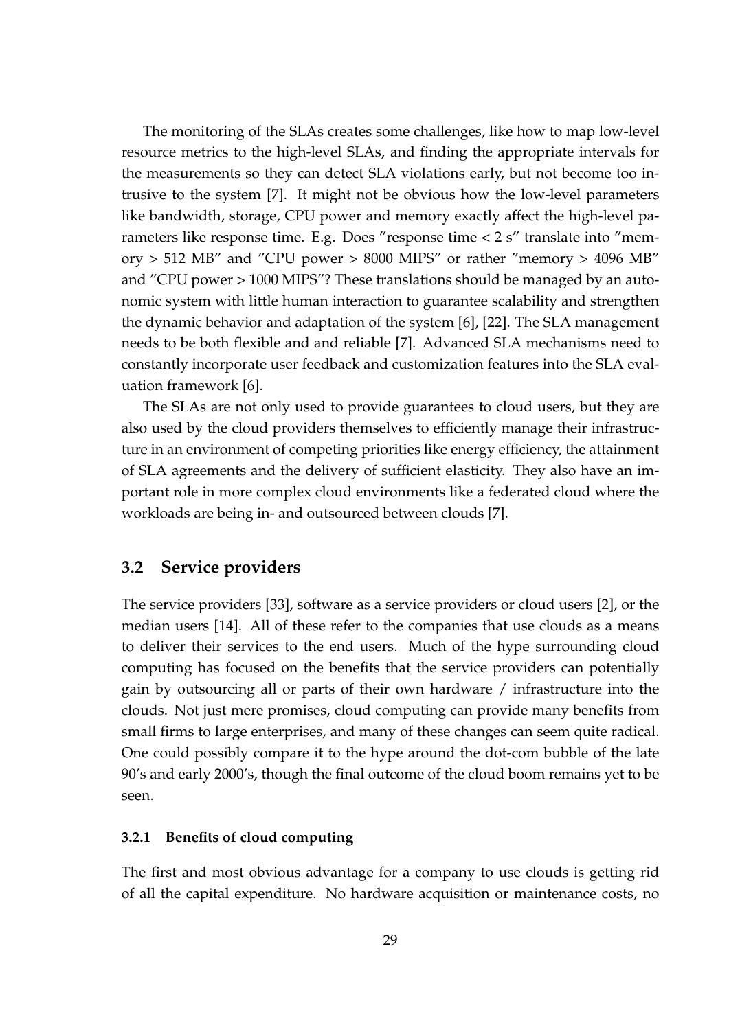The monitoring of the SLAs creates some challenges, like how to map low-level resource metrics to the high-level SLAs, and finding the appropriate intervals for the measurements so they can detect SLA violations early, but not become too intrusive to the system [7]. It might not be obvious how the low-level parameters like bandwidth, storage, CPU power and memory exactly affect the high-level parameters like response time. E.g. Does "response time < 2 s" translate into "memory > 512 MB" and "CPU power > 8000 MIPS" or rather "memory > 4096 MB" and "CPU power > 1000 MIPS"? These translations should be managed by an autonomic system with little human interaction to guarantee scalability and strengthen the dynamic behavior and adaptation of the system [6], [22]. The SLA management needs to be both flexible and and reliable [7]. Advanced SLA mechanisms need to constantly incorporate user feedback and customization features into the SLA evaluation framework [6].

The SLAs are not only used to provide guarantees to cloud users, but they are also used by the cloud providers themselves to efficiently manage their infrastructure in an environment of competing priorities like energy efficiency, the attainment of SLA agreements and the delivery of sufficient elasticity. They also have an important role in more complex cloud environments like a federated cloud where the workloads are being in- and outsourced between clouds [7].

## 3.2 Service providers

The service providers [33], software as a service providers or cloud users [2], or the median users [14]. All of these refer to the companies that use clouds as a means to deliver their services to the end users. Much of the hype surrounding cloud computing has focused on the benefits that the service providers can potentially gain by outsourcing all or parts of their own hardware / infrastructure into the clouds. Not just mere promises, cloud computing can provide many benefits from small firms to large enterprises, and many of these changes can seem quite radical. One could possibly compare it to the hype around the dot-com bubble of the late 90's and early 2000's, though the final outcome of the cloud boom remains yet to be seen.

### 3.2.1 Benefits of cloud computing

The first and most obvious advantage for a company to use clouds is getting rid of all the capital expenditure. No hardware acquisition or maintenance costs, no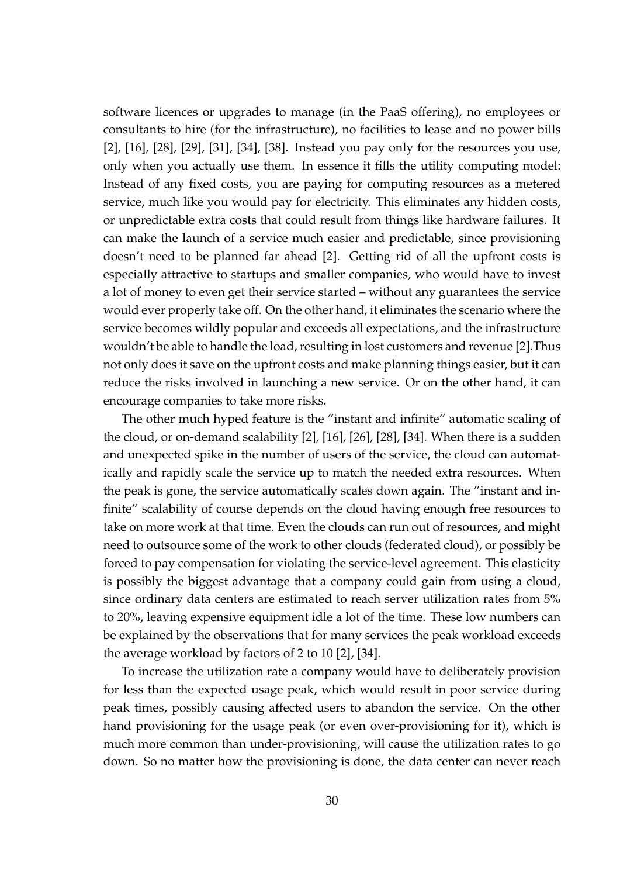software licences or upgrades to manage (in the PaaS offering), no employees or consultants to hire (for the infrastructure), no facilities to lease and no power bills [2], [16], [28], [29], [31], [34], [38]. Instead you pay only for the resources you use, only when you actually use them. In essence it fills the utility computing model: Instead of any fixed costs, you are paying for computing resources as a metered service, much like you would pay for electricity. This eliminates any hidden costs, or unpredictable extra costs that could result from things like hardware failures. It can make the launch of a service much easier and predictable, since provisioning doesn't need to be planned far ahead [2]. Getting rid of all the upfront costs is especially attractive to startups and smaller companies, who would have to invest a lot of money to even get their service started – without any guarantees the service would ever properly take off. On the other hand, it eliminates the scenario where the service becomes wildly popular and exceeds all expectations, and the infrastructure wouldn't be able to handle the load, resulting in lost customers and revenue [2].Thus not only does it save on the upfront costs and make planning things easier, but it can reduce the risks involved in launching a new service. Or on the other hand, it can encourage companies to take more risks.

The other much hyped feature is the "instant and infinite" automatic scaling of the cloud, or on-demand scalability [2], [16], [26], [28], [34]. When there is a sudden and unexpected spike in the number of users of the service, the cloud can automatically and rapidly scale the service up to match the needed extra resources. When the peak is gone, the service automatically scales down again. The "instant and infinite" scalability of course depends on the cloud having enough free resources to take on more work at that time. Even the clouds can run out of resources, and might need to outsource some of the work to other clouds (federated cloud), or possibly be forced to pay compensation for violating the service-level agreement. This elasticity is possibly the biggest advantage that a company could gain from using a cloud, since ordinary data centers are estimated to reach server utilization rates from 5% to 20%, leaving expensive equipment idle a lot of the time. These low numbers can be explained by the observations that for many services the peak workload exceeds the average workload by factors of 2 to 10 [2], [34].

To increase the utilization rate a company would have to deliberately provision for less than the expected usage peak, which would result in poor service during peak times, possibly causing affected users to abandon the service. On the other hand provisioning for the usage peak (or even over-provisioning for it), which is much more common than under-provisioning, will cause the utilization rates to go down. So no matter how the provisioning is done, the data center can never reach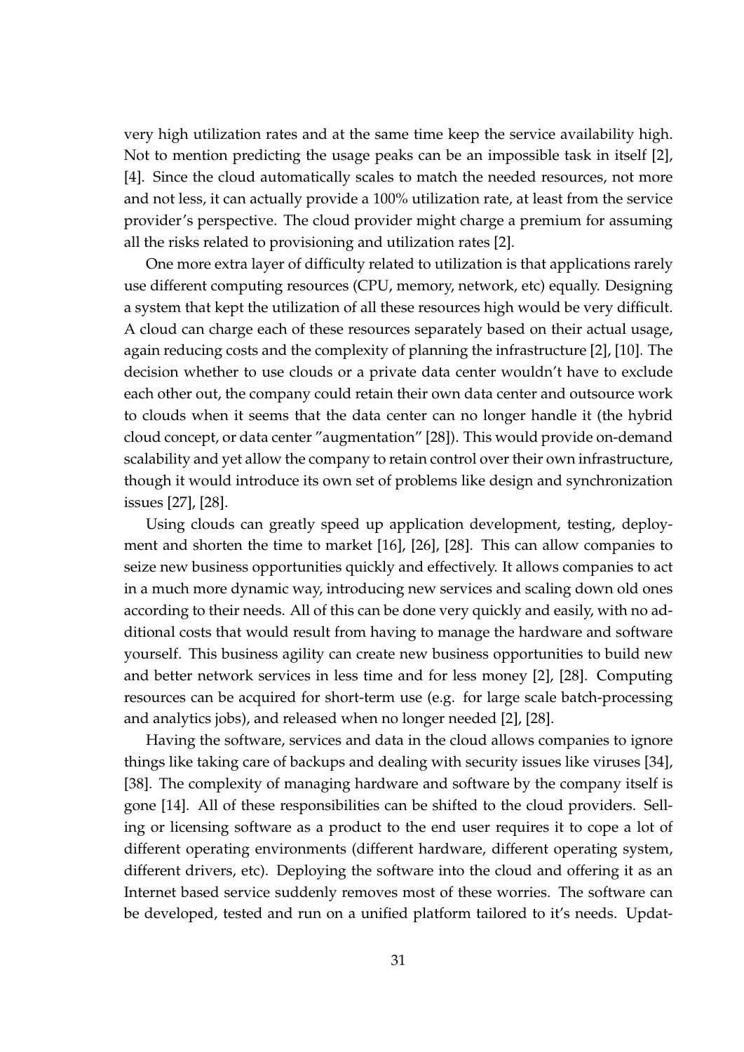very high utilization rates and at the same time keep the service availability high. Not to mention predicting the usage peaks can be an impossible task in itself [2], [4]. Since the cloud automatically scales to match the needed resources, not more and not less, it can actually provide a 100% utilization rate, at least from the service provider's perspective. The cloud provider might charge a premium for assuming all the risks related to provisioning and utilization rates [2].

One more extra layer of difficulty related to utilization is that applications rarely use different computing resources (CPU, memory, network, etc) equally. Designing a system that kept the utilization of all these resources high would be very difficult. A cloud can charge each of these resources separately based on their actual usage, again reducing costs and the complexity of planning the infrastructure [2], [10]. The decision whether to use clouds or a private data center wouldn't have to exclude each other out, the company could retain their own data center and outsource work to clouds when it seems that the data center can no longer handle it (the hybrid cloud concept, or data center "augmentation" [28]). This would provide on-demand scalability and yet allow the company to retain control over their own infrastructure, though it would introduce its own set of problems like design and synchronization issues [27], [28].

Using clouds can greatly speed up application development, testing, deployment and shorten the time to market [16], [26], [28]. This can allow companies to seize new business opportunities quickly and effectively. It allows companies to act in a much more dynamic way, introducing new services and scaling down old ones according to their needs. All of this can be done very quickly and easily, with no additional costs that would result from having to manage the hardware and software yourself. This business agility can create new business opportunities to build new and better network services in less time and for less money [2], [28]. Computing resources can be acquired for short-term use (e.g. for large scale batch-processing and analytics jobs), and released when no longer needed [2], [28].

Having the software, services and data in the cloud allows companies to ignore things like taking care of backups and dealing with security issues like viruses [34], [38]. The complexity of managing hardware and software by the company itself is gone [14]. All of these responsibilities can be shifted to the cloud providers. Selling or licensing software as a product to the end user requires it to cope a lot of different operating environments (different hardware, different operating system, different drivers, etc). Deploying the software into the cloud and offering it as an Internet based service suddenly removes most of these worries. The software can be developed, tested and run on a unified platform tailored to it's needs. Updat-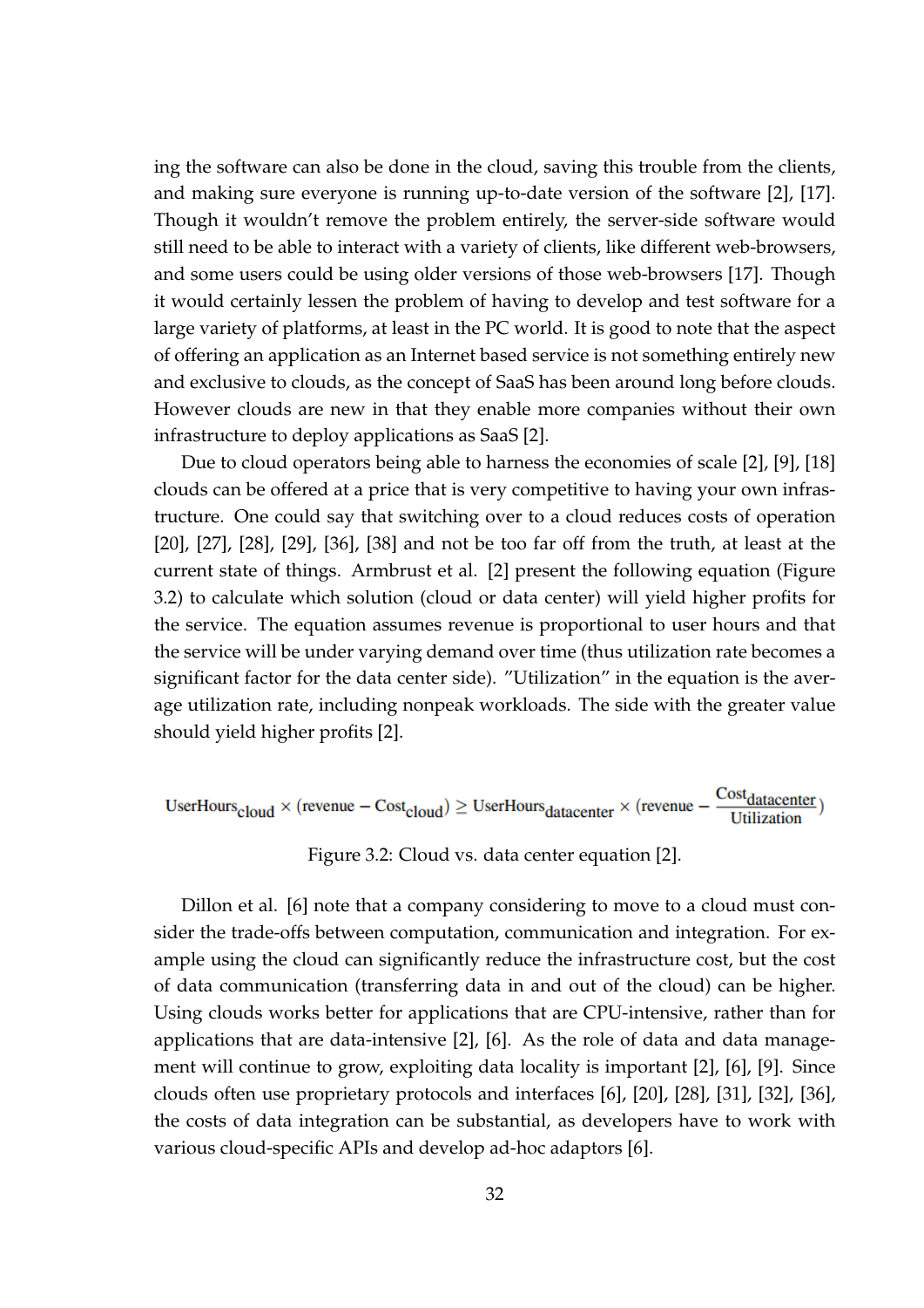ing the software can also be done in the cloud, saving this trouble from the clients, and making sure everyone is running up-to-date version of the software [2], [17]. Though it wouldn't remove the problem entirely, the server-side software would still need to be able to interact with a variety of clients, like different web-browsers, and some users could be using older versions of those web-browsers [17]. Though it would certainly lessen the problem of having to develop and test software for a large variety of platforms, at least in the PC world. It is good to note that the aspect of offering an application as an Internet based service is not something entirely new and exclusive to clouds, as the concept of SaaS has been around long before clouds. However clouds are new in that they enable more companies without their own infrastructure to deploy applications as SaaS [2].

Due to cloud operators being able to harness the economies of scale [2], [9], [18] clouds can be offered at a price that is very competitive to having your own infrastructure. One could say that switching over to a cloud reduces costs of operation [20], [27], [28], [29], [36], [38] and not be too far off from the truth, at least at the current state of things. Armbrust et al. [2] present the following equation (Figure 3.2) to calculate which solution (cloud or data center) will yield higher profits for the service. The equation assumes revenue is proportional to user hours and that the service will be under varying demand over time (thus utilization rate becomes a significant factor for the data center side). "Utilization" in the equation is the average utilization rate, including nonpeak workloads. The side with the greater value should yield higher profits [2].

$$\text{UserHours}_{\text{cloud}} \times (\text{revenue} - \text{Cost}_{\text{cloud}}) \geq \text{UserHours}_{\text{datacenter}} \times (\text{revenue} - \frac{\text{Cost}_{\text{datacenter}}}{\text{Utilization}})$$

Figure 3.2: Cloud vs. data center equation [2].

Dillon et al. [6] note that a company considering to move to a cloud must consider the trade-offs between computation, communication and integration. For example using the cloud can significantly reduce the infrastructure cost, but the cost of data communication (transferring data in and out of the cloud) can be higher. Using clouds works better for applications that are CPU-intensive, rather than for applications that are data-intensive [2], [6]. As the role of data and data management will continue to grow, exploiting data locality is important [2], [6], [9]. Since clouds often use proprietary protocols and interfaces [6], [20], [28], [31], [32], [36], the costs of data integration can be substantial, as developers have to work with various cloud-specific APIs and develop ad-hoc adaptors [6].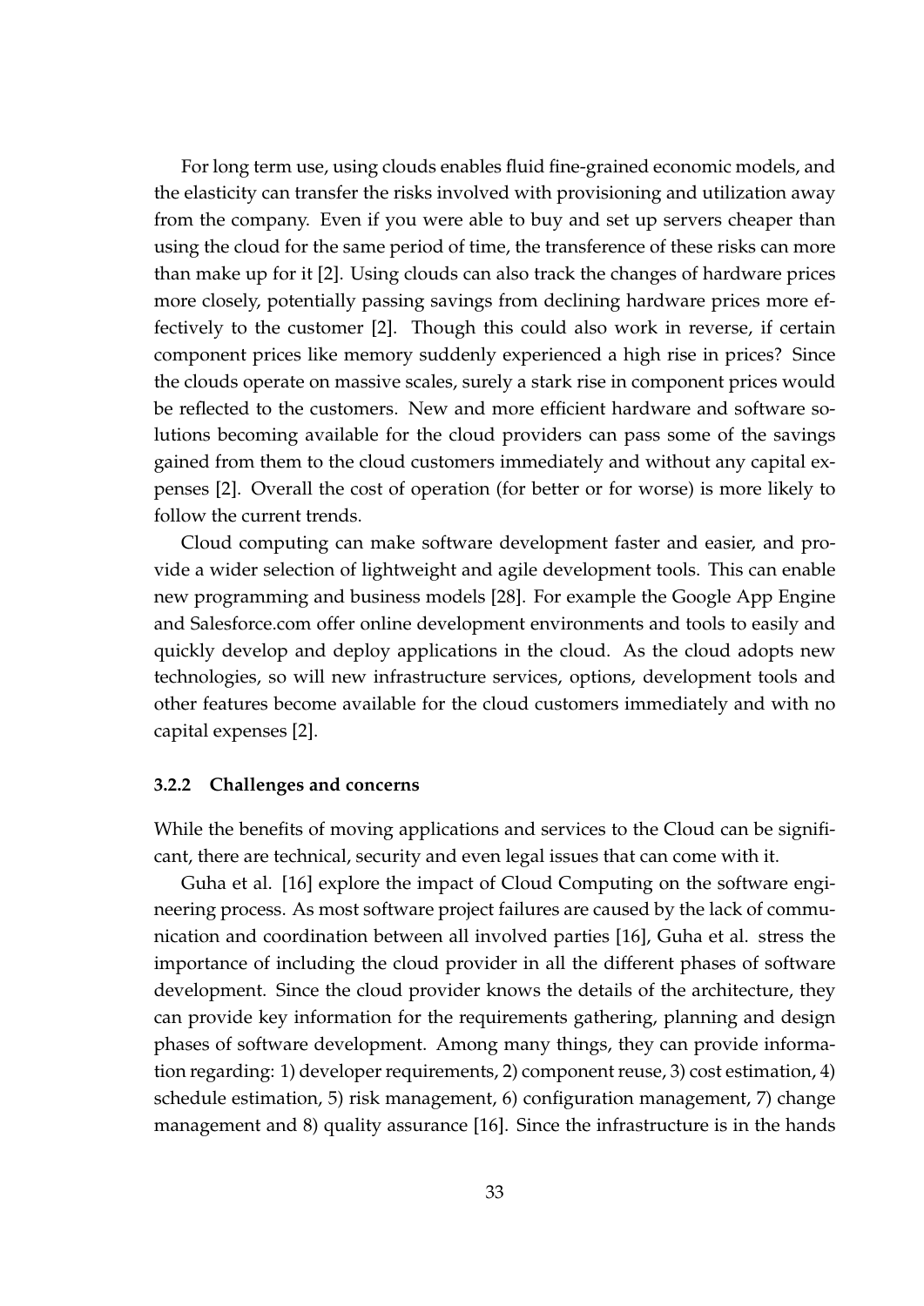For long term use, using clouds enables fluid fine-grained economic models, and the elasticity can transfer the risks involved with provisioning and utilization away from the company. Even if you were able to buy and set up servers cheaper than using the cloud for the same period of time, the transference of these risks can more than make up for it [2]. Using clouds can also track the changes of hardware prices more closely, potentially passing savings from declining hardware prices more effectively to the customer [2]. Though this could also work in reverse, if certain component prices like memory suddenly experienced a high rise in prices? Since the clouds operate on massive scales, surely a stark rise in component prices would be reflected to the customers. New and more efficient hardware and software solutions becoming available for the cloud providers can pass some of the savings gained from them to the cloud customers immediately and without any capital expenses [2]. Overall the cost of operation (for better or for worse) is more likely to follow the current trends.

Cloud computing can make software development faster and easier, and provide a wider selection of lightweight and agile development tools. This can enable new programming and business models [28]. For example the Google App Engine and Salesforce.com offer online development environments and tools to easily and quickly develop and deploy applications in the cloud. As the cloud adopts new technologies, so will new infrastructure services, options, development tools and other features become available for the cloud customers immediately and with no capital expenses [2].

### 3.2.2 Challenges and concerns

While the benefits of moving applications and services to the Cloud can be significant, there are technical, security and even legal issues that can come with it.

Guha et al. [16] explore the impact of Cloud Computing on the software engineering process. As most software project failures are caused by the lack of communication and coordination between all involved parties [16], Guha et al. stress the importance of including the cloud provider in all the different phases of software development. Since the cloud provider knows the details of the architecture, they can provide key information for the requirements gathering, planning and design phases of software development. Among many things, they can provide information regarding: 1) developer requirements, 2) component reuse, 3) cost estimation, 4) schedule estimation, 5) risk management, 6) configuration management, 7) change management and 8) quality assurance [16]. Since the infrastructure is in the hands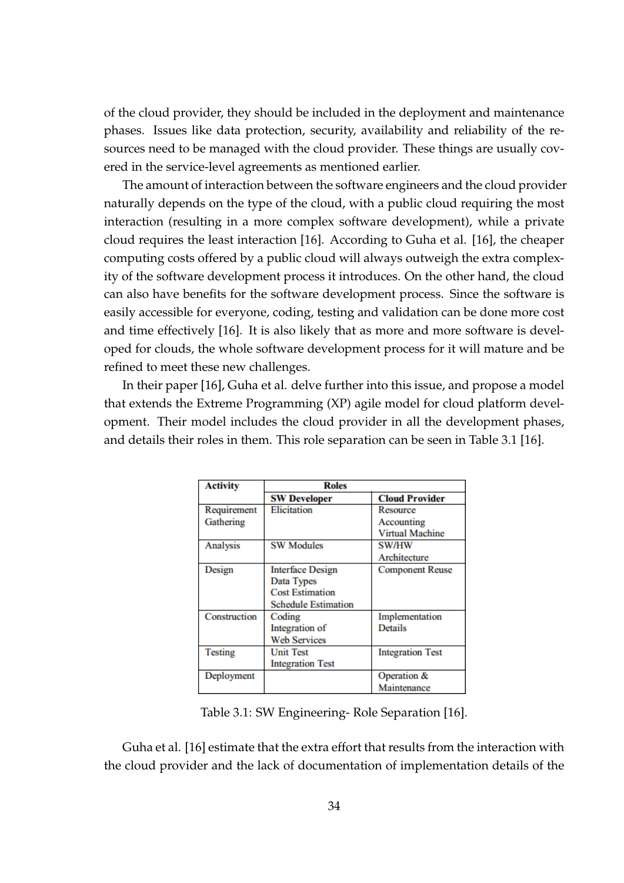of the cloud provider, they should be included in the deployment and maintenance phases. Issues like data protection, security, availability and reliability of the resources need to be managed with the cloud provider. These things are usually covered in the service-level agreements as mentioned earlier.

The amount of interaction between the software engineers and the cloud provider naturally depends on the type of the cloud, with a public cloud requiring the most interaction (resulting in a more complex software development), while a private cloud requires the least interaction [16]. According to Guha et al. [16], the cheaper computing costs offered by a public cloud will always outweigh the extra complexity of the software development process it introduces. On the other hand, the cloud can also have benefits for the software development process. Since the software is easily accessible for everyone, coding, testing and validation can be done more cost and time effectively [16]. It is also likely that as more and more software is developed for clouds, the whole software development process for it will mature and be refined to meet these new challenges.

In their paper [16], Guha et al. delve further into this issue, and propose a model that extends the Extreme Programming (XP) agile model for cloud platform development. Their model includes the cloud provider in all the development phases, and details their roles in them. This role separation can be seen in Table 3.1 [16].

| **Activity** | **Roles** | |
|---|---|---|
| | **SW Developer** | **Cloud Provider** |
| Requirement Gathering | Elicitation | Resource Accounting Virtual Machine |
| Analysis | SW Modules | SW/HW Architecture |
| Design | Interface Design Data Types Cost Estimation Schedule Estimation | Component Reuse |
| Construction | Coding Integration of Web Services | Implementation Details |
| Testing | Unit Test Integration Test | Integration Test |
| Deployment | | Operation & Maintenance |

Table 3.1: SW Engineering- Role Separation [16].

Guha et al. [16] estimate that the extra effort that results from the interaction with the cloud provider and the lack of documentation of implementation details of the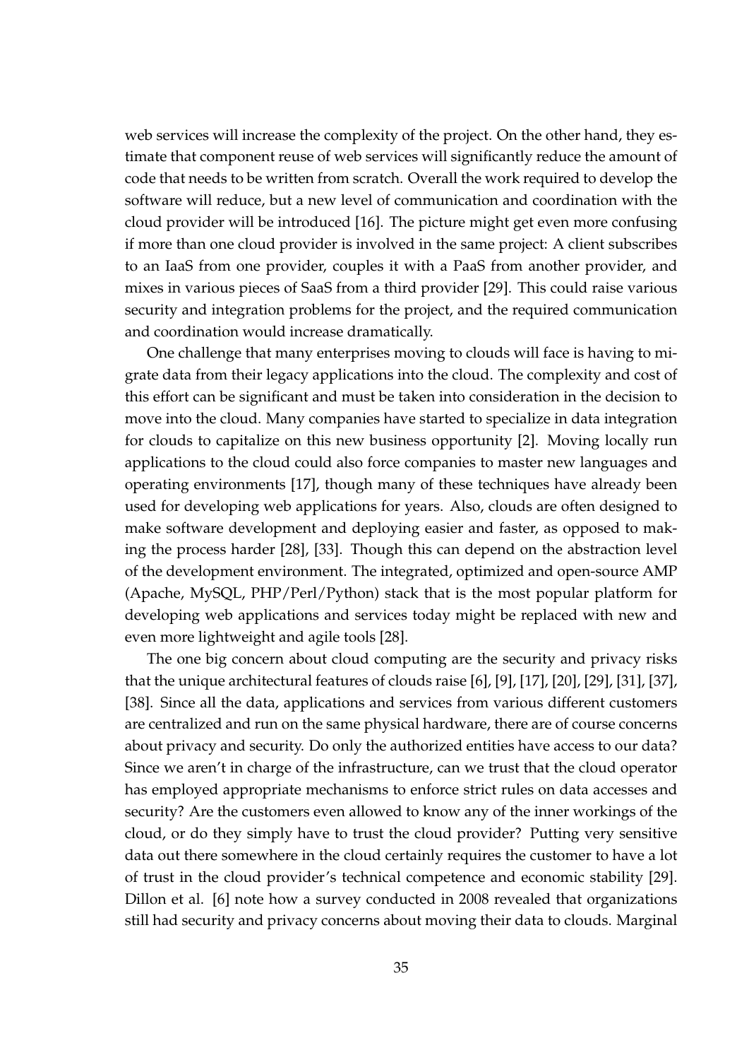web services will increase the complexity of the project. On the other hand, they estimate that component reuse of web services will significantly reduce the amount of code that needs to be written from scratch. Overall the work required to develop the software will reduce, but a new level of communication and coordination with the cloud provider will be introduced [16]. The picture might get even more confusing if more than one cloud provider is involved in the same project: A client subscribes to an IaaS from one provider, couples it with a PaaS from another provider, and mixes in various pieces of SaaS from a third provider [29]. This could raise various security and integration problems for the project, and the required communication and coordination would increase dramatically.

One challenge that many enterprises moving to clouds will face is having to migrate data from their legacy applications into the cloud. The complexity and cost of this effort can be significant and must be taken into consideration in the decision to move into the cloud. Many companies have started to specialize in data integration for clouds to capitalize on this new business opportunity [2]. Moving locally run applications to the cloud could also force companies to master new languages and operating environments [17], though many of these techniques have already been used for developing web applications for years. Also, clouds are often designed to make software development and deploying easier and faster, as opposed to making the process harder [28], [33]. Though this can depend on the abstraction level of the development environment. The integrated, optimized and open-source AMP (Apache, MySQL, PHP/Perl/Python) stack that is the most popular platform for developing web applications and services today might be replaced with new and even more lightweight and agile tools [28].

The one big concern about cloud computing are the security and privacy risks that the unique architectural features of clouds raise [6], [9], [17], [20], [29], [31], [37], [38]. Since all the data, applications and services from various different customers are centralized and run on the same physical hardware, there are of course concerns about privacy and security. Do only the authorized entities have access to our data? Since we aren't in charge of the infrastructure, can we trust that the cloud operator has employed appropriate mechanisms to enforce strict rules on data accesses and security? Are the customers even allowed to know any of the inner workings of the cloud, or do they simply have to trust the cloud provider? Putting very sensitive data out there somewhere in the cloud certainly requires the customer to have a lot of trust in the cloud provider's technical competence and economic stability [29]. Dillon et al. [6] note how a survey conducted in 2008 revealed that organizations still had security and privacy concerns about moving their data to clouds. Marginal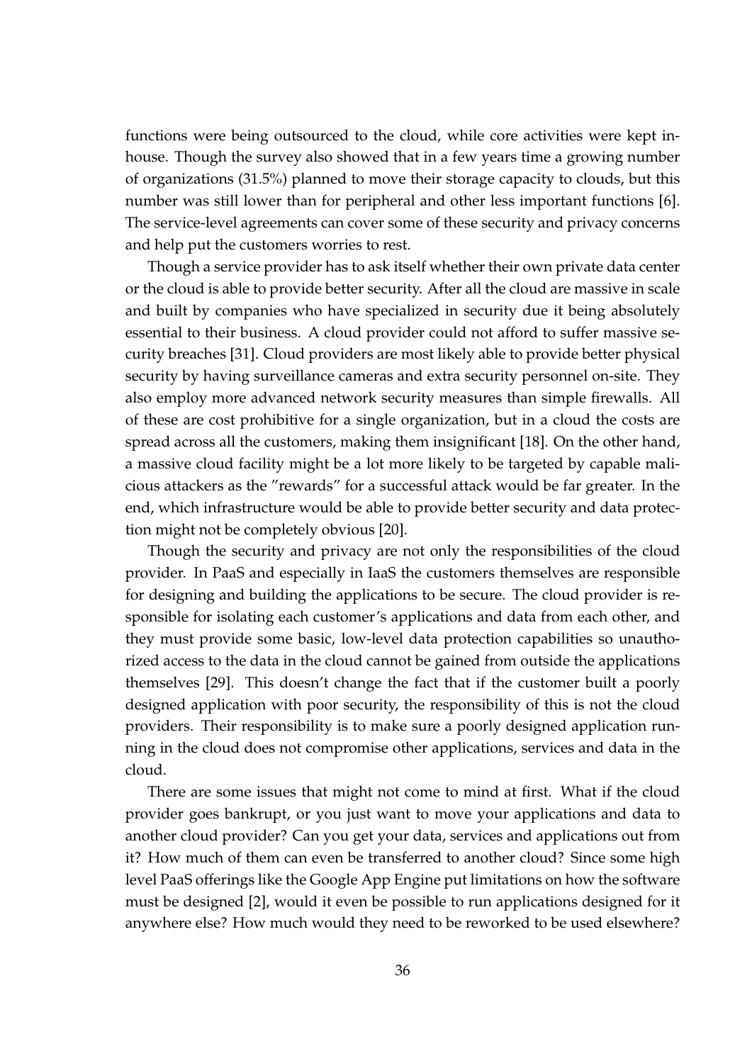functions were being outsourced to the cloud, while core activities were kept in-house. Though the survey also showed that in a few years time a growing number of organizations (31.5%) planned to move their storage capacity to clouds, but this number was still lower than for peripheral and other less important functions [6]. The service-level agreements can cover some of these security and privacy concerns and help put the customers worries to rest.

Though a service provider has to ask itself whether their own private data center or the cloud is able to provide better security. After all the cloud are massive in scale and built by companies who have specialized in security due it being absolutely essential to their business. A cloud provider could not afford to suffer massive security breaches [31]. Cloud providers are most likely able to provide better physical security by having surveillance cameras and extra security personnel on-site. They also employ more advanced network security measures than simple firewalls. All of these are cost prohibitive for a single organization, but in a cloud the costs are spread across all the customers, making them insignificant [18]. On the other hand, a massive cloud facility might be a lot more likely to be targeted by capable malicious attackers as the "rewards" for a successful attack would be far greater. In the end, which infrastructure would be able to provide better security and data protection might not be completely obvious [20].

Though the security and privacy are not only the responsibilities of the cloud provider. In PaaS and especially in IaaS the customers themselves are responsible for designing and building the applications to be secure. The cloud provider is responsible for isolating each customer's applications and data from each other, and they must provide some basic, low-level data protection capabilities so unauthorized access to the data in the cloud cannot be gained from outside the applications themselves [29]. This doesn't change the fact that if the customer built a poorly designed application with poor security, the responsibility of this is not the cloud providers. Their responsibility is to make sure a poorly designed application running in the cloud does not compromise other applications, services and data in the cloud.

There are some issues that might not come to mind at first. What if the cloud provider goes bankrupt, or you just want to move your applications and data to another cloud provider? Can you get your data, services and applications out from it? How much of them can even be transferred to another cloud? Since some high level PaaS offerings like the Google App Engine put limitations on how the software must be designed [2], would it even be possible to run applications designed for it anywhere else? How much would they need to be reworked to be used elsewhere?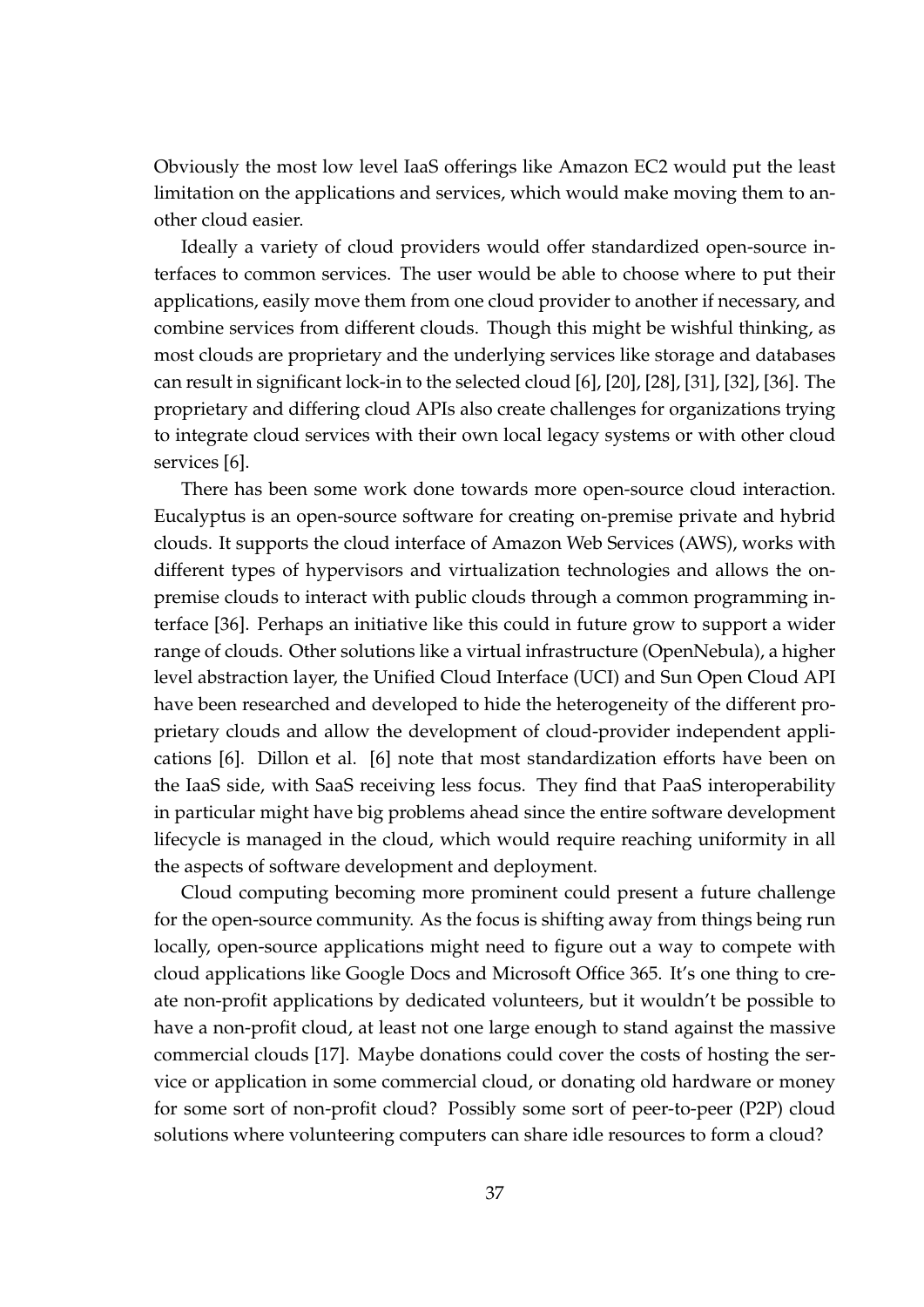Obviously the most low level IaaS offerings like Amazon EC2 would put the least limitation on the applications and services, which would make moving them to another cloud easier.

Ideally a variety of cloud providers would offer standardized open-source interfaces to common services. The user would be able to choose where to put their applications, easily move them from one cloud provider to another if necessary, and combine services from different clouds. Though this might be wishful thinking, as most clouds are proprietary and the underlying services like storage and databases can result in significant lock-in to the selected cloud [6], [20], [28], [31], [32], [36]. The proprietary and differing cloud APIs also create challenges for organizations trying to integrate cloud services with their own local legacy systems or with other cloud services [6].

There has been some work done towards more open-source cloud interaction. Eucalyptus is an open-source software for creating on-premise private and hybrid clouds. It supports the cloud interface of Amazon Web Services (AWS), works with different types of hypervisors and virtualization technologies and allows the on-premise clouds to interact with public clouds through a common programming interface [36]. Perhaps an initiative like this could in future grow to support a wider range of clouds. Other solutions like a virtual infrastructure (OpenNebula), a higher level abstraction layer, the Unified Cloud Interface (UCI) and Sun Open Cloud API have been researched and developed to hide the heterogeneity of the different proprietary clouds and allow the development of cloud-provider independent applications [6]. Dillon et al. [6] note that most standardization efforts have been on the IaaS side, with SaaS receiving less focus. They find that PaaS interoperability in particular might have big problems ahead since the entire software development lifecycle is managed in the cloud, which would require reaching uniformity in all the aspects of software development and deployment.

Cloud computing becoming more prominent could present a future challenge for the open-source community. As the focus is shifting away from things being run locally, open-source applications might need to figure out a way to compete with cloud applications like Google Docs and Microsoft Office 365. It's one thing to create non-profit applications by dedicated volunteers, but it wouldn't be possible to have a non-profit cloud, at least not one large enough to stand against the massive commercial clouds [17]. Maybe donations could cover the costs of hosting the service or application in some commercial cloud, or donating old hardware or money for some sort of non-profit cloud? Possibly some sort of peer-to-peer (P2P) cloud solutions where volunteering computers can share idle resources to form a cloud?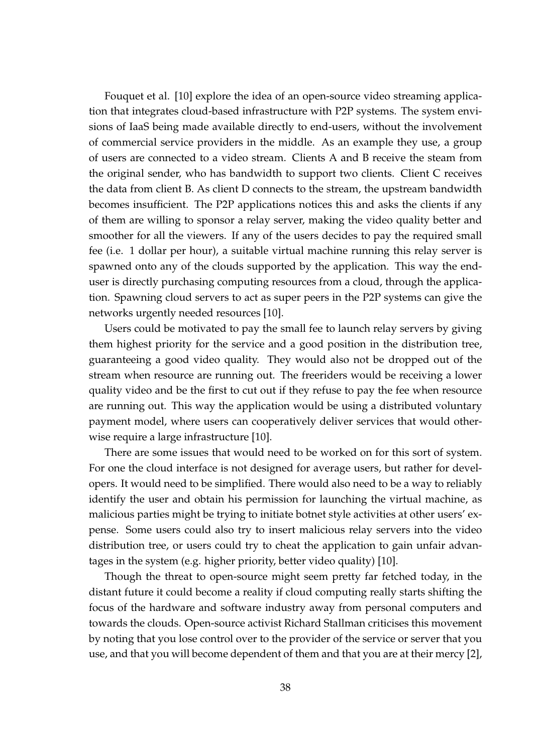Fouquet et al. [10] explore the idea of an open-source video streaming application that integrates cloud-based infrastructure with P2P systems. The system envisions of IaaS being made available directly to end-users, without the involvement of commercial service providers in the middle. As an example they use, a group of users are connected to a video stream. Clients A and B receive the steam from the original sender, who has bandwidth to support two clients. Client C receives the data from client B. As client D connects to the stream, the upstream bandwidth becomes insufficient. The P2P applications notices this and asks the clients if any of them are willing to sponsor a relay server, making the video quality better and smoother for all the viewers. If any of the users decides to pay the required small fee (i.e. 1 dollar per hour), a suitable virtual machine running this relay server is spawned onto any of the clouds supported by the application. This way the end-user is directly purchasing computing resources from a cloud, through the application. Spawning cloud servers to act as super peers in the P2P systems can give the networks urgently needed resources [10].

Users could be motivated to pay the small fee to launch relay servers by giving them highest priority for the service and a good position in the distribution tree, guaranteeing a good video quality. They would also not be dropped out of the stream when resource are running out. The freeriders would be receiving a lower quality video and be the first to cut out if they refuse to pay the fee when resource are running out. This way the application would be using a distributed voluntary payment model, where users can cooperatively deliver services that would otherwise require a large infrastructure [10].

There are some issues that would need to be worked on for this sort of system. For one the cloud interface is not designed for average users, but rather for developers. It would need to be simplified. There would also need to be a way to reliably identify the user and obtain his permission for launching the virtual machine, as malicious parties might be trying to initiate botnet style activities at other users' expense. Some users could also try to insert malicious relay servers into the video distribution tree, or users could try to cheat the application to gain unfair advantages in the system (e.g. higher priority, better video quality) [10].

Though the threat to open-source might seem pretty far fetched today, in the distant future it could become a reality if cloud computing really starts shifting the focus of the hardware and software industry away from personal computers and towards the clouds. Open-source activist Richard Stallman criticises this movement by noting that you lose control over to the provider of the service or server that you use, and that you will become dependent of them and that you are at their mercy [2],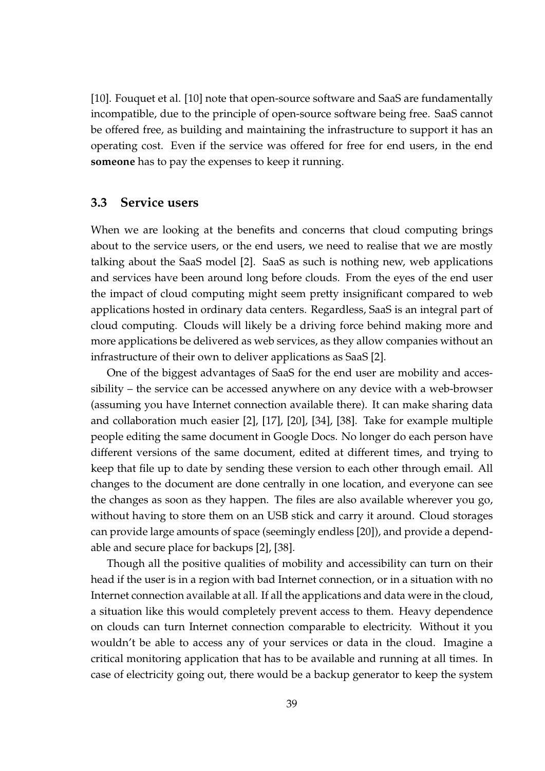[10]. Fouquet et al. [10] note that open-source software and SaaS are fundamentally incompatible, due to the principle of open-source software being free. SaaS cannot be offered free, as building and maintaining the infrastructure to support it has an operating cost. Even if the service was offered for free for end users, in the end **someone** has to pay the expenses to keep it running.

## 3.3 Service users

When we are looking at the benefits and concerns that cloud computing brings about to the service users, or the end users, we need to realise that we are mostly talking about the SaaS model [2]. SaaS as such is nothing new, web applications and services have been around long before clouds. From the eyes of the end user the impact of cloud computing might seem pretty insignificant compared to web applications hosted in ordinary data centers. Regardless, SaaS is an integral part of cloud computing. Clouds will likely be a driving force behind making more and more applications be delivered as web services, as they allow companies without an infrastructure of their own to deliver applications as SaaS [2].

One of the biggest advantages of SaaS for the end user are mobility and accessibility – the service can be accessed anywhere on any device with a web-browser (assuming you have Internet connection available there). It can make sharing data and collaboration much easier [2], [17], [20], [34], [38]. Take for example multiple people editing the same document in Google Docs. No longer do each person have different versions of the same document, edited at different times, and trying to keep that file up to date by sending these version to each other through email. All changes to the document are done centrally in one location, and everyone can see the changes as soon as they happen. The files are also available wherever you go, without having to store them on an USB stick and carry it around. Cloud storages can provide large amounts of space (seemingly endless [20]), and provide a dependable and secure place for backups [2], [38].

Though all the positive qualities of mobility and accessibility can turn on their head if the user is in a region with bad Internet connection, or in a situation with no Internet connection available at all. If all the applications and data were in the cloud, a situation like this would completely prevent access to them. Heavy dependence on clouds can turn Internet connection comparable to electricity. Without it you wouldn't be able to access any of your services or data in the cloud. Imagine a critical monitoring application that has to be available and running at all times. In case of electricity going out, there would be a backup generator to keep the system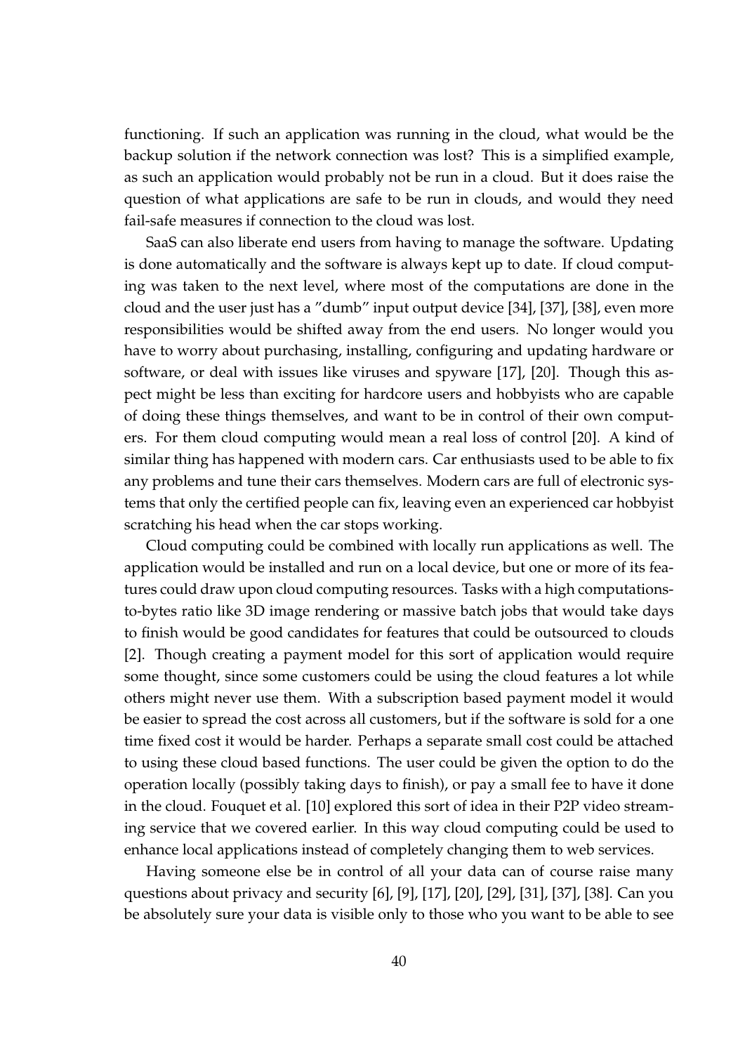functioning. If such an application was running in the cloud, what would be the backup solution if the network connection was lost? This is a simplified example, as such an application would probably not be run in a cloud. But it does raise the question of what applications are safe to be run in clouds, and would they need fail-safe measures if connection to the cloud was lost.

SaaS can also liberate end users from having to manage the software. Updating is done automatically and the software is always kept up to date. If cloud computing was taken to the next level, where most of the computations are done in the cloud and the user just has a "dumb" input output device [34], [37], [38], even more responsibilities would be shifted away from the end users. No longer would you have to worry about purchasing, installing, configuring and updating hardware or software, or deal with issues like viruses and spyware [17], [20]. Though this aspect might be less than exciting for hardcore users and hobbyists who are capable of doing these things themselves, and want to be in control of their own computers. For them cloud computing would mean a real loss of control [20]. A kind of similar thing has happened with modern cars. Car enthusiasts used to be able to fix any problems and tune their cars themselves. Modern cars are full of electronic systems that only the certified people can fix, leaving even an experienced car hobbyist scratching his head when the car stops working.

Cloud computing could be combined with locally run applications as well. The application would be installed and run on a local device, but one or more of its features could draw upon cloud computing resources. Tasks with a high computations-to-bytes ratio like 3D image rendering or massive batch jobs that would take days to finish would be good candidates for features that could be outsourced to clouds [2]. Though creating a payment model for this sort of application would require some thought, since some customers could be using the cloud features a lot while others might never use them. With a subscription based payment model it would be easier to spread the cost across all customers, but if the software is sold for a one time fixed cost it would be harder. Perhaps a separate small cost could be attached to using these cloud based functions. The user could be given the option to do the operation locally (possibly taking days to finish), or pay a small fee to have it done in the cloud. Fouquet et al. [10] explored this sort of idea in their P2P video streaming service that we covered earlier. In this way cloud computing could be used to enhance local applications instead of completely changing them to web services.

Having someone else be in control of all your data can of course raise many questions about privacy and security [6], [9], [17], [20], [29], [31], [37], [38]. Can you be absolutely sure your data is visible only to those who you want to be able to see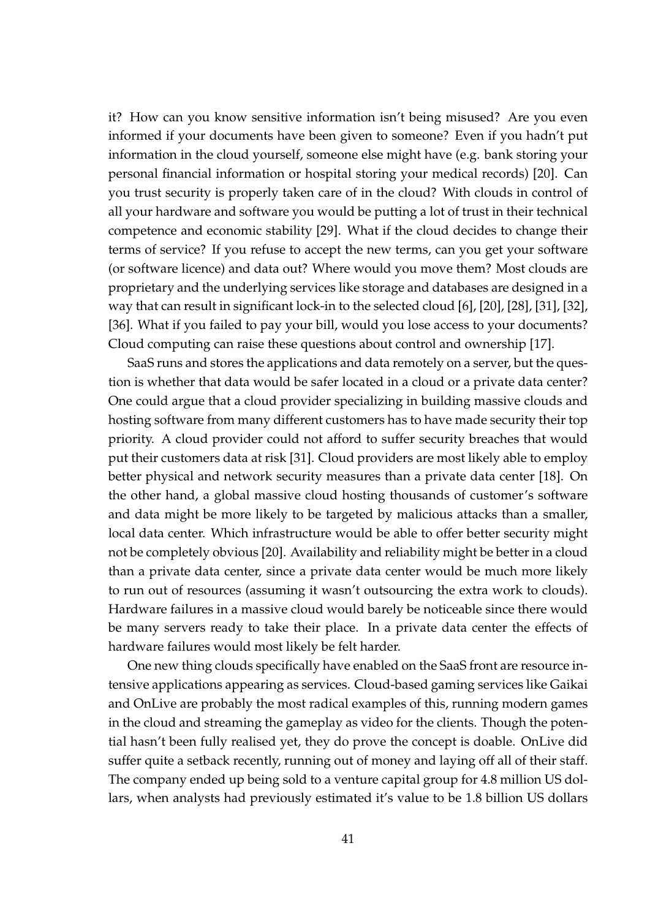it? How can you know sensitive information isn't being misused? Are you even informed if your documents have been given to someone? Even if you hadn't put information in the cloud yourself, someone else might have (e.g. bank storing your personal financial information or hospital storing your medical records) [20]. Can you trust security is properly taken care of in the cloud? With clouds in control of all your hardware and software you would be putting a lot of trust in their technical competence and economic stability [29]. What if the cloud decides to change their terms of service? If you refuse to accept the new terms, can you get your software (or software licence) and data out? Where would you move them? Most clouds are proprietary and the underlying services like storage and databases are designed in a way that can result in significant lock-in to the selected cloud [6], [20], [28], [31], [32], [36]. What if you failed to pay your bill, would you lose access to your documents? Cloud computing can raise these questions about control and ownership [17].

SaaS runs and stores the applications and data remotely on a server, but the question is whether that data would be safer located in a cloud or a private data center? One could argue that a cloud provider specializing in building massive clouds and hosting software from many different customers has to have made security their top priority. A cloud provider could not afford to suffer security breaches that would put their customers data at risk [31]. Cloud providers are most likely able to employ better physical and network security measures than a private data center [18]. On the other hand, a global massive cloud hosting thousands of customer's software and data might be more likely to be targeted by malicious attacks than a smaller, local data center. Which infrastructure would be able to offer better security might not be completely obvious [20]. Availability and reliability might be better in a cloud than a private data center, since a private data center would be much more likely to run out of resources (assuming it wasn't outsourcing the extra work to clouds). Hardware failures in a massive cloud would barely be noticeable since there would be many servers ready to take their place. In a private data center the effects of hardware failures would most likely be felt harder.

One new thing clouds specifically have enabled on the SaaS front are resource intensive applications appearing as services. Cloud-based gaming services like Gaikai and OnLive are probably the most radical examples of this, running modern games in the cloud and streaming the gameplay as video for the clients. Though the potential hasn't been fully realised yet, they do prove the concept is doable. OnLive did suffer quite a setback recently, running out of money and laying off all of their staff. The company ended up being sold to a venture capital group for 4.8 million US dollars, when analysts had previously estimated it's value to be 1.8 billion US dollars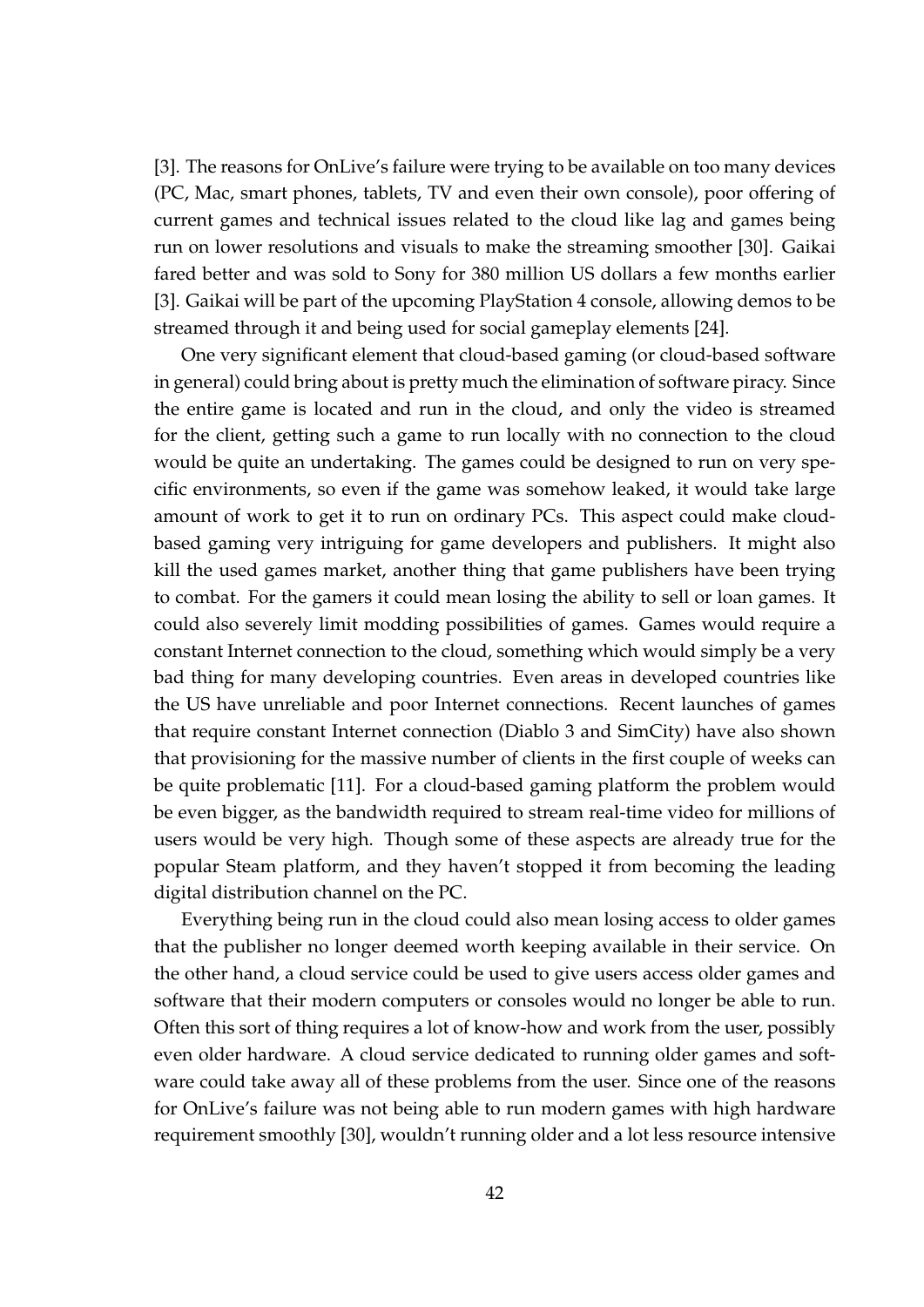[3]. The reasons for OnLive's failure were trying to be available on too many devices (PC, Mac, smart phones, tablets, TV and even their own console), poor offering of current games and technical issues related to the cloud like lag and games being run on lower resolutions and visuals to make the streaming smoother [30]. Gaikai fared better and was sold to Sony for 380 million US dollars a few months earlier [3]. Gaikai will be part of the upcoming PlayStation 4 console, allowing demos to be streamed through it and being used for social gameplay elements [24].

One very significant element that cloud-based gaming (or cloud-based software in general) could bring about is pretty much the elimination of software piracy. Since the entire game is located and run in the cloud, and only the video is streamed for the client, getting such a game to run locally with no connection to the cloud would be quite an undertaking. The games could be designed to run on very specific environments, so even if the game was somehow leaked, it would take large amount of work to get it to run on ordinary PCs. This aspect could make cloud-based gaming very intriguing for game developers and publishers. It might also kill the used games market, another thing that game publishers have been trying to combat. For the gamers it could mean losing the ability to sell or loan games. It could also severely limit modding possibilities of games. Games would require a constant Internet connection to the cloud, something which would simply be a very bad thing for many developing countries. Even areas in developed countries like the US have unreliable and poor Internet connections. Recent launches of games that require constant Internet connection (Diablo 3 and SimCity) have also shown that provisioning for the massive number of clients in the first couple of weeks can be quite problematic [11]. For a cloud-based gaming platform the problem would be even bigger, as the bandwidth required to stream real-time video for millions of users would be very high. Though some of these aspects are already true for the popular Steam platform, and they haven't stopped it from becoming the leading digital distribution channel on the PC.

Everything being run in the cloud could also mean losing access to older games that the publisher no longer deemed worth keeping available in their service. On the other hand, a cloud service could be used to give users access older games and software that their modern computers or consoles would no longer be able to run. Often this sort of thing requires a lot of know-how and work from the user, possibly even older hardware. A cloud service dedicated to running older games and software could take away all of these problems from the user. Since one of the reasons for OnLive's failure was not being able to run modern games with high hardware requirement smoothly [30], wouldn't running older and a lot less resource intensive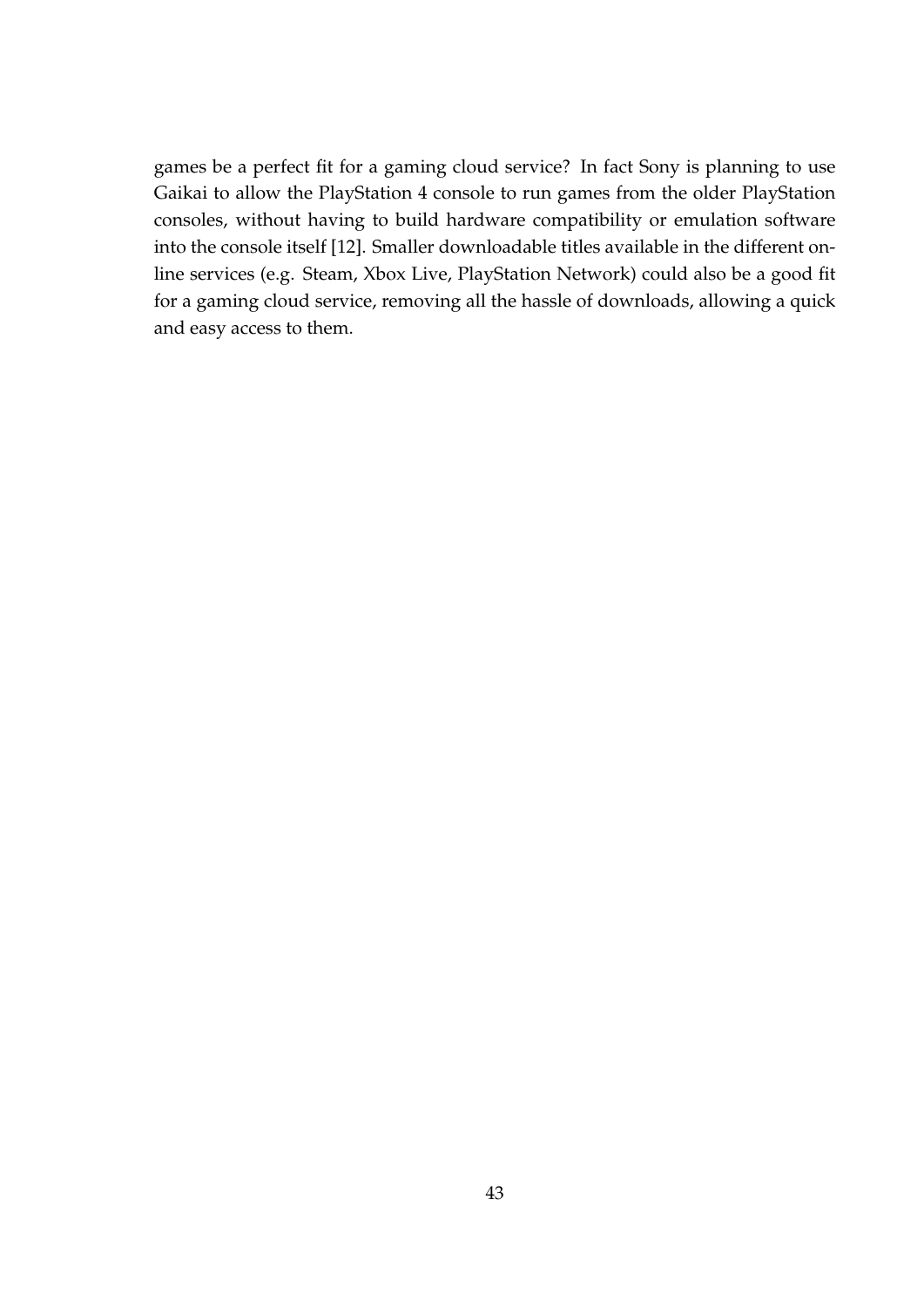games be a perfect fit for a gaming cloud service? In fact Sony is planning to use Gaikai to allow the PlayStation 4 console to run games from the older PlayStation consoles, without having to build hardware compatibility or emulation software into the console itself [12]. Smaller downloadable titles available in the different online services (e.g. Steam, Xbox Live, PlayStation Network) could also be a good fit for a gaming cloud service, removing all the hassle of downloads, allowing a quick and easy access to them.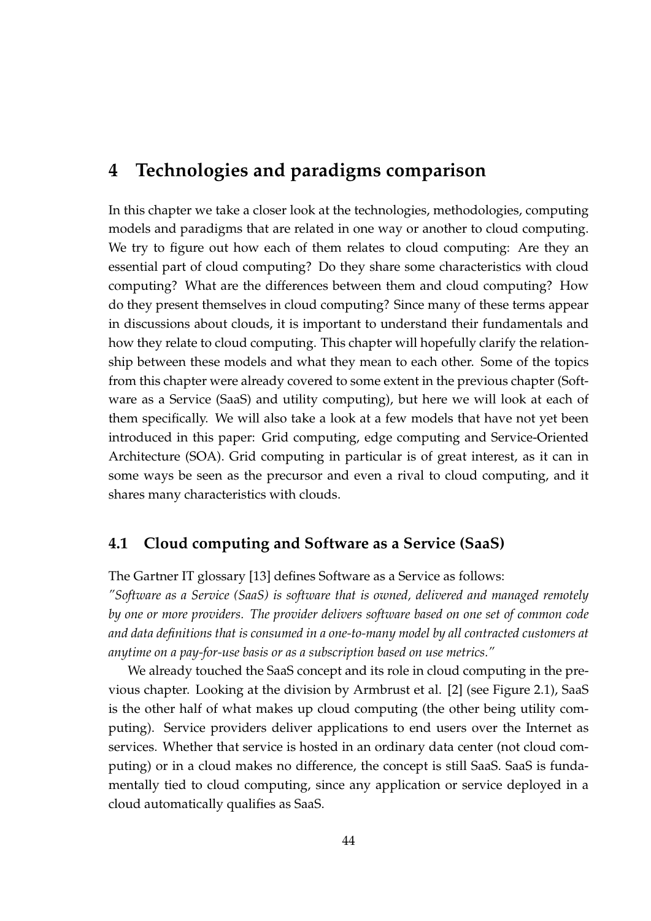# 4 Technologies and paradigms comparison

In this chapter we take a closer look at the technologies, methodologies, computing models and paradigms that are related in one way or another to cloud computing. We try to figure out how each of them relates to cloud computing: Are they an essential part of cloud computing? Do they share some characteristics with cloud computing? What are the differences between them and cloud computing? How do they present themselves in cloud computing? Since many of these terms appear in discussions about clouds, it is important to understand their fundamentals and how they relate to cloud computing. This chapter will hopefully clarify the relationship between these models and what they mean to each other. Some of the topics from this chapter were already covered to some extent in the previous chapter (Software as a Service (SaaS) and utility computing), but here we will look at each of them specifically. We will also take a look at a few models that have not yet been introduced in this paper: Grid computing, edge computing and Service-Oriented Architecture (SOA). Grid computing in particular is of great interest, as it can in some ways be seen as the precursor and even a rival to cloud computing, and it shares many characteristics with clouds.

## 4.1 Cloud computing and Software as a Service (SaaS)

The Gartner IT glossary [13] defines Software as a Service as follows:

*"Software as a Service (SaaS) is software that is owned, delivered and managed remotely by one or more providers. The provider delivers software based on one set of common code and data definitions that is consumed in a one-to-many model by all contracted customers at anytime on a pay-for-use basis or as a subscription based on use metrics."*

We already touched the SaaS concept and its role in cloud computing in the previous chapter. Looking at the division by Armbrust et al. [2] (see Figure 2.1), SaaS is the other half of what makes up cloud computing (the other being utility computing). Service providers deliver applications to end users over the Internet as services. Whether that service is hosted in an ordinary data center (not cloud computing) or in a cloud makes no difference, the concept is still SaaS. SaaS is fundamentally tied to cloud computing, since any application or service deployed in a cloud automatically qualifies as SaaS.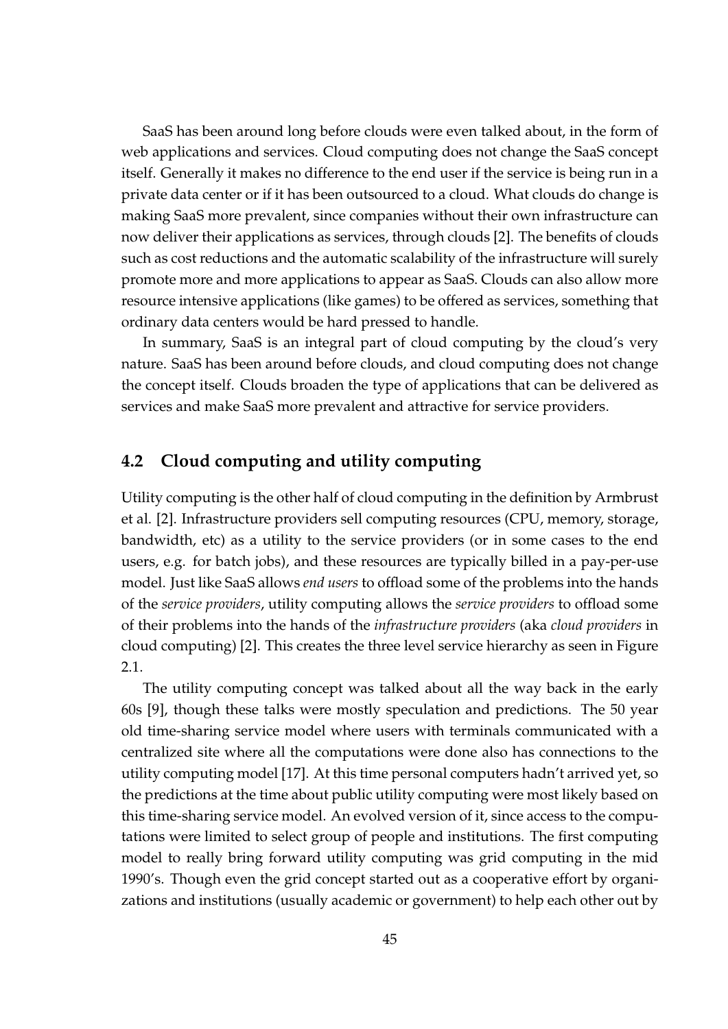SaaS has been around long before clouds were even talked about, in the form of web applications and services. Cloud computing does not change the SaaS concept itself. Generally it makes no difference to the end user if the service is being run in a private data center or if it has been outsourced to a cloud. What clouds do change is making SaaS more prevalent, since companies without their own infrastructure can now deliver their applications as services, through clouds [2]. The benefits of clouds such as cost reductions and the automatic scalability of the infrastructure will surely promote more and more applications to appear as SaaS. Clouds can also allow more resource intensive applications (like games) to be offered as services, something that ordinary data centers would be hard pressed to handle.

In summary, SaaS is an integral part of cloud computing by the cloud's very nature. SaaS has been around before clouds, and cloud computing does not change the concept itself. Clouds broaden the type of applications that can be delivered as services and make SaaS more prevalent and attractive for service providers.

## 4.2 Cloud computing and utility computing

Utility computing is the other half of cloud computing in the definition by Armbrust et al. [2]. Infrastructure providers sell computing resources (CPU, memory, storage, bandwidth, etc) as a utility to the service providers (or in some cases to the end users, e.g. for batch jobs), and these resources are typically billed in a pay-per-use model. Just like SaaS allows *end users* to offload some of the problems into the hands of the *service providers*, utility computing allows the *service providers* to offload some of their problems into the hands of the *infrastructure providers* (aka *cloud providers* in cloud computing) [2]. This creates the three level service hierarchy as seen in Figure 2.1.

The utility computing concept was talked about all the way back in the early 60s [9], though these talks were mostly speculation and predictions. The 50 year old time-sharing service model where users with terminals communicated with a centralized site where all the computations were done also has connections to the utility computing model [17]. At this time personal computers hadn't arrived yet, so the predictions at the time about public utility computing were most likely based on this time-sharing service model. An evolved version of it, since access to the computations were limited to select group of people and institutions. The first computing model to really bring forward utility computing was grid computing in the mid 1990's. Though even the grid concept started out as a cooperative effort by organizations and institutions (usually academic or government) to help each other out by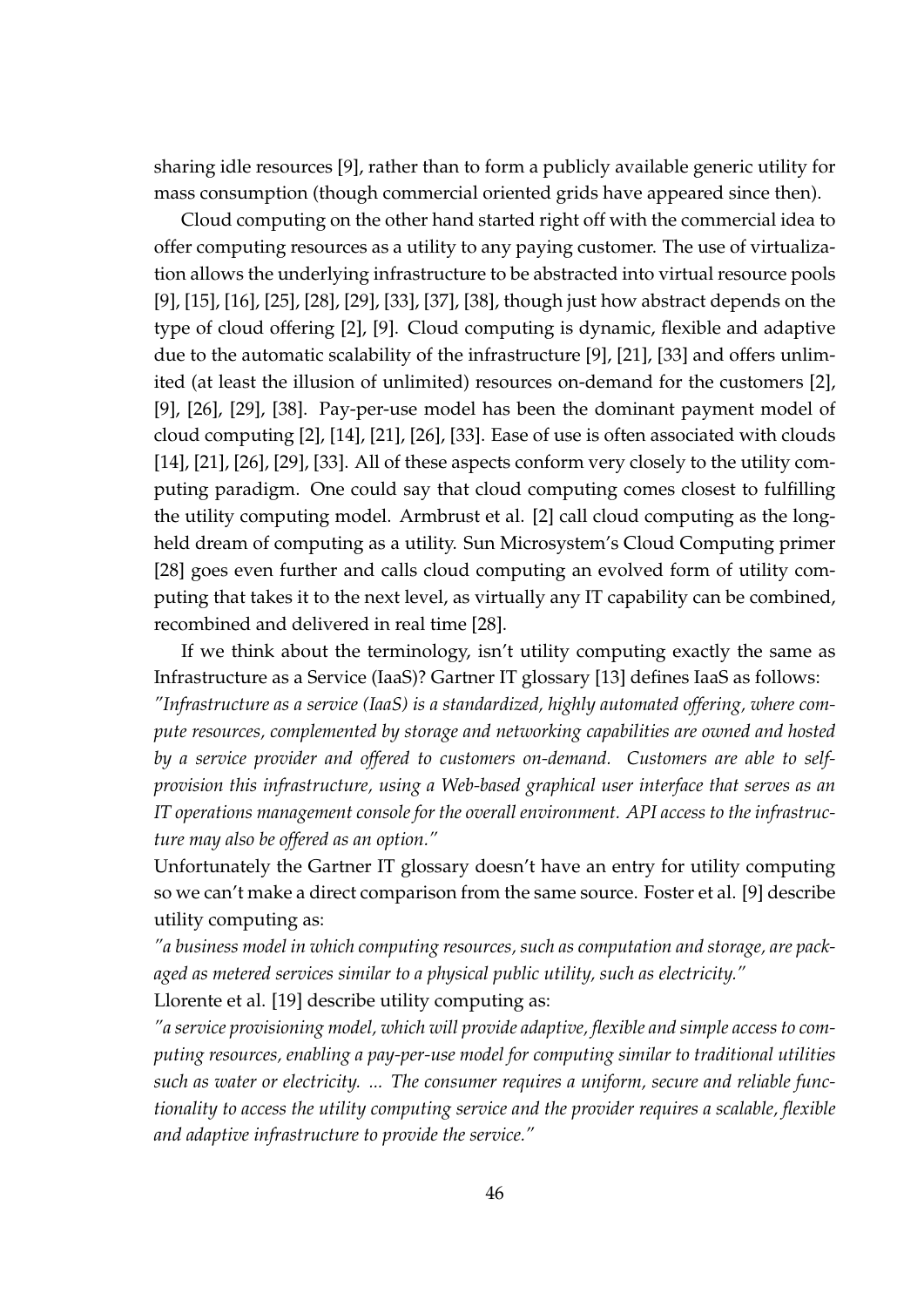sharing idle resources [9], rather than to form a publicly available generic utility for mass consumption (though commercial oriented grids have appeared since then).

Cloud computing on the other hand started right off with the commercial idea to offer computing resources as a utility to any paying customer. The use of virtualization allows the underlying infrastructure to be abstracted into virtual resource pools [9], [15], [16], [25], [28], [29], [33], [37], [38], though just how abstract depends on the type of cloud offering [2], [9]. Cloud computing is dynamic, flexible and adaptive due to the automatic scalability of the infrastructure [9], [21], [33] and offers unlimited (at least the illusion of unlimited) resources on-demand for the customers [2], [9], [26], [29], [38]. Pay-per-use model has been the dominant payment model of cloud computing [2], [14], [21], [26], [33]. Ease of use is often associated with clouds [14], [21], [26], [29], [33]. All of these aspects conform very closely to the utility computing paradigm. One could say that cloud computing comes closest to fulfilling the utility computing model. Armbrust et al. [2] call cloud computing as the long-held dream of computing as a utility. Sun Microsystem's Cloud Computing primer [28] goes even further and calls cloud computing an evolved form of utility computing that takes it to the next level, as virtually any IT capability can be combined, recombined and delivered in real time [28].

If we think about the terminology, isn't utility computing exactly the same as Infrastructure as a Service (IaaS)? Gartner IT glossary [13] defines IaaS as follows:
*"Infrastructure as a service (IaaS) is a standardized, highly automated offering, where compute resources, complemented by storage and networking capabilities are owned and hosted by a service provider and offered to customers on-demand. Customers are able to self-provision this infrastructure, using a Web-based graphical user interface that serves as an IT operations management console for the overall environment. API access to the infrastructure may also be offered as an option."*
Unfortunately the Gartner IT glossary doesn't have an entry for utility computing so we can't make a direct comparison from the same source. Foster et al. [9] describe utility computing as:
*"a business model in which computing resources, such as computation and storage, are packaged as metered services similar to a physical public utility, such as electricity."*
Llorente et al. [19] describe utility computing as:
*"a service provisioning model, which will provide adaptive, flexible and simple access to computing resources, enabling a pay-per-use model for computing similar to traditional utilities such as water or electricity. ... The consumer requires a uniform, secure and reliable functionality to access the utility computing service and the provider requires a scalable, flexible and adaptive infrastructure to provide the service."*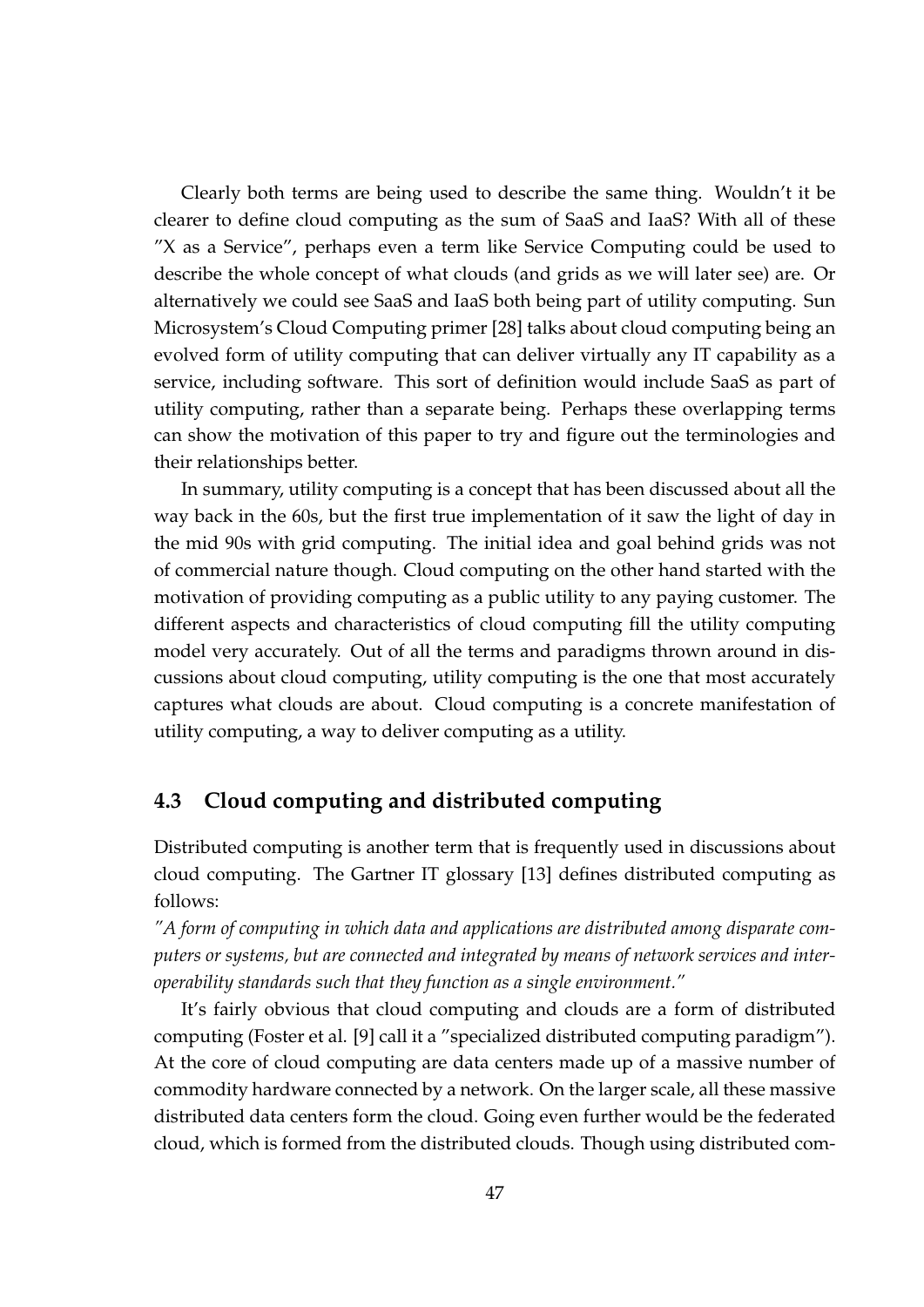Clearly both terms are being used to describe the same thing. Wouldn't it be clearer to define cloud computing as the sum of SaaS and IaaS? With all of these "X as a Service", perhaps even a term like Service Computing could be used to describe the whole concept of what clouds (and grids as we will later see) are. Or alternatively we could see SaaS and IaaS both being part of utility computing. Sun Microsystem's Cloud Computing primer [28] talks about cloud computing being an evolved form of utility computing that can deliver virtually any IT capability as a service, including software. This sort of definition would include SaaS as part of utility computing, rather than a separate being. Perhaps these overlapping terms can show the motivation of this paper to try and figure out the terminologies and their relationships better.

In summary, utility computing is a concept that has been discussed about all the way back in the 60s, but the first true implementation of it saw the light of day in the mid 90s with grid computing. The initial idea and goal behind grids was not of commercial nature though. Cloud computing on the other hand started with the motivation of providing computing as a public utility to any paying customer. The different aspects and characteristics of cloud computing fill the utility computing model very accurately. Out of all the terms and paradigms thrown around in discussions about cloud computing, utility computing is the one that most accurately captures what clouds are about. Cloud computing is a concrete manifestation of utility computing, a way to deliver computing as a utility.

## 4.3 Cloud computing and distributed computing

Distributed computing is another term that is frequently used in discussions about cloud computing. The Gartner IT glossary [13] defines distributed computing as follows:

*"A form of computing in which data and applications are distributed among disparate computers or systems, but are connected and integrated by means of network services and interoperability standards such that they function as a single environment."*

It's fairly obvious that cloud computing and clouds are a form of distributed computing (Foster et al. [9] call it a "specialized distributed computing paradigm"). At the core of cloud computing are data centers made up of a massive number of commodity hardware connected by a network. On the larger scale, all these massive distributed data centers form the cloud. Going even further would be the federated cloud, which is formed from the distributed clouds. Though using distributed com-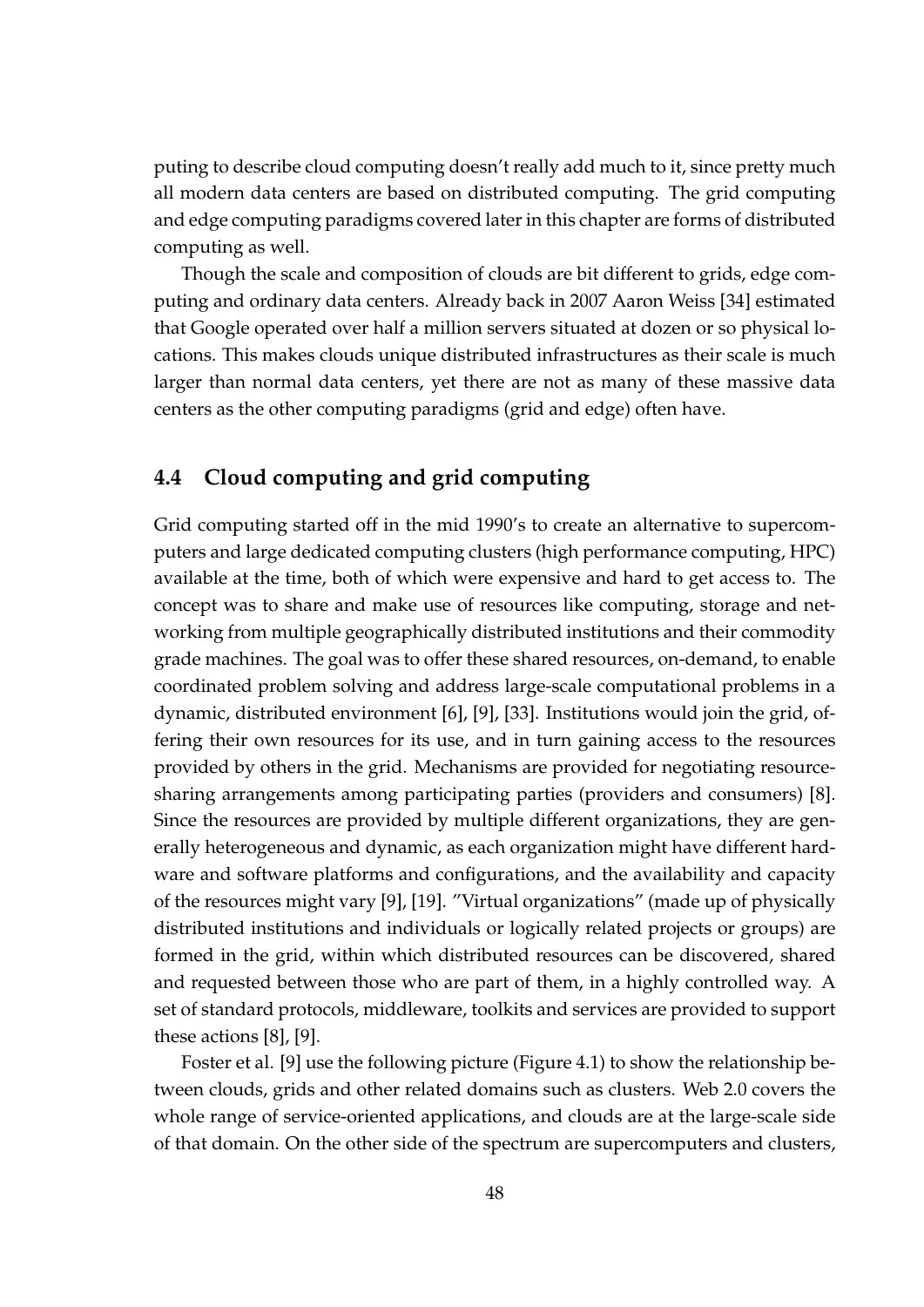puting to describe cloud computing doesn't really add much to it, since pretty much all modern data centers are based on distributed computing. The grid computing and edge computing paradigms covered later in this chapter are forms of distributed computing as well.

Though the scale and composition of clouds are bit different to grids, edge computing and ordinary data centers. Already back in 2007 Aaron Weiss [34] estimated that Google operated over half a million servers situated at dozen or so physical locations. This makes clouds unique distributed infrastructures as their scale is much larger than normal data centers, yet there are not as many of these massive data centers as the other computing paradigms (grid and edge) often have.

## 4.4 Cloud computing and grid computing

Grid computing started off in the mid 1990's to create an alternative to supercomputers and large dedicated computing clusters (high performance computing, HPC) available at the time, both of which were expensive and hard to get access to. The concept was to share and make use of resources like computing, storage and networking from multiple geographically distributed institutions and their commodity grade machines. The goal was to offer these shared resources, on-demand, to enable coordinated problem solving and address large-scale computational problems in a dynamic, distributed environment [6], [9], [33]. Institutions would join the grid, offering their own resources for its use, and in turn gaining access to the resources provided by others in the grid. Mechanisms are provided for negotiating resource-sharing arrangements among participating parties (providers and consumers) [8]. Since the resources are provided by multiple different organizations, they are generally heterogeneous and dynamic, as each organization might have different hardware and software platforms and configurations, and the availability and capacity of the resources might vary [9], [19]. "Virtual organizations" (made up of physically distributed institutions and individuals or logically related projects or groups) are formed in the grid, within which distributed resources can be discovered, shared and requested between those who are part of them, in a highly controlled way. A set of standard protocols, middleware, toolkits and services are provided to support these actions [8], [9].

Foster et al. [9] use the following picture (Figure 4.1) to show the relationship between clouds, grids and other related domains such as clusters. Web 2.0 covers the whole range of service-oriented applications, and clouds are at the large-scale side of that domain. On the other side of the spectrum are supercomputers and clusters,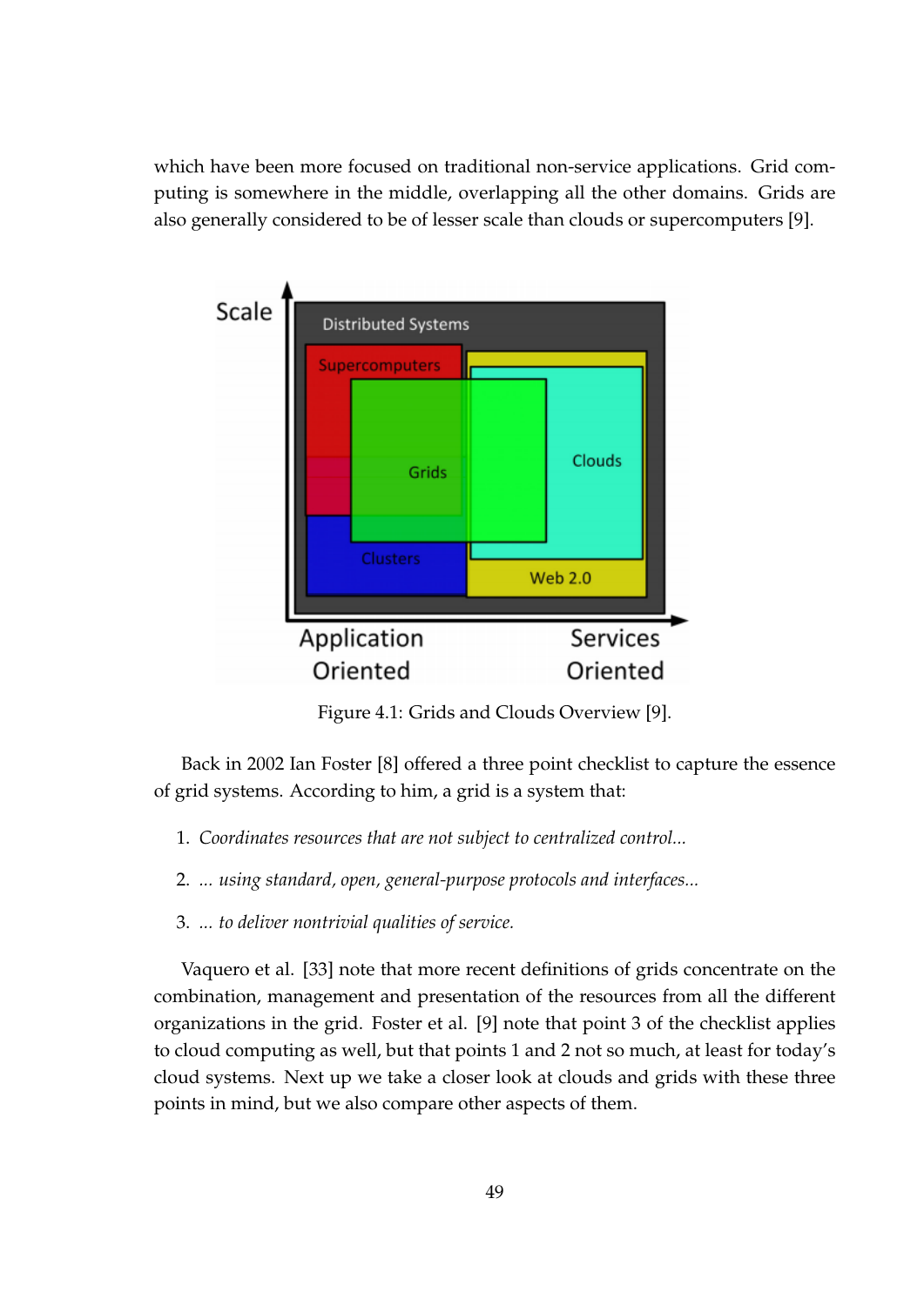which have been more focused on traditional non-service applications. Grid computing is somewhere in the middle, overlapping all the other domains. Grids are also generally considered to be of lesser scale than clouds or supercomputers [9].

Figure 4.1: Grids and Clouds Overview [9].

Back in 2002 Ian Foster [8] offered a three point checklist to capture the essence of grid systems. According to him, a grid is a system that:

1. *Coordinates resources that are not subject to centralized control...*
2. *... using standard, open, general-purpose protocols and interfaces...*
3. *... to deliver nontrivial qualities of service.*

Vaquero et al. [33] note that more recent definitions of grids concentrate on the combination, management and presentation of the resources from all the different organizations in the grid. Foster et al. [9] note that point 3 of the checklist applies to cloud computing as well, but that points 1 and 2 not so much, at least for today's cloud systems. Next up we take a closer look at clouds and grids with these three points in mind, but we also compare other aspects of them.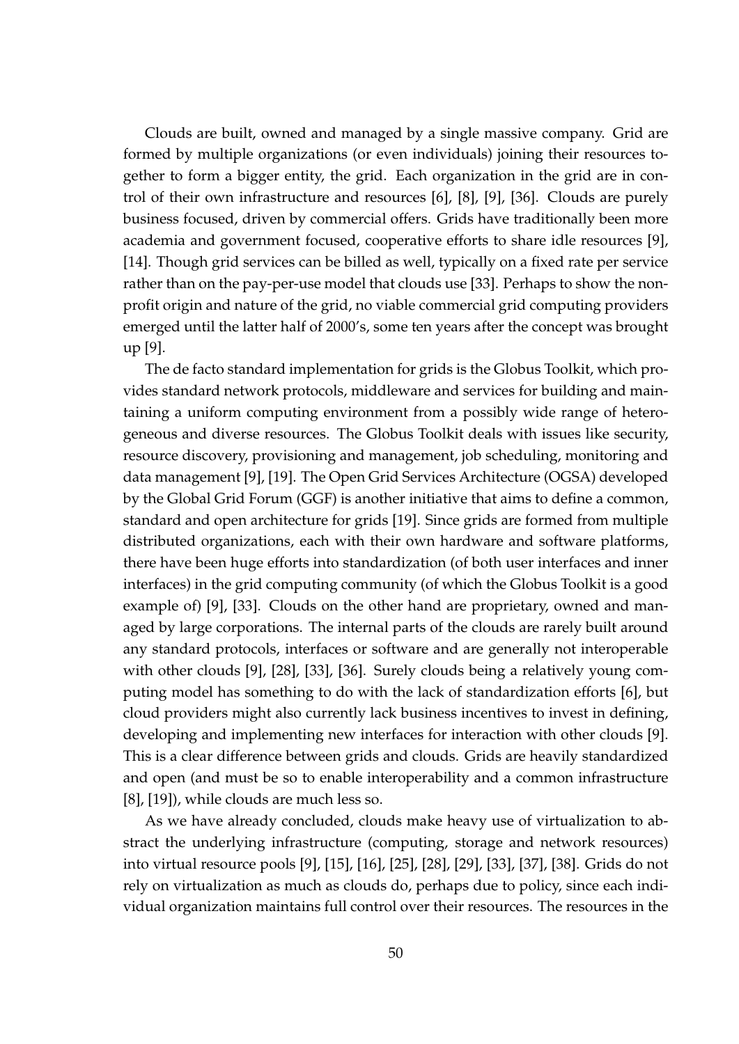Clouds are built, owned and managed by a single massive company. Grid are formed by multiple organizations (or even individuals) joining their resources together to form a bigger entity, the grid. Each organization in the grid are in control of their own infrastructure and resources [6], [8], [9], [36]. Clouds are purely business focused, driven by commercial offers. Grids have traditionally been more academia and government focused, cooperative efforts to share idle resources [9], [14]. Though grid services can be billed as well, typically on a fixed rate per service rather than on the pay-per-use model that clouds use [33]. Perhaps to show the non-profit origin and nature of the grid, no viable commercial grid computing providers emerged until the latter half of 2000's, some ten years after the concept was brought up [9].

The de facto standard implementation for grids is the Globus Toolkit, which provides standard network protocols, middleware and services for building and maintaining a uniform computing environment from a possibly wide range of heterogeneous and diverse resources. The Globus Toolkit deals with issues like security, resource discovery, provisioning and management, job scheduling, monitoring and data management [9], [19]. The Open Grid Services Architecture (OGSA) developed by the Global Grid Forum (GGF) is another initiative that aims to define a common, standard and open architecture for grids [19]. Since grids are formed from multiple distributed organizations, each with their own hardware and software platforms, there have been huge efforts into standardization (of both user interfaces and inner interfaces) in the grid computing community (of which the Globus Toolkit is a good example of) [9], [33]. Clouds on the other hand are proprietary, owned and managed by large corporations. The internal parts of the clouds are rarely built around any standard protocols, interfaces or software and are generally not interoperable with other clouds [9], [28], [33], [36]. Surely clouds being a relatively young computing model has something to do with the lack of standardization efforts [6], but cloud providers might also currently lack business incentives to invest in defining, developing and implementing new interfaces for interaction with other clouds [9]. This is a clear difference between grids and clouds. Grids are heavily standardized and open (and must be so to enable interoperability and a common infrastructure [8], [19]), while clouds are much less so.

As we have already concluded, clouds make heavy use of virtualization to abstract the underlying infrastructure (computing, storage and network resources) into virtual resource pools [9], [15], [16], [25], [28], [29], [33], [37], [38]. Grids do not rely on virtualization as much as clouds do, perhaps due to policy, since each individual organization maintains full control over their resources. The resources in the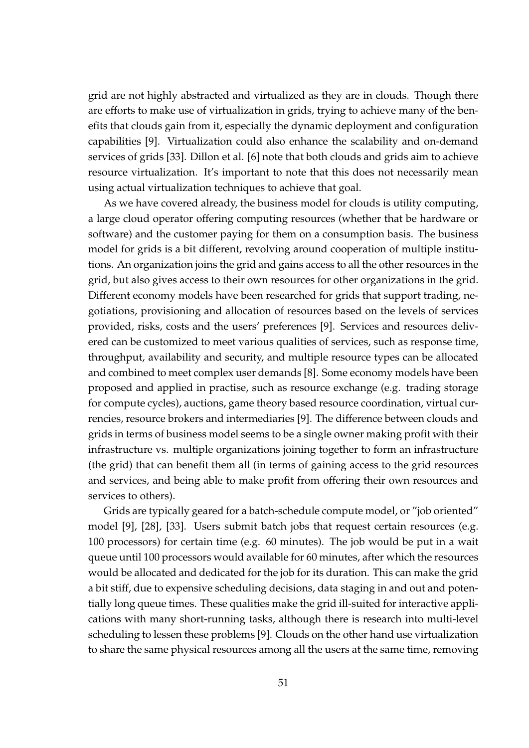grid are not highly abstracted and virtualized as they are in clouds. Though there are efforts to make use of virtualization in grids, trying to achieve many of the benefits that clouds gain from it, especially the dynamic deployment and configuration capabilities [9]. Virtualization could also enhance the scalability and on-demand services of grids [33]. Dillon et al. [6] note that both clouds and grids aim to achieve resource virtualization. It's important to note that this does not necessarily mean using actual virtualization techniques to achieve that goal.

As we have covered already, the business model for clouds is utility computing, a large cloud operator offering computing resources (whether that be hardware or software) and the customer paying for them on a consumption basis. The business model for grids is a bit different, revolving around cooperation of multiple institutions. An organization joins the grid and gains access to all the other resources in the grid, but also gives access to their own resources for other organizations in the grid. Different economy models have been researched for grids that support trading, negotiations, provisioning and allocation of resources based on the levels of services provided, risks, costs and the users' preferences [9]. Services and resources delivered can be customized to meet various qualities of services, such as response time, throughput, availability and security, and multiple resource types can be allocated and combined to meet complex user demands [8]. Some economy models have been proposed and applied in practise, such as resource exchange (e.g. trading storage for compute cycles), auctions, game theory based resource coordination, virtual currencies, resource brokers and intermediaries [9]. The difference between clouds and grids in terms of business model seems to be a single owner making profit with their infrastructure vs. multiple organizations joining together to form an infrastructure (the grid) that can benefit them all (in terms of gaining access to the grid resources and services, and being able to make profit from offering their own resources and services to others).

Grids are typically geared for a batch-schedule compute model, or "job oriented" model [9], [28], [33]. Users submit batch jobs that request certain resources (e.g. 100 processors) for certain time (e.g. 60 minutes). The job would be put in a wait queue until 100 processors would available for 60 minutes, after which the resources would be allocated and dedicated for the job for its duration. This can make the grid a bit stiff, due to expensive scheduling decisions, data staging in and out and potentially long queue times. These qualities make the grid ill-suited for interactive applications with many short-running tasks, although there is research into multi-level scheduling to lessen these problems [9]. Clouds on the other hand use virtualization to share the same physical resources among all the users at the same time, removing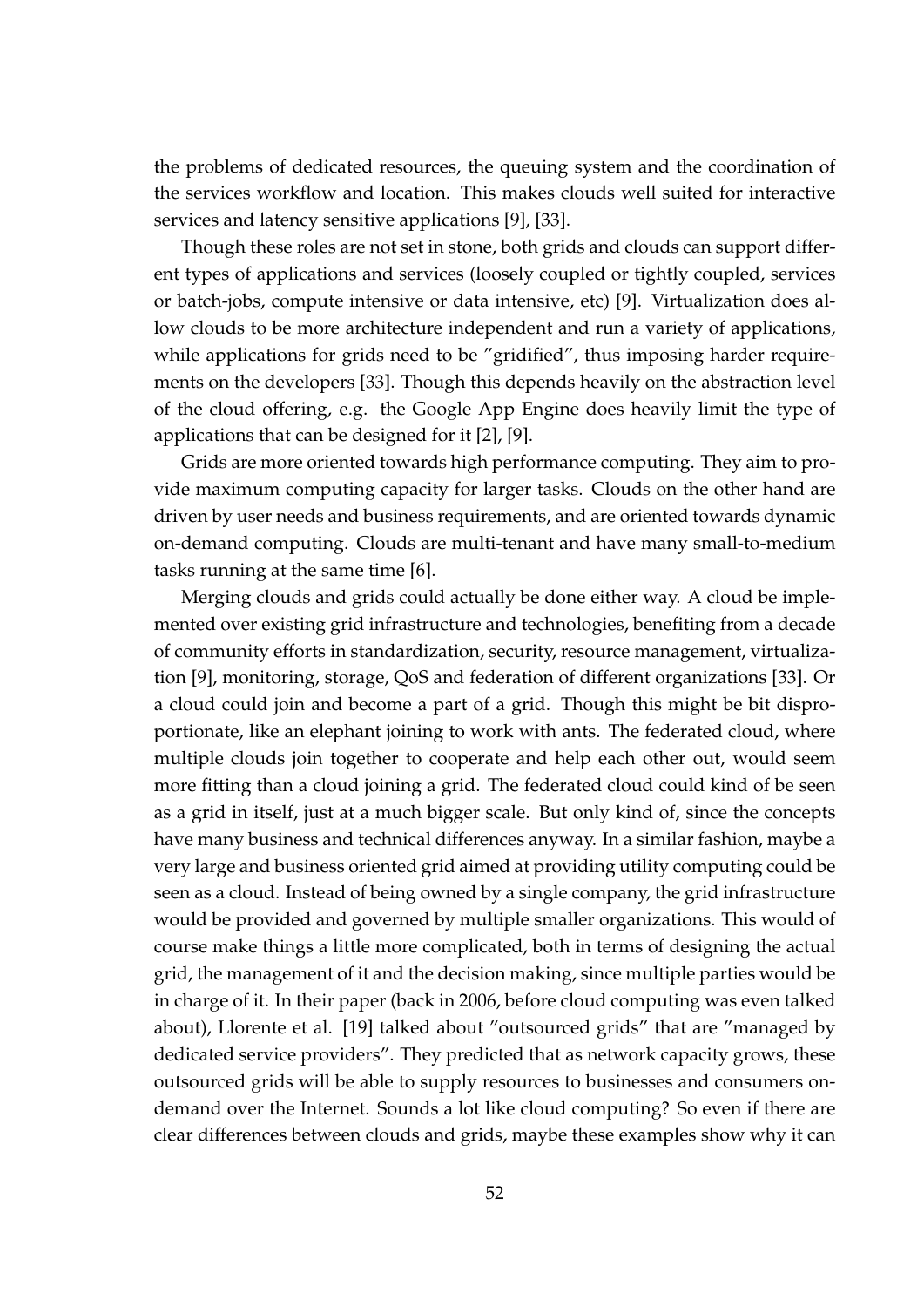the problems of dedicated resources, the queuing system and the coordination of the services workflow and location. This makes clouds well suited for interactive services and latency sensitive applications [9], [33].

Though these roles are not set in stone, both grids and clouds can support different types of applications and services (loosely coupled or tightly coupled, services or batch-jobs, compute intensive or data intensive, etc) [9]. Virtualization does allow clouds to be more architecture independent and run a variety of applications, while applications for grids need to be "gridified", thus imposing harder requirements on the developers [33]. Though this depends heavily on the abstraction level of the cloud offering, e.g. the Google App Engine does heavily limit the type of applications that can be designed for it [2], [9].

Grids are more oriented towards high performance computing. They aim to provide maximum computing capacity for larger tasks. Clouds on the other hand are driven by user needs and business requirements, and are oriented towards dynamic on-demand computing. Clouds are multi-tenant and have many small-to-medium tasks running at the same time [6].

Merging clouds and grids could actually be done either way. A cloud be implemented over existing grid infrastructure and technologies, benefiting from a decade of community efforts in standardization, security, resource management, virtualization [9], monitoring, storage, QoS and federation of different organizations [33]. Or a cloud could join and become a part of a grid. Though this might be bit disproportionate, like an elephant joining to work with ants. The federated cloud, where multiple clouds join together to cooperate and help each other out, would seem more fitting than a cloud joining a grid. The federated cloud could kind of be seen as a grid in itself, just at a much bigger scale. But only kind of, since the concepts have many business and technical differences anyway. In a similar fashion, maybe a very large and business oriented grid aimed at providing utility computing could be seen as a cloud. Instead of being owned by a single company, the grid infrastructure would be provided and governed by multiple smaller organizations. This would of course make things a little more complicated, both in terms of designing the actual grid, the management of it and the decision making, since multiple parties would be in charge of it. In their paper (back in 2006, before cloud computing was even talked about), Llorente et al. [19] talked about "outsourced grids" that are "managed by dedicated service providers". They predicted that as network capacity grows, these outsourced grids will be able to supply resources to businesses and consumers on-demand over the Internet. Sounds a lot like cloud computing? So even if there are clear differences between clouds and grids, maybe these examples show why it can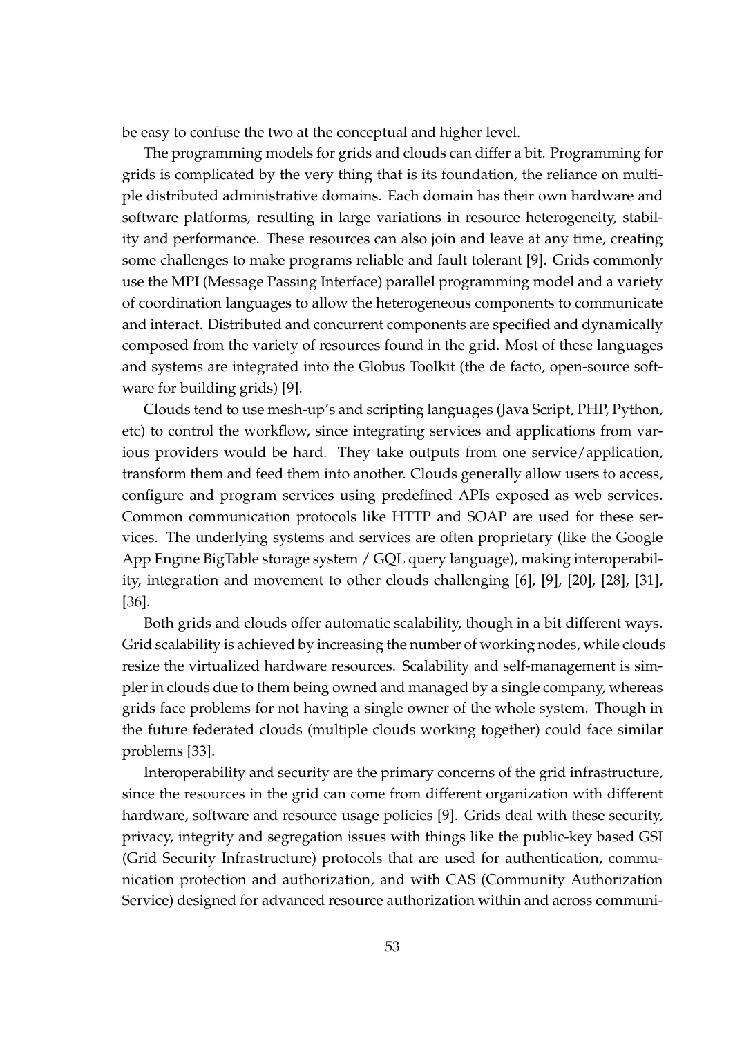be easy to confuse the two at the conceptual and higher level.

The programming models for grids and clouds can differ a bit. Programming for grids is complicated by the very thing that is its foundation, the reliance on multiple distributed administrative domains. Each domain has their own hardware and software platforms, resulting in large variations in resource heterogeneity, stability and performance. These resources can also join and leave at any time, creating some challenges to make programs reliable and fault tolerant [9]. Grids commonly use the MPI (Message Passing Interface) parallel programming model and a variety of coordination languages to allow the heterogeneous components to communicate and interact. Distributed and concurrent components are specified and dynamically composed from the variety of resources found in the grid. Most of these languages and systems are integrated into the Globus Toolkit (the de facto, open-source software for building grids) [9].

Clouds tend to use mesh-up's and scripting languages (Java Script, PHP, Python, etc) to control the workflow, since integrating services and applications from various providers would be hard. They take outputs from one service/application, transform them and feed them into another. Clouds generally allow users to access, configure and program services using predefined APIs exposed as web services. Common communication protocols like HTTP and SOAP are used for these services. The underlying systems and services are often proprietary (like the Google App Engine BigTable storage system / GQL query language), making interoperability, integration and movement to other clouds challenging [6], [9], [20], [28], [31], [36].

Both grids and clouds offer automatic scalability, though in a bit different ways. Grid scalability is achieved by increasing the number of working nodes, while clouds resize the virtualized hardware resources. Scalability and self-management is simpler in clouds due to them being owned and managed by a single company, whereas grids face problems for not having a single owner of the whole system. Though in the future federated clouds (multiple clouds working together) could face similar problems [33].

Interoperability and security are the primary concerns of the grid infrastructure, since the resources in the grid can come from different organization with different hardware, software and resource usage policies [9]. Grids deal with these security, privacy, integrity and segregation issues with things like the public-key based GSI (Grid Security Infrastructure) protocols that are used for authentication, communication protection and authorization, and with CAS (Community Authorization Service) designed for advanced resource authorization within and across communi-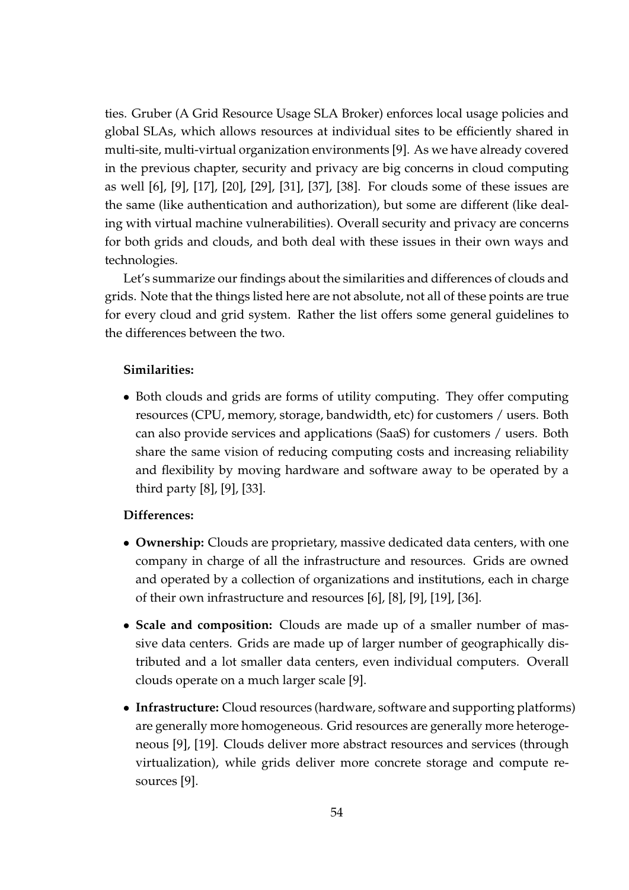ties. Gruber (A Grid Resource Usage SLA Broker) enforces local usage policies and global SLAs, which allows resources at individual sites to be efficiently shared in multi-site, multi-virtual organization environments [9]. As we have already covered in the previous chapter, security and privacy are big concerns in cloud computing as well [6], [9], [17], [20], [29], [31], [37], [38]. For clouds some of these issues are the same (like authentication and authorization), but some are different (like dealing with virtual machine vulnerabilities). Overall security and privacy are concerns for both grids and clouds, and both deal with these issues in their own ways and technologies.

Let's summarize our findings about the similarities and differences of clouds and grids. Note that the things listed here are not absolute, not all of these points are true for every cloud and grid system. Rather the list offers some general guidelines to the differences between the two.

**Similarities:**

- Both clouds and grids are forms of utility computing. They offer computing resources (CPU, memory, storage, bandwidth, etc) for customers / users. Both can also provide services and applications (SaaS) for customers / users. Both share the same vision of reducing computing costs and increasing reliability and flexibility by moving hardware and software away to be operated by a third party [8], [9], [33].

**Differences:**

- **Ownership:** Clouds are proprietary, massive dedicated data centers, with one company in charge of all the infrastructure and resources. Grids are owned and operated by a collection of organizations and institutions, each in charge of their own infrastructure and resources [6], [8], [9], [19], [36].
- **Scale and composition:** Clouds are made up of a smaller number of massive data centers. Grids are made up of larger number of geographically distributed and a lot smaller data centers, even individual computers. Overall clouds operate on a much larger scale [9].
- **Infrastructure:** Cloud resources (hardware, software and supporting platforms) are generally more homogeneous. Grid resources are generally more heterogeneous [9], [19]. Clouds deliver more abstract resources and services (through virtualization), while grids deliver more concrete storage and compute resources [9].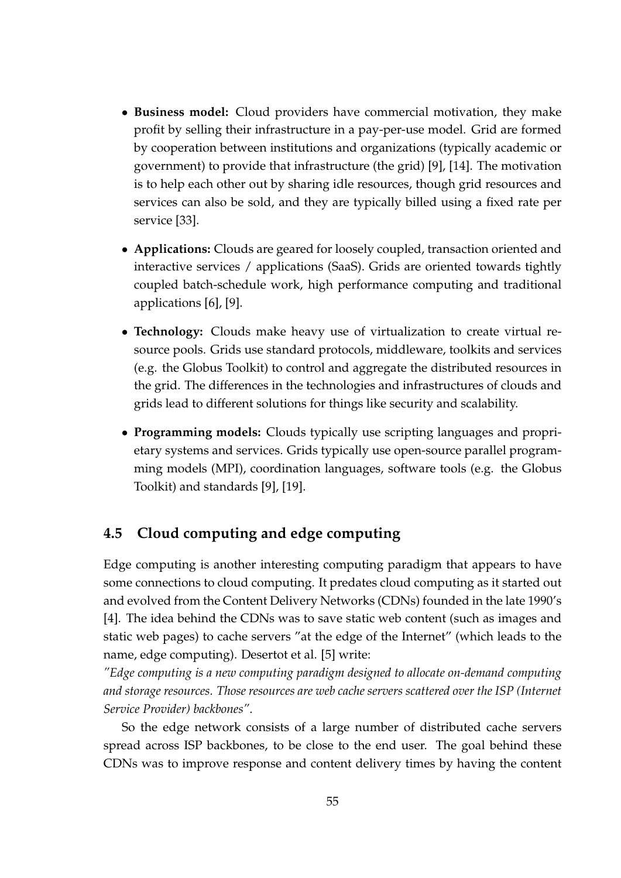- **Business model:** Cloud providers have commercial motivation, they make profit by selling their infrastructure in a pay-per-use model. Grid are formed by cooperation between institutions and organizations (typically academic or government) to provide that infrastructure (the grid) [9], [14]. The motivation is to help each other out by sharing idle resources, though grid resources and services can also be sold, and they are typically billed using a fixed rate per service [33].
- **Applications:** Clouds are geared for loosely coupled, transaction oriented and interactive services / applications (SaaS). Grids are oriented towards tightly coupled batch-schedule work, high performance computing and traditional applications [6], [9].
- **Technology:** Clouds make heavy use of virtualization to create virtual resource pools. Grids use standard protocols, middleware, toolkits and services (e.g. the Globus Toolkit) to control and aggregate the distributed resources in the grid. The differences in the technologies and infrastructures of clouds and grids lead to different solutions for things like security and scalability.
- **Programming models:** Clouds typically use scripting languages and proprietary systems and services. Grids typically use open-source parallel programming models (MPI), coordination languages, software tools (e.g. the Globus Toolkit) and standards [9], [19].

## 4.5 Cloud computing and edge computing

Edge computing is another interesting computing paradigm that appears to have some connections to cloud computing. It predates cloud computing as it started out and evolved from the Content Delivery Networks (CDNs) founded in the late 1990's [4]. The idea behind the CDNs was to save static web content (such as images and static web pages) to cache servers "at the edge of the Internet" (which leads to the name, edge computing). Desertot et al. [5] write:
*"Edge computing is a new computing paradigm designed to allocate on-demand computing and storage resources. Those resources are web cache servers scattered over the ISP (Internet Service Provider) backbones"*.

So the edge network consists of a large number of distributed cache servers spread across ISP backbones, to be close to the end user. The goal behind these CDNs was to improve response and content delivery times by having the content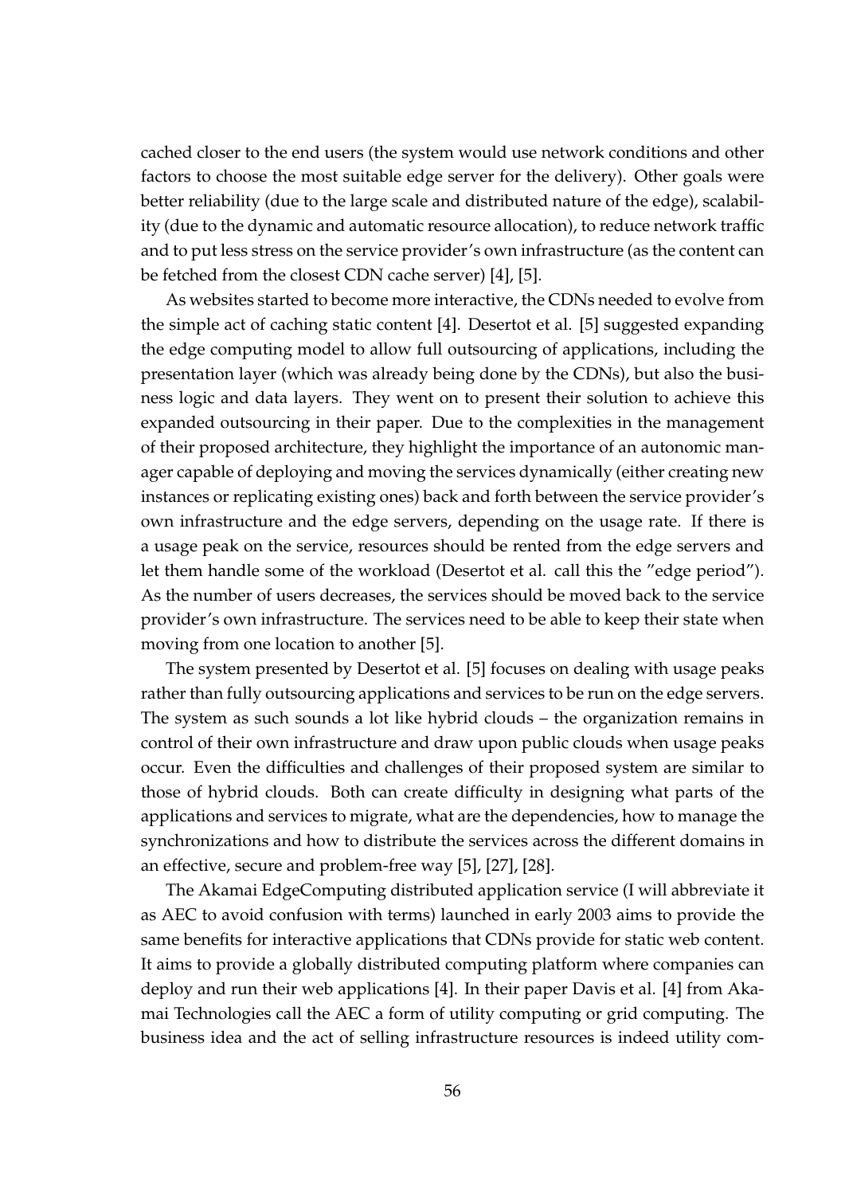cached closer to the end users (the system would use network conditions and other factors to choose the most suitable edge server for the delivery). Other goals were better reliability (due to the large scale and distributed nature of the edge), scalability (due to the dynamic and automatic resource allocation), to reduce network traffic and to put less stress on the service provider's own infrastructure (as the content can be fetched from the closest CDN cache server) [4], [5].

As websites started to become more interactive, the CDNs needed to evolve from the simple act of caching static content [4]. Desertot et al. [5] suggested expanding the edge computing model to allow full outsourcing of applications, including the presentation layer (which was already being done by the CDNs), but also the business logic and data layers. They went on to present their solution to achieve this expanded outsourcing in their paper. Due to the complexities in the management of their proposed architecture, they highlight the importance of an autonomic manager capable of deploying and moving the services dynamically (either creating new instances or replicating existing ones) back and forth between the service provider's own infrastructure and the edge servers, depending on the usage rate. If there is a usage peak on the service, resources should be rented from the edge servers and let them handle some of the workload (Desertot et al. call this the "edge period"). As the number of users decreases, the services should be moved back to the service provider's own infrastructure. The services need to be able to keep their state when moving from one location to another [5].

The system presented by Desertot et al. [5] focuses on dealing with usage peaks rather than fully outsourcing applications and services to be run on the edge servers. The system as such sounds a lot like hybrid clouds – the organization remains in control of their own infrastructure and draw upon public clouds when usage peaks occur. Even the difficulties and challenges of their proposed system are similar to those of hybrid clouds. Both can create difficulty in designing what parts of the applications and services to migrate, what are the dependencies, how to manage the synchronizations and how to distribute the services across the different domains in an effective, secure and problem-free way [5], [27], [28].

The Akamai EdgeComputing distributed application service (I will abbreviate it as AEC to avoid confusion with terms) launched in early 2003 aims to provide the same benefits for interactive applications that CDNs provide for static web content. It aims to provide a globally distributed computing platform where companies can deploy and run their web applications [4]. In their paper Davis et al. [4] from Akamai Technologies call the AEC a form of utility computing or grid computing. The business idea and the act of selling infrastructure resources is indeed utility com-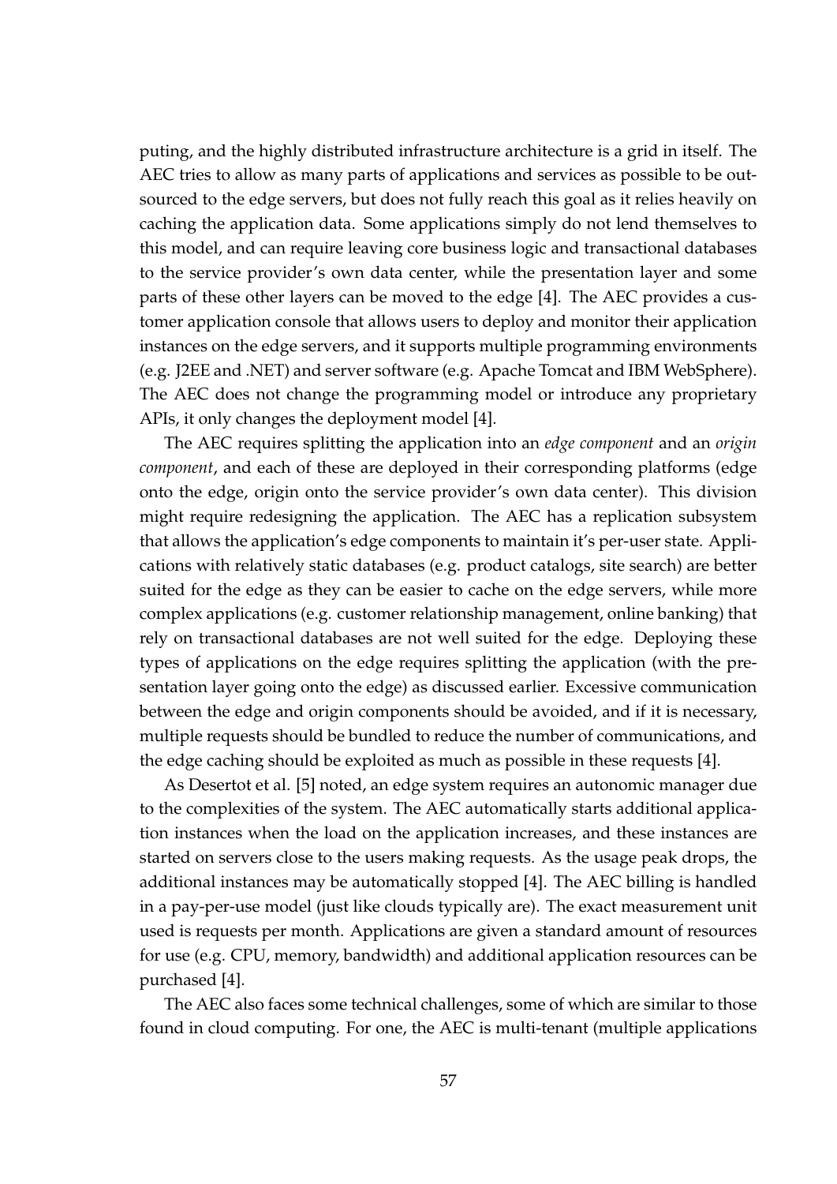puting, and the highly distributed infrastructure architecture is a grid in itself. The AEC tries to allow as many parts of applications and services as possible to be outsourced to the edge servers, but does not fully reach this goal as it relies heavily on caching the application data. Some applications simply do not lend themselves to this model, and can require leaving core business logic and transactional databases to the service provider's own data center, while the presentation layer and some parts of these other layers can be moved to the edge [4]. The AEC provides a customer application console that allows users to deploy and monitor their application instances on the edge servers, and it supports multiple programming environments (e.g. J2EE and .NET) and server software (e.g. Apache Tomcat and IBM WebSphere). The AEC does not change the programming model or introduce any proprietary APIs, it only changes the deployment model [4].

The AEC requires splitting the application into an *edge component* and an *origin component*, and each of these are deployed in their corresponding platforms (edge onto the edge, origin onto the service provider's own data center). This division might require redesigning the application. The AEC has a replication subsystem that allows the application's edge components to maintain it's per-user state. Applications with relatively static databases (e.g. product catalogs, site search) are better suited for the edge as they can be easier to cache on the edge servers, while more complex applications (e.g. customer relationship management, online banking) that rely on transactional databases are not well suited for the edge. Deploying these types of applications on the edge requires splitting the application (with the presentation layer going onto the edge) as discussed earlier. Excessive communication between the edge and origin components should be avoided, and if it is necessary, multiple requests should be bundled to reduce the number of communications, and the edge caching should be exploited as much as possible in these requests [4].

As Desertot et al. [5] noted, an edge system requires an autonomic manager due to the complexities of the system. The AEC automatically starts additional application instances when the load on the application increases, and these instances are started on servers close to the users making requests. As the usage peak drops, the additional instances may be automatically stopped [4]. The AEC billing is handled in a pay-per-use model (just like clouds typically are). The exact measurement unit used is requests per month. Applications are given a standard amount of resources for use (e.g. CPU, memory, bandwidth) and additional application resources can be purchased [4].

The AEC also faces some technical challenges, some of which are similar to those found in cloud computing. For one, the AEC is multi-tenant (multiple applications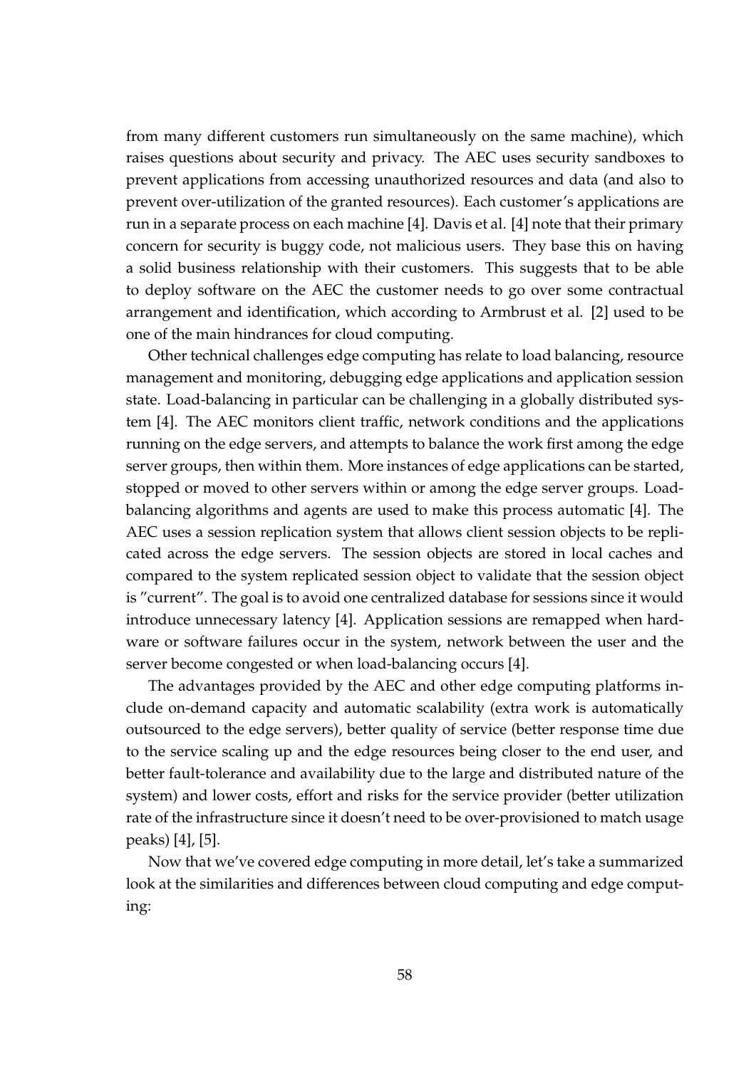from many different customers run simultaneously on the same machine), which raises questions about security and privacy. The AEC uses security sandboxes to prevent applications from accessing unauthorized resources and data (and also to prevent over-utilization of the granted resources). Each customer's applications are run in a separate process on each machine [4]. Davis et al. [4] note that their primary concern for security is buggy code, not malicious users. They base this on having a solid business relationship with their customers. This suggests that to be able to deploy software on the AEC the customer needs to go over some contractual arrangement and identification, which according to Armbrust et al. [2] used to be one of the main hindrances for cloud computing.

Other technical challenges edge computing has relate to load balancing, resource management and monitoring, debugging edge applications and application session state. Load-balancing in particular can be challenging in a globally distributed system [4]. The AEC monitors client traffic, network conditions and the applications running on the edge servers, and attempts to balance the work first among the edge server groups, then within them. More instances of edge applications can be started, stopped or moved to other servers within or among the edge server groups. Load-balancing algorithms and agents are used to make this process automatic [4]. The AEC uses a session replication system that allows client session objects to be replicated across the edge servers. The session objects are stored in local caches and compared to the system replicated session object to validate that the session object is "current". The goal is to avoid one centralized database for sessions since it would introduce unnecessary latency [4]. Application sessions are remapped when hardware or software failures occur in the system, network between the user and the server become congested or when load-balancing occurs [4].

The advantages provided by the AEC and other edge computing platforms include on-demand capacity and automatic scalability (extra work is automatically outsourced to the edge servers), better quality of service (better response time due to the service scaling up and the edge resources being closer to the end user, and better fault-tolerance and availability due to the large and distributed nature of the system) and lower costs, effort and risks for the service provider (better utilization rate of the infrastructure since it doesn't need to be over-provisioned to match usage peaks) [4], [5].

Now that we've covered edge computing in more detail, let's take a summarized look at the similarities and differences between cloud computing and edge computing: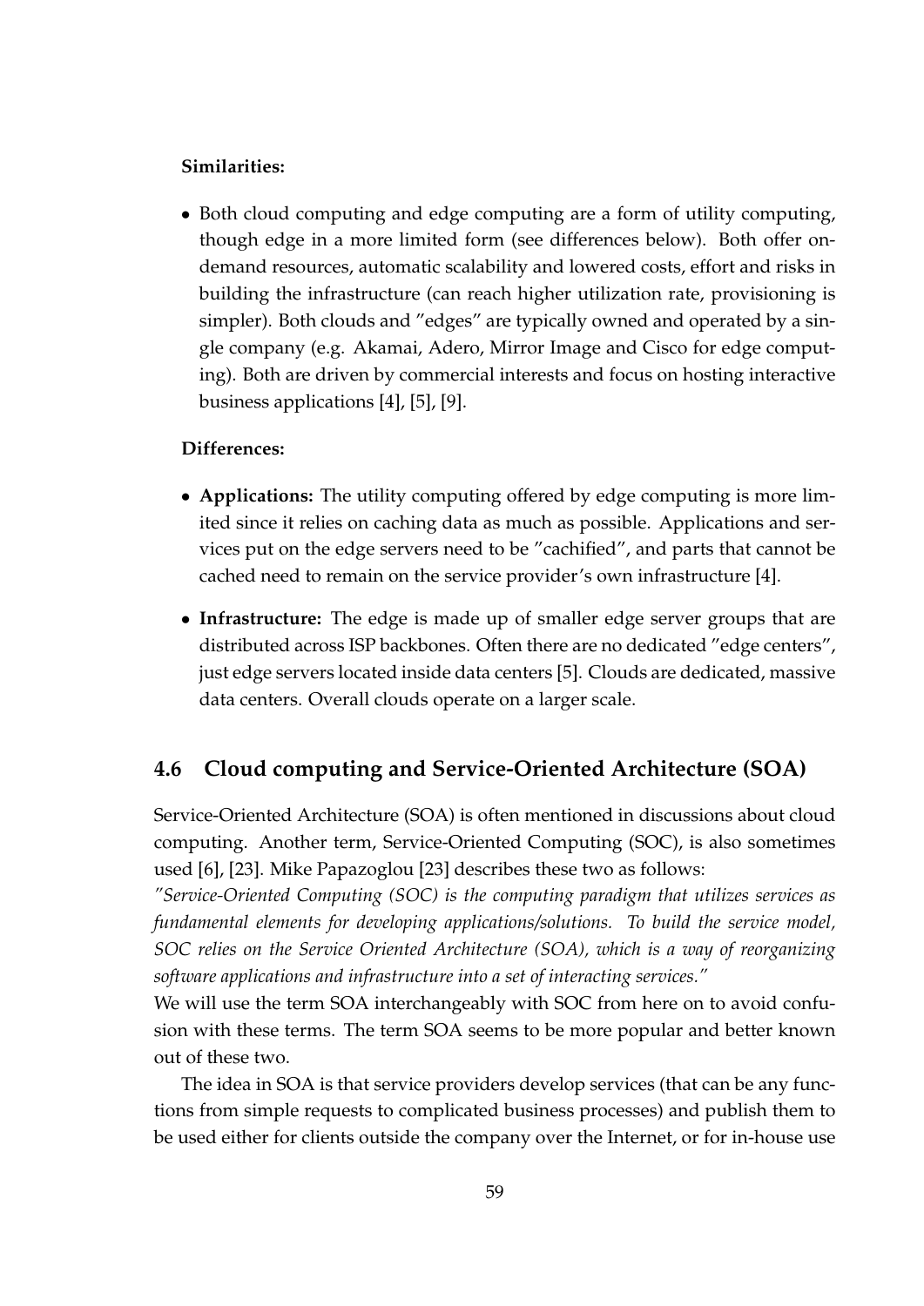**Similarities:**

- Both cloud computing and edge computing are a form of utility computing, though edge in a more limited form (see differences below). Both offer on-demand resources, automatic scalability and lowered costs, effort and risks in building the infrastructure (can reach higher utilization rate, provisioning is simpler). Both clouds and "edges" are typically owned and operated by a single company (e.g. Akamai, Adero, Mirror Image and Cisco for edge computing). Both are driven by commercial interests and focus on hosting interactive business applications [4], [5], [9].

**Differences:**

- **Applications:** The utility computing offered by edge computing is more limited since it relies on caching data as much as possible. Applications and services put on the edge servers need to be "cachified", and parts that cannot be cached need to remain on the service provider's own infrastructure [4].
- **Infrastructure:** The edge is made up of smaller edge server groups that are distributed across ISP backbones. Often there are no dedicated "edge centers", just edge servers located inside data centers [5]. Clouds are dedicated, massive data centers. Overall clouds operate on a larger scale.

## 4.6 Cloud computing and Service-Oriented Architecture (SOA)

Service-Oriented Architecture (SOA) is often mentioned in discussions about cloud computing. Another term, Service-Oriented Computing (SOC), is also sometimes used [6], [23]. Mike Papazoglou [23] describes these two as follows:

*"Service-Oriented Computing (SOC) is the computing paradigm that utilizes services as fundamental elements for developing applications/solutions. To build the service model, SOC relies on the Service Oriented Architecture (SOA), which is a way of reorganizing software applications and infrastructure into a set of interacting services."*

We will use the term SOA interchangeably with SOC from here on to avoid confusion with these terms. The term SOA seems to be more popular and better known out of these two.

The idea in SOA is that service providers develop services (that can be any functions from simple requests to complicated business processes) and publish them to be used either for clients outside the company over the Internet, or for in-house use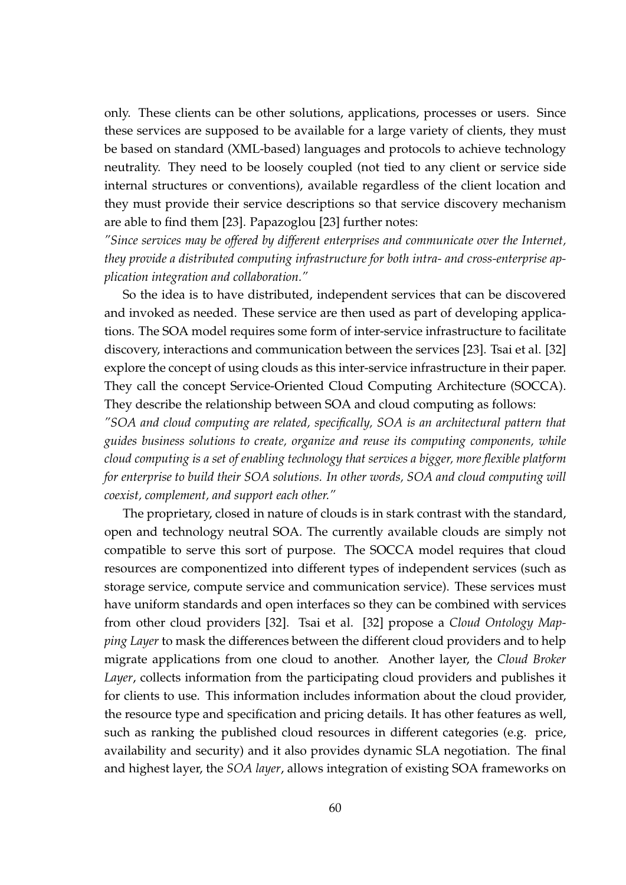only. These clients can be other solutions, applications, processes or users. Since these services are supposed to be available for a large variety of clients, they must be based on standard (XML-based) languages and protocols to achieve technology neutrality. They need to be loosely coupled (not tied to any client or service side internal structures or conventions), available regardless of the client location and they must provide their service descriptions so that service discovery mechanism are able to find them [23]. Papazoglou [23] further notes:

*"Since services may be offered by different enterprises and communicate over the Internet, they provide a distributed computing infrastructure for both intra- and cross-enterprise application integration and collaboration."*

So the idea is to have distributed, independent services that can be discovered and invoked as needed. These service are then used as part of developing applications. The SOA model requires some form of inter-service infrastructure to facilitate discovery, interactions and communication between the services [23]. Tsai et al. [32] explore the concept of using clouds as this inter-service infrastructure in their paper. They call the concept Service-Oriented Cloud Computing Architecture (SOCCA). They describe the relationship between SOA and cloud computing as follows:

*"SOA and cloud computing are related, specifically, SOA is an architectural pattern that guides business solutions to create, organize and reuse its computing components, while cloud computing is a set of enabling technology that services a bigger, more flexible platform for enterprise to build their SOA solutions. In other words, SOA and cloud computing will coexist, complement, and support each other."*

The proprietary, closed in nature of clouds is in stark contrast with the standard, open and technology neutral SOA. The currently available clouds are simply not compatible to serve this sort of purpose. The SOCCA model requires that cloud resources are componentized into different types of independent services (such as storage service, compute service and communication service). These services must have uniform standards and open interfaces so they can be combined with services from other cloud providers [32]. Tsai et al. [32] propose a *Cloud Ontology Mapping Layer* to mask the differences between the different cloud providers and to help migrate applications from one cloud to another. Another layer, the *Cloud Broker Layer*, collects information from the participating cloud providers and publishes it for clients to use. This information includes information about the cloud provider, the resource type and specification and pricing details. It has other features as well, such as ranking the published cloud resources in different categories (e.g. price, availability and security) and it also provides dynamic SLA negotiation. The final and highest layer, the *SOA layer*, allows integration of existing SOA frameworks on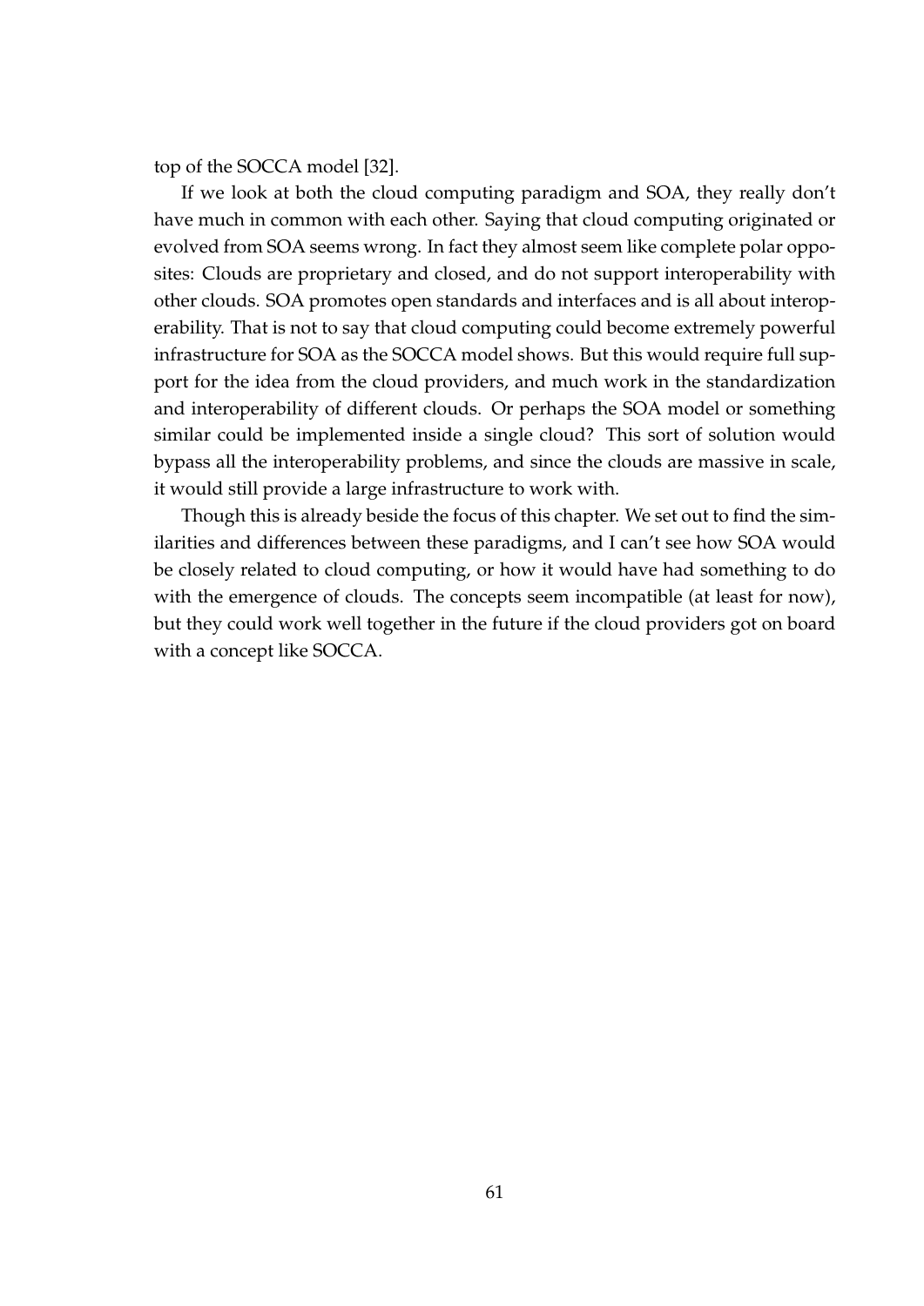top of the SOCCA model [32].

If we look at both the cloud computing paradigm and SOA, they really don't have much in common with each other. Saying that cloud computing originated or evolved from SOA seems wrong. In fact they almost seem like complete polar opposites: Clouds are proprietary and closed, and do not support interoperability with other clouds. SOA promotes open standards and interfaces and is all about interoperability. That is not to say that cloud computing could become extremely powerful infrastructure for SOA as the SOCCA model shows. But this would require full support for the idea from the cloud providers, and much work in the standardization and interoperability of different clouds. Or perhaps the SOA model or something similar could be implemented inside a single cloud? This sort of solution would bypass all the interoperability problems, and since the clouds are massive in scale, it would still provide a large infrastructure to work with.

Though this is already beside the focus of this chapter. We set out to find the similarities and differences between these paradigms, and I can't see how SOA would be closely related to cloud computing, or how it would have had something to do with the emergence of clouds. The concepts seem incompatible (at least for now), but they could work well together in the future if the cloud providers got on board with a concept like SOCCA.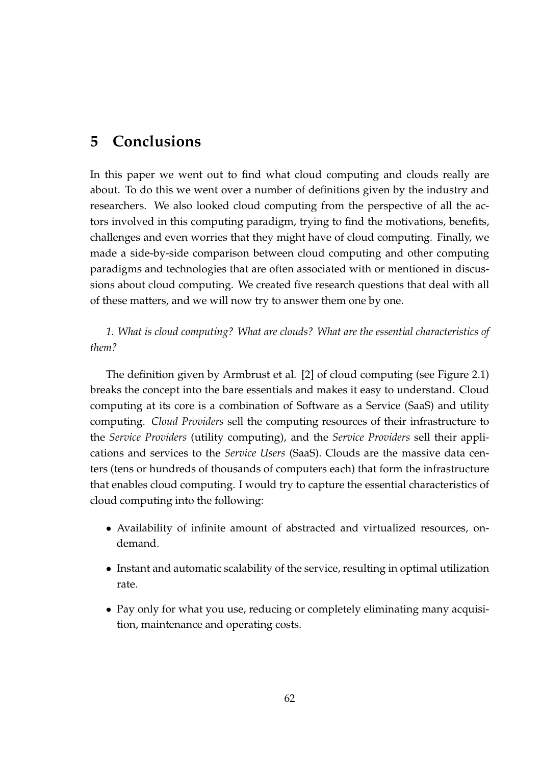# 5 Conclusions

In this paper we went out to find what cloud computing and clouds really are about. To do this we went over a number of definitions given by the industry and researchers. We also looked cloud computing from the perspective of all the actors involved in this computing paradigm, trying to find the motivations, benefits, challenges and even worries that they might have of cloud computing. Finally, we made a side-by-side comparison between cloud computing and other computing paradigms and technologies that are often associated with or mentioned in discussions about cloud computing. We created five research questions that deal with all of these matters, and we will now try to answer them one by one.

*1. What is cloud computing? What are clouds? What are the essential characteristics of them?*

The definition given by Armbrust et al. [2] of cloud computing (see Figure 2.1) breaks the concept into the bare essentials and makes it easy to understand. Cloud computing at its core is a combination of Software as a Service (SaaS) and utility computing. *Cloud Providers* sell the computing resources of their infrastructure to the *Service Providers* (utility computing), and the *Service Providers* sell their applications and services to the *Service Users* (SaaS). Clouds are the massive data centers (tens or hundreds of thousands of computers each) that form the infrastructure that enables cloud computing. I would try to capture the essential characteristics of cloud computing into the following:

- Availability of infinite amount of abstracted and virtualized resources, on-demand.
- Instant and automatic scalability of the service, resulting in optimal utilization rate.
- Pay only for what you use, reducing or completely eliminating many acquisition, maintenance and operating costs.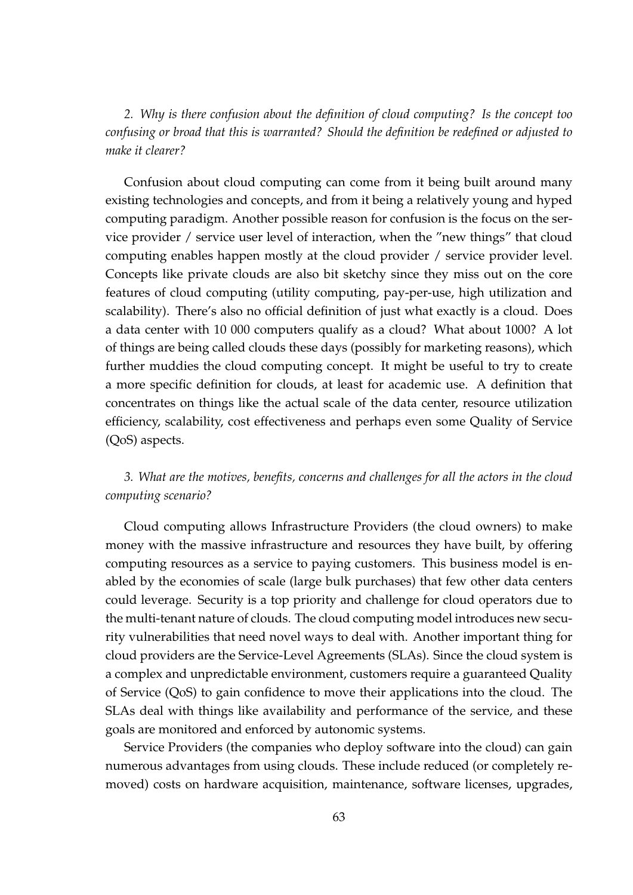*2. Why is there confusion about the definition of cloud computing? Is the concept too confusing or broad that this is warranted? Should the definition be redefined or adjusted to make it clearer?*

Confusion about cloud computing can come from it being built around many existing technologies and concepts, and from it being a relatively young and hyped computing paradigm. Another possible reason for confusion is the focus on the service provider / service user level of interaction, when the "new things" that cloud computing enables happen mostly at the cloud provider / service provider level. Concepts like private clouds are also bit sketchy since they miss out on the core features of cloud computing (utility computing, pay-per-use, high utilization and scalability). There's also no official definition of just what exactly is a cloud. Does a data center with 10 000 computers qualify as a cloud? What about 1000? A lot of things are being called clouds these days (possibly for marketing reasons), which further muddies the cloud computing concept. It might be useful to try to create a more specific definition for clouds, at least for academic use. A definition that concentrates on things like the actual scale of the data center, resource utilization efficiency, scalability, cost effectiveness and perhaps even some Quality of Service (QoS) aspects.

*3. What are the motives, benefits, concerns and challenges for all the actors in the cloud computing scenario?*

Cloud computing allows Infrastructure Providers (the cloud owners) to make money with the massive infrastructure and resources they have built, by offering computing resources as a service to paying customers. This business model is enabled by the economies of scale (large bulk purchases) that few other data centers could leverage. Security is a top priority and challenge for cloud operators due to the multi-tenant nature of clouds. The cloud computing model introduces new security vulnerabilities that need novel ways to deal with. Another important thing for cloud providers are the Service-Level Agreements (SLAs). Since the cloud system is a complex and unpredictable environment, customers require a guaranteed Quality of Service (QoS) to gain confidence to move their applications into the cloud. The SLAs deal with things like availability and performance of the service, and these goals are monitored and enforced by autonomic systems.

Service Providers (the companies who deploy software into the cloud) can gain numerous advantages from using clouds. These include reduced (or completely removed) costs on hardware acquisition, maintenance, software licenses, upgrades,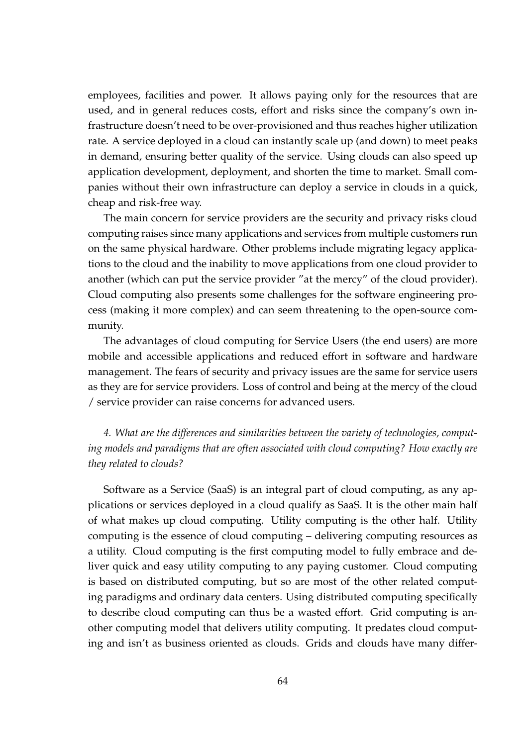employees, facilities and power. It allows paying only for the resources that are used, and in general reduces costs, effort and risks since the company's own infrastructure doesn't need to be over-provisioned and thus reaches higher utilization rate. A service deployed in a cloud can instantly scale up (and down) to meet peaks in demand, ensuring better quality of the service. Using clouds can also speed up application development, deployment, and shorten the time to market. Small companies without their own infrastructure can deploy a service in clouds in a quick, cheap and risk-free way.

The main concern for service providers are the security and privacy risks cloud computing raises since many applications and services from multiple customers run on the same physical hardware. Other problems include migrating legacy applications to the cloud and the inability to move applications from one cloud provider to another (which can put the service provider "at the mercy" of the cloud provider). Cloud computing also presents some challenges for the software engineering process (making it more complex) and can seem threatening to the open-source community.

The advantages of cloud computing for Service Users (the end users) are more mobile and accessible applications and reduced effort in software and hardware management. The fears of security and privacy issues are the same for service users as they are for service providers. Loss of control and being at the mercy of the cloud / service provider can raise concerns for advanced users.

*4. What are the differences and similarities between the variety of technologies, computing models and paradigms that are often associated with cloud computing? How exactly are they related to clouds?*

Software as a Service (SaaS) is an integral part of cloud computing, as any applications or services deployed in a cloud qualify as SaaS. It is the other main half of what makes up cloud computing. Utility computing is the other half. Utility computing is the essence of cloud computing – delivering computing resources as a utility. Cloud computing is the first computing model to fully embrace and deliver quick and easy utility computing to any paying customer. Cloud computing is based on distributed computing, but so are most of the other related computing paradigms and ordinary data centers. Using distributed computing specifically to describe cloud computing can thus be a wasted effort. Grid computing is another computing model that delivers utility computing. It predates cloud computing and isn't as business oriented as clouds. Grids and clouds have many differ-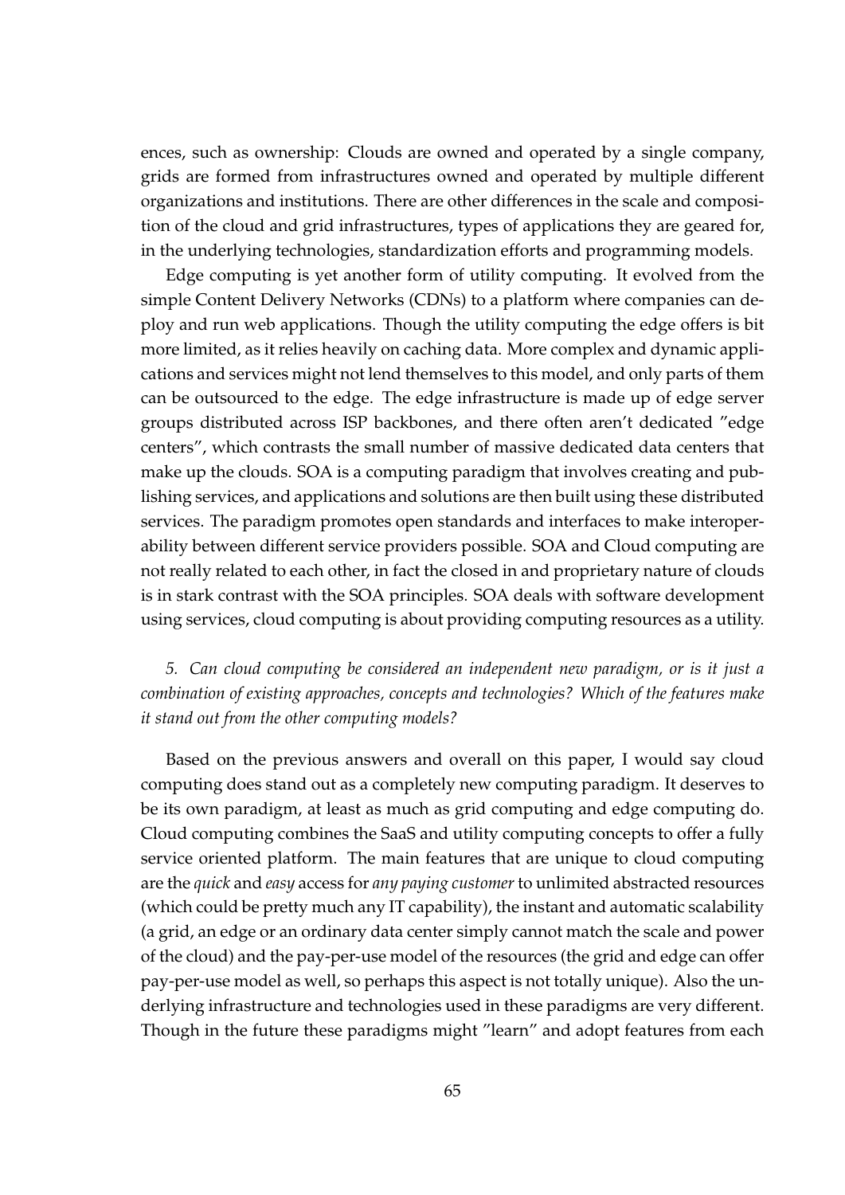ences, such as ownership: Clouds are owned and operated by a single company, grids are formed from infrastructures owned and operated by multiple different organizations and institutions. There are other differences in the scale and composition of the cloud and grid infrastructures, types of applications they are geared for, in the underlying technologies, standardization efforts and programming models.

Edge computing is yet another form of utility computing. It evolved from the simple Content Delivery Networks (CDNs) to a platform where companies can deploy and run web applications. Though the utility computing the edge offers is bit more limited, as it relies heavily on caching data. More complex and dynamic applications and services might not lend themselves to this model, and only parts of them can be outsourced to the edge. The edge infrastructure is made up of edge server groups distributed across ISP backbones, and there often aren't dedicated "edge centers", which contrasts the small number of massive dedicated data centers that make up the clouds. SOA is a computing paradigm that involves creating and publishing services, and applications and solutions are then built using these distributed services. The paradigm promotes open standards and interfaces to make interoperability between different service providers possible. SOA and Cloud computing are not really related to each other, in fact the closed in and proprietary nature of clouds is in stark contrast with the SOA principles. SOA deals with software development using services, cloud computing is about providing computing resources as a utility.

*5. Can cloud computing be considered an independent new paradigm, or is it just a combination of existing approaches, concepts and technologies? Which of the features make it stand out from the other computing models?*

Based on the previous answers and overall on this paper, I would say cloud computing does stand out as a completely new computing paradigm. It deserves to be its own paradigm, at least as much as grid computing and edge computing do. Cloud computing combines the SaaS and utility computing concepts to offer a fully service oriented platform. The main features that are unique to cloud computing are the *quick* and *easy* access for *any paying customer* to unlimited abstracted resources (which could be pretty much any IT capability), the instant and automatic scalability (a grid, an edge or an ordinary data center simply cannot match the scale and power of the cloud) and the pay-per-use model of the resources (the grid and edge can offer pay-per-use model as well, so perhaps this aspect is not totally unique). Also the underlying infrastructure and technologies used in these paradigms are very different. Though in the future these paradigms might "learn" and adopt features from each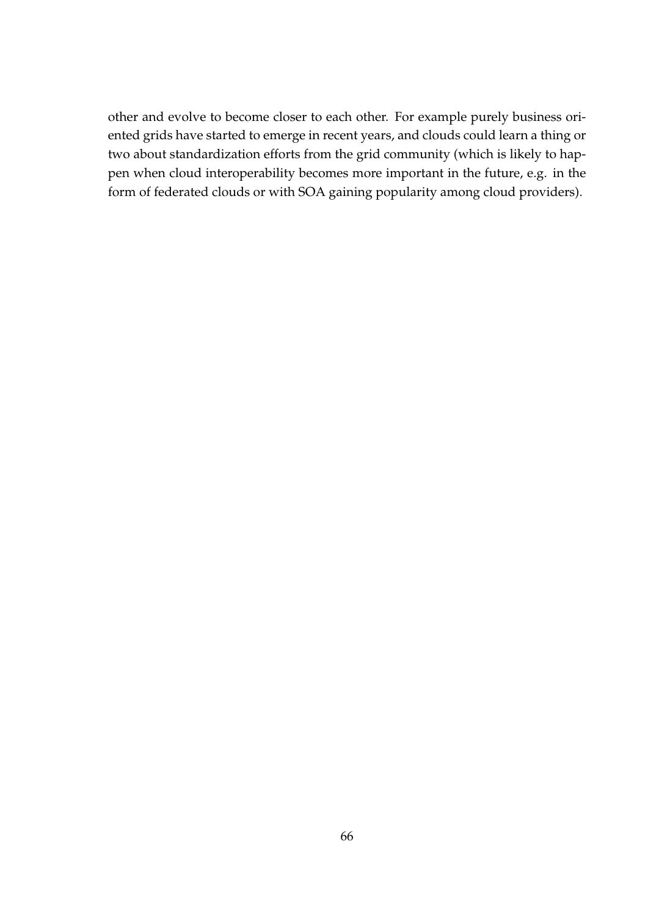other and evolve to become closer to each other. For example purely business oriented grids have started to emerge in recent years, and clouds could learn a thing or two about standardization efforts from the grid community (which is likely to happen when cloud interoperability becomes more important in the future, e.g. in the form of federated clouds or with SOA gaining popularity among cloud providers).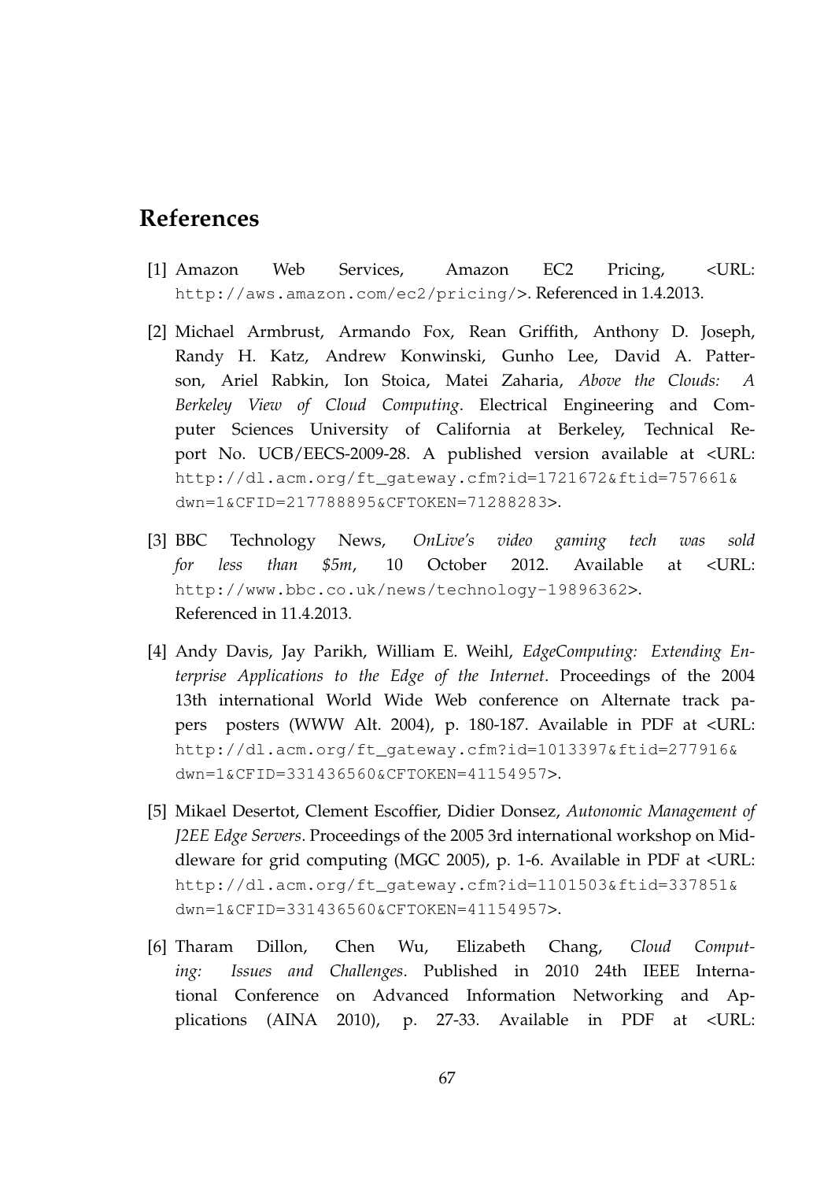# References

[1] Amazon Web Services, Amazon EC2 Pricing, <URL: http://aws.amazon.com/ec2/pricing/>. Referenced in 1.4.2013.

[2] Michael Armbrust, Armando Fox, Rean Griffith, Anthony D. Joseph, Randy H. Katz, Andrew Konwinski, Gunho Lee, David A. Patterson, Ariel Rabkin, Ion Stoica, Matei Zaharia, *Above the Clouds: A Berkeley View of Cloud Computing*. Electrical Engineering and Computer Sciences University of California at Berkeley, Technical Report No. UCB/EECS-2009-28. A published version available at <URL: http://dl.acm.org/ft_gateway.cfm?id=1721672&ftid=757661&dwn=1&CFID=217788895&CFTOKEN=71288283>.

[3] BBC Technology News, *OnLive's video gaming tech was sold for less than $5m*, 10 October 2012. Available at <URL: http://www.bbc.co.uk/news/technology-19896362>. Referenced in 11.4.2013.

[4] Andy Davis, Jay Parikh, William E. Weihl, *EdgeComputing: Extending Enterprise Applications to the Edge of the Internet*. Proceedings of the 2004 13th international World Wide Web conference on Alternate track papers posters (WWW Alt. 2004), p. 180-187. Available in PDF at <URL: http://dl.acm.org/ft_gateway.cfm?id=1013397&ftid=277916&dwn=1&CFID=331436560&CFTOKEN=41154957>.

[5] Mikael Desertot, Clement Escoffier, Didier Donsez, *Autonomic Management of J2EE Edge Servers*. Proceedings of the 2005 3rd international workshop on Middleware for grid computing (MGC 2005), p. 1-6. Available in PDF at <URL: http://dl.acm.org/ft_gateway.cfm?id=1101503&ftid=337851&dwn=1&CFID=331436560&CFTOKEN=41154957>.

[6] Tharam Dillon, Chen Wu, Elizabeth Chang, *Cloud Computing: Issues and Challenges*. Published in 2010 24th IEEE International Conference on Advanced Information Networking and Applications (AINA 2010), p. 27-33. Available in PDF at <URL: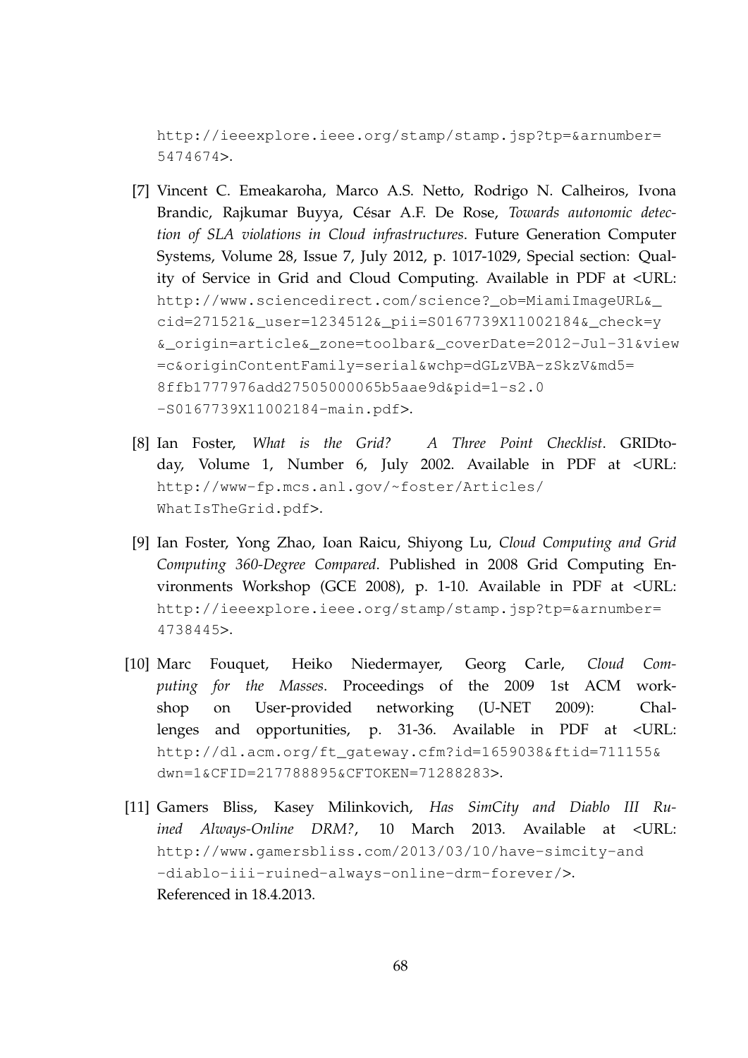http://ieeexplore.ieee.org/stamp/stamp.jsp?tp=&arnumber=5474674>.

[7] Vincent C. Emeakaroha, Marco A.S. Netto, Rodrigo N. Calheiros, Ivona Brandic, Rajkumar Buyya, César A.F. De Rose, *Towards autonomic detection of SLA violations in Cloud infrastructures*. Future Generation Computer Systems, Volume 28, Issue 7, July 2012, p. 1017-1029, Special section: Quality of Service in Grid and Cloud Computing. Available in PDF at <URL: http://www.sciencedirect.com/science?_ob=MiamiImageURL&_cid=271521&_user=1234512&_pii=S0167739X11002184&_check=y&_origin=article&_zone=toolbar&_coverDate=2012-Jul-31&view=c&originContentFamily=serial&wchp=dGLzVBA-zSkzV&md5=8ffb1777976add27505000065b5aae9d&pid=1-s2.0-S0167739X11002184-main.pdf>.

[8] Ian Foster, *What is the Grid? A Three Point Checklist*. GRIDtoday, Volume 1, Number 6, July 2002. Available in PDF at <URL: http://www-fp.mcs.anl.gov/~foster/Articles/WhatIsTheGrid.pdf>.

[9] Ian Foster, Yong Zhao, Ioan Raicu, Shiyong Lu, *Cloud Computing and Grid Computing 360-Degree Compared*. Published in 2008 Grid Computing Environments Workshop (GCE 2008), p. 1-10. Available in PDF at <URL: http://ieeexplore.ieee.org/stamp/stamp.jsp?tp=&arnumber=4738445>.

[10] Marc Fouquet, Heiko Niedermayer, Georg Carle, *Cloud Computing for the Masses*. Proceedings of the 2009 1st ACM workshop on User-provided networking (U-NET 2009): Challenges and opportunities, p. 31-36. Available in PDF at <URL: http://dl.acm.org/ft_gateway.cfm?id=1659038&ftid=711155&dwn=1&CFID=217788895&CFTOKEN=71288283>.

[11] Gamers Bliss, Kasey Milinkovich, *Has SimCity and Diablo III Ruined Always-Online DRM?*, 10 March 2013. Available at <URL: http://www.gamersbliss.com/2013/03/10/have-simcity-and-diablo-iii-ruined-always-online-drm-forever/>. Referenced in 18.4.2013.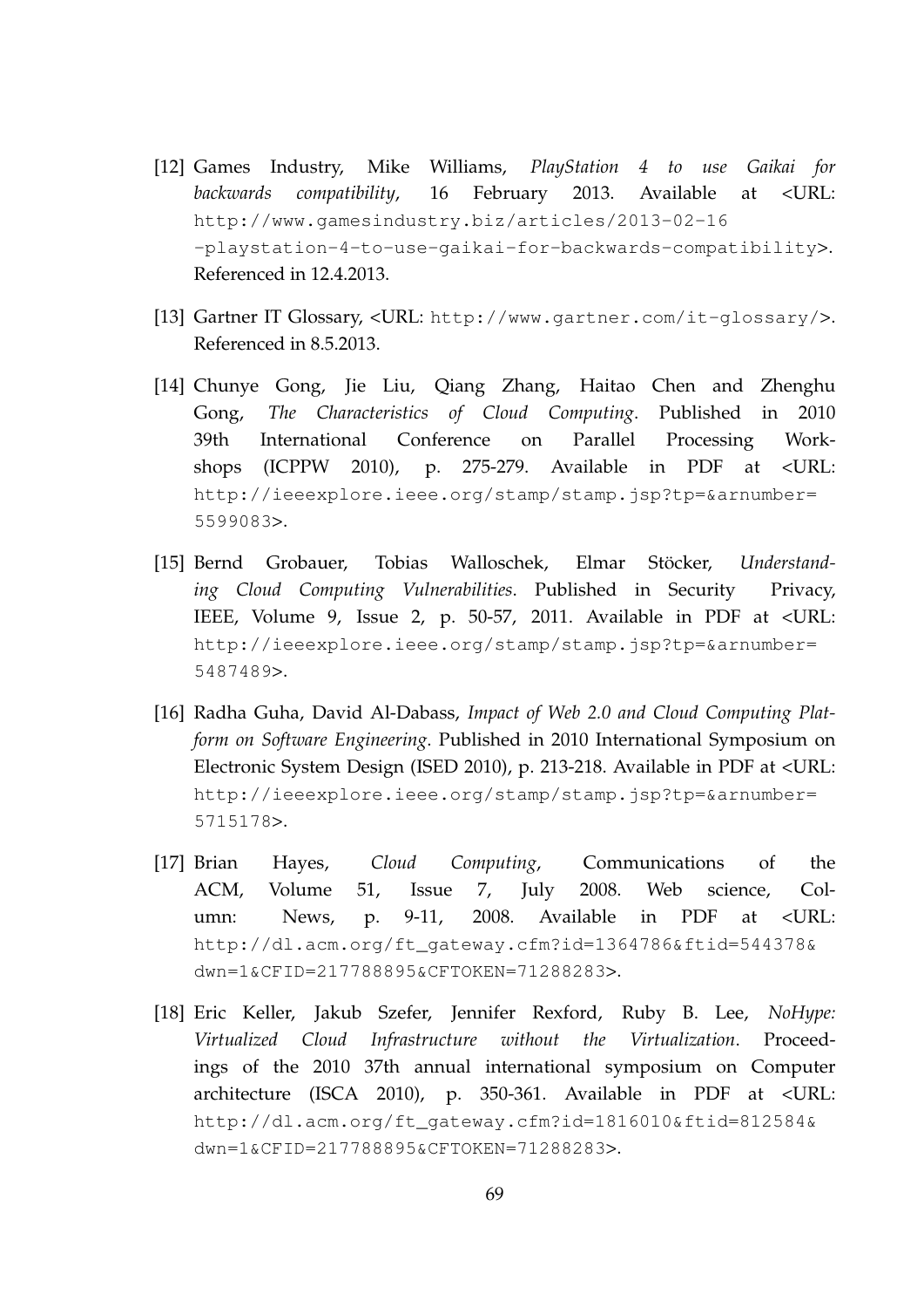[12] Games Industry, Mike Williams, *PlayStation 4 to use Gaikai for backwards compatibility*, 16 February 2013. Available at <URL: http://www.gamesindustry.biz/articles/2013-02-16-playstation-4-to-use-gaikai-for-backwards-compatibility>. Referenced in 12.4.2013.

[13] Gartner IT Glossary, <URL: http://www.gartner.com/it-glossary/>. Referenced in 8.5.2013.

[14] Chunye Gong, Jie Liu, Qiang Zhang, Haitao Chen and Zhenghu Gong, *The Characteristics of Cloud Computing*. Published in 2010 39th International Conference on Parallel Processing Workshops (ICPPW 2010), p. 275-279. Available in PDF at <URL: http://ieeexplore.ieee.org/stamp/stamp.jsp?tp=&arnumber=5599083>.

[15] Bernd Grobauer, Tobias Walloschek, Elmar Stöcker, *Understanding Cloud Computing Vulnerabilities*. Published in Security Privacy, IEEE, Volume 9, Issue 2, p. 50-57, 2011. Available in PDF at <URL: http://ieeexplore.ieee.org/stamp/stamp.jsp?tp=&arnumber=5487489>.

[16] Radha Guha, David Al-Dabass, *Impact of Web 2.0 and Cloud Computing Platform on Software Engineering*. Published in 2010 International Symposium on Electronic System Design (ISED 2010), p. 213-218. Available in PDF at <URL: http://ieeexplore.ieee.org/stamp/stamp.jsp?tp=&arnumber=5715178>.

[17] Brian Hayes, *Cloud Computing*, Communications of the ACM, Volume 51, Issue 7, July 2008. Web science, Column: News, p. 9-11, 2008. Available in PDF at <URL: http://dl.acm.org/ft_gateway.cfm?id=1364786&ftid=544378&dwn=1&CFID=217788895&CFTOKEN=71288283>.

[18] Eric Keller, Jakub Szefer, Jennifer Rexford, Ruby B. Lee, *NoHype: Virtualized Cloud Infrastructure without the Virtualization*. Proceedings of the 2010 37th annual international symposium on Computer architecture (ISCA 2010), p. 350-361. Available in PDF at <URL: http://dl.acm.org/ft_gateway.cfm?id=1816010&ftid=812584&dwn=1&CFID=217788895&CFTOKEN=71288283>.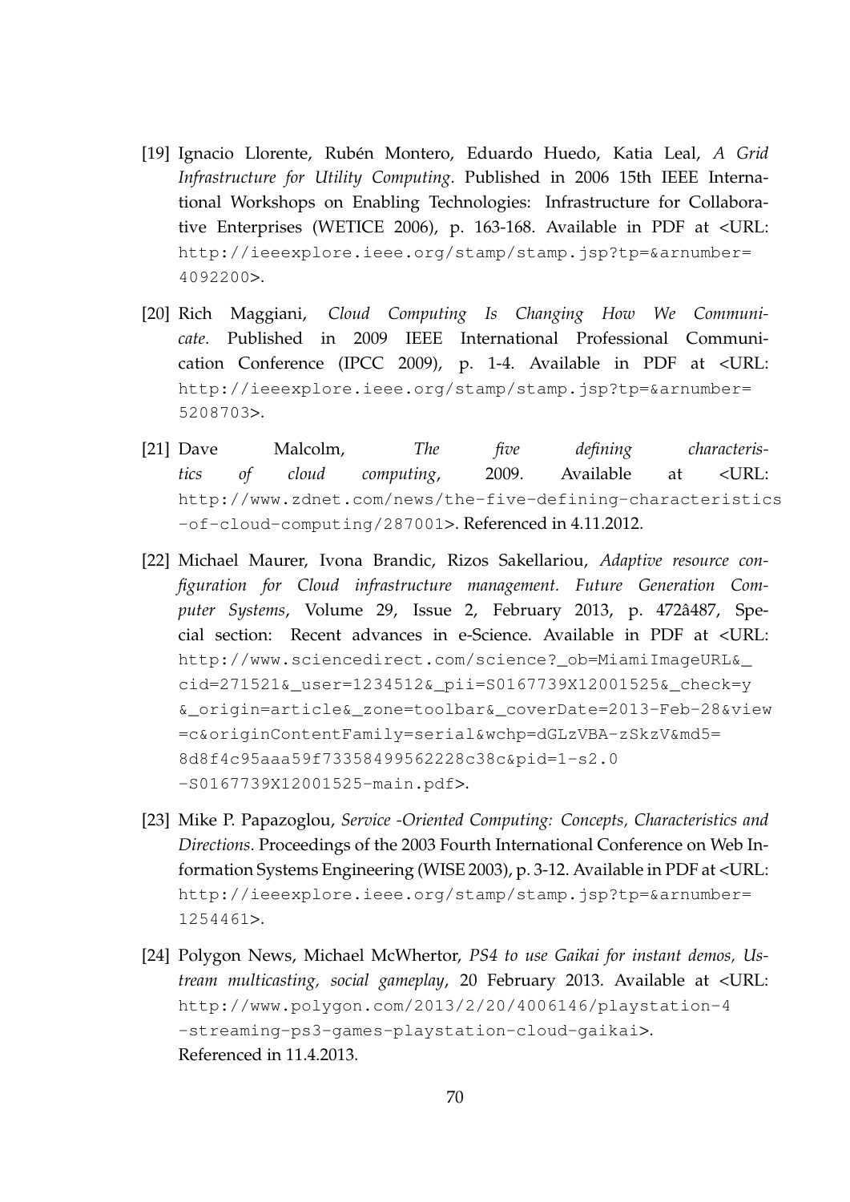[19] Ignacio Llorente, Rubén Montero, Eduardo Huedo, Katia Leal, *A Grid Infrastructure for Utility Computing*. Published in 2006 15th IEEE International Workshops on Enabling Technologies: Infrastructure for Collaborative Enterprises (WETICE 2006), p. 163-168. Available in PDF at <URL: http://ieeexplore.ieee.org/stamp/stamp.jsp?tp=&arnumber=4092200>.

[20] Rich Maggiani, *Cloud Computing Is Changing How We Communicate*. Published in 2009 IEEE International Professional Communication Conference (IPCC 2009), p. 1-4. Available in PDF at <URL: http://ieeexplore.ieee.org/stamp/stamp.jsp?tp=&arnumber=5208703>.

[21] Dave Malcolm, *The five defining characteristics of cloud computing*, 2009. Available at <URL: http://www.zdnet.com/news/the-five-defining-characteristics-of-cloud-computing/287001>. Referenced in 4.11.2012.

[22] Michael Maurer, Ivona Brandic, Rizos Sakellariou, *Adaptive resource configuration for Cloud infrastructure management. Future Generation Computer Systems*, Volume 29, Issue 2, February 2013, p. 472â487, Special section: Recent advances in e-Science. Available in PDF at <URL: http://www.sciencedirect.com/science?_ob=MiamiImageURL&_cid=271521&_user=1234512&_pii=S0167739X12001525&_check=y&_origin=article&_zone=toolbar&_coverDate=2013-Feb-28&view=c&originContentFamily=serial&wchp=dGLzVBA-zSkzV&md5=8d8f4c95aaa59f73358499562228c38c&pid=1-s2.0-S0167739X12001525-main.pdf>.

[23] Mike P. Papazoglou, *Service -Oriented Computing: Concepts, Characteristics and Directions*. Proceedings of the 2003 Fourth International Conference on Web Information Systems Engineering (WISE 2003), p. 3-12. Available in PDF at <URL: http://ieeexplore.ieee.org/stamp/stamp.jsp?tp=&arnumber=1254461>.

[24] Polygon News, Michael McWhertor, *PS4 to use Gaikai for instant demos, Ustream multicasting, social gameplay*, 20 February 2013. Available at <URL: http://www.polygon.com/2013/2/20/4006146/playstation-4-streaming-ps3-games-playstation-cloud-gaikai>. Referenced in 11.4.2013.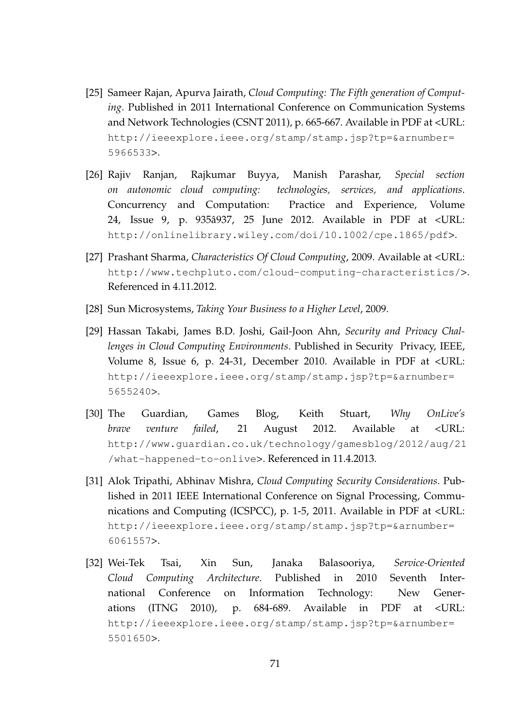[25] Sameer Rajan, Apurva Jairath, *Cloud Computing: The Fifth generation of Computing*. Published in 2011 International Conference on Communication Systems and Network Technologies (CSNT 2011), p. 665-667. Available in PDF at <URL: http://ieeexplore.ieee.org/stamp/stamp.jsp?tp=&arnumber=5966533>.

[26] Rajiv Ranjan, Rajkumar Buyya, Manish Parashar, *Special section on autonomic cloud computing: technologies, services, and applications*. Concurrency and Computation: Practice and Experience, Volume 24, Issue 9, p. 935â937, 25 June 2012. Available in PDF at <URL: http://onlinelibrary.wiley.com/doi/10.1002/cpe.1865/pdf>.

[27] Prashant Sharma, *Characteristics Of Cloud Computing*, 2009. Available at <URL: http://www.techpluto.com/cloud-computing-characteristics/>. Referenced in 4.11.2012.

[28] Sun Microsystems, *Taking Your Business to a Higher Level*, 2009.

[29] Hassan Takabi, James B.D. Joshi, Gail-Joon Ahn, *Security and Privacy Challenges in Cloud Computing Environments*. Published in Security Privacy, IEEE, Volume 8, Issue 6, p. 24-31, December 2010. Available in PDF at <URL: http://ieeexplore.ieee.org/stamp/stamp.jsp?tp=&arnumber=5655240>.

[30] The Guardian, Games Blog, Keith Stuart, *Why OnLive's brave venture failed*, 21 August 2012. Available at <URL: http://www.guardian.co.uk/technology/gamesblog/2012/aug/21/what-happened-to-onlive>. Referenced in 11.4.2013.

[31] Alok Tripathi, Abhinav Mishra, *Cloud Computing Security Considerations*. Published in 2011 IEEE International Conference on Signal Processing, Communications and Computing (ICSPCC), p. 1-5, 2011. Available in PDF at <URL: http://ieeexplore.ieee.org/stamp/stamp.jsp?tp=&arnumber=6061557>.

[32] Wei-Tek Tsai, Xin Sun, Janaka Balasooriya, *Service-Oriented Cloud Computing Architecture*. Published in 2010 Seventh International Conference on Information Technology: New Generations (ITNG 2010), p. 684-689. Available in PDF at <URL: http://ieeexplore.ieee.org/stamp/stamp.jsp?tp=&arnumber=5501650>.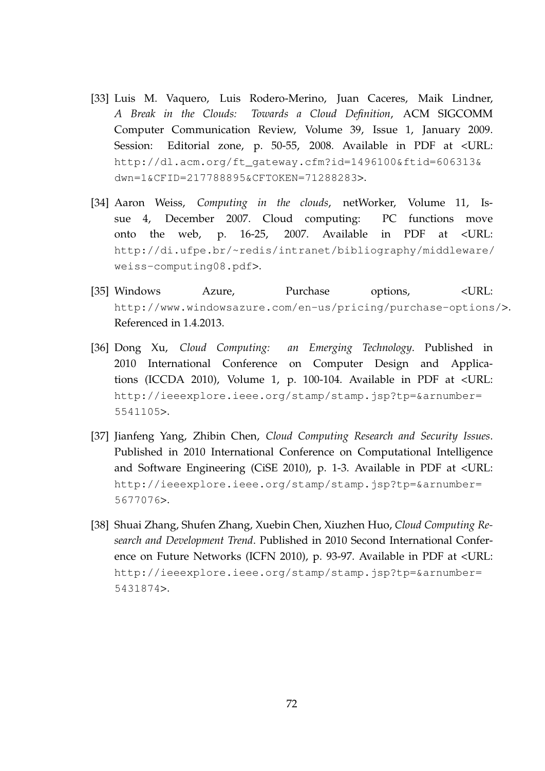[33] Luis M. Vaquero, Luis Rodero-Merino, Juan Caceres, Maik Lindner, *A Break in the Clouds: Towards a Cloud Definition*, ACM SIGCOMM Computer Communication Review, Volume 39, Issue 1, January 2009. Session: Editorial zone, p. 50-55, 2008. Available in PDF at <URL: http://dl.acm.org/ft_gateway.cfm?id=1496100&ftid=606313&dwn=1&CFID=217788895&CFTOKEN=71288283>.

[34] Aaron Weiss, *Computing in the clouds*, netWorker, Volume 11, Issue 4, December 2007. Cloud computing: PC functions move onto the web, p. 16-25, 2007. Available in PDF at <URL: http://di.ufpe.br/~redis/intranet/bibliography/middleware/weiss-computing08.pdf>.

[35] Windows Azure, Purchase options, <URL: http://www.windowsazure.com/en-us/pricing/purchase-options/>. Referenced in 1.4.2013.

[36] Dong Xu, *Cloud Computing: an Emerging Technology*. Published in 2010 International Conference on Computer Design and Applications (ICCDA 2010), Volume 1, p. 100-104. Available in PDF at <URL: http://ieeexplore.ieee.org/stamp/stamp.jsp?tp=&arnumber=5541105>.

[37] Jianfeng Yang, Zhibin Chen, *Cloud Computing Research and Security Issues*. Published in 2010 International Conference on Computational Intelligence and Software Engineering (CiSE 2010), p. 1-3. Available in PDF at <URL: http://ieeexplore.ieee.org/stamp/stamp.jsp?tp=&arnumber=5677076>.

[38] Shuai Zhang, Shufen Zhang, Xuebin Chen, Xiuzhen Huo, *Cloud Computing Research and Development Trend*. Published in 2010 Second International Conference on Future Networks (ICFN 2010), p. 93-97. Available in PDF at <URL: http://ieeexplore.ieee.org/stamp/stamp.jsp?tp=&arnumber=5431874>.